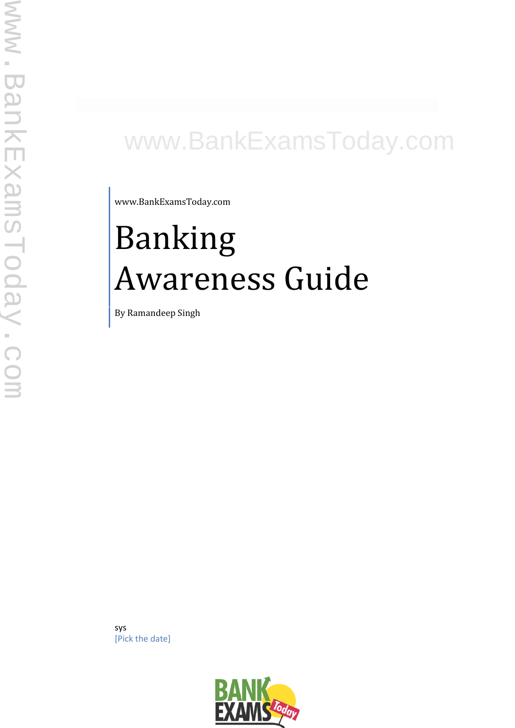www.BankExamsToday.com

# Banking Awareness Guide

By Ramandeep Singh

sys

[Pick the date]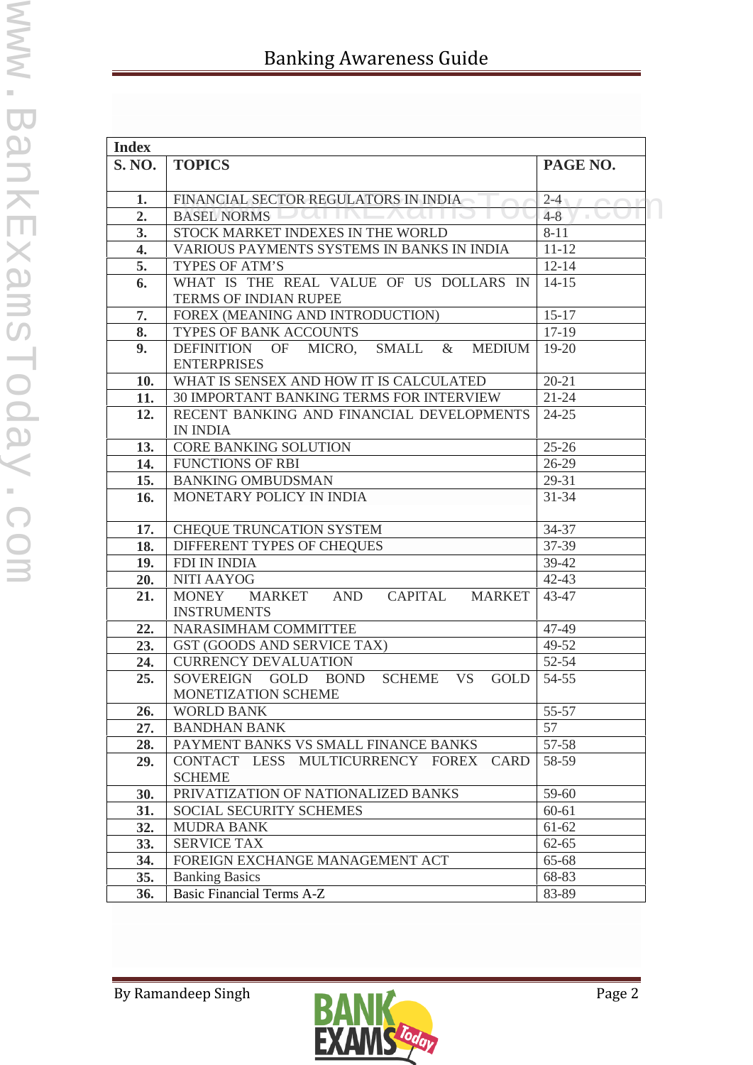## Index

| S. NO. | TOPICS | PAGE NO. |
|---|---|---|
| 1. | FINANCIAL SECTOR REGULATORS IN INDIA | 2-4 |
| 2. | BASEL NORMS | 4-8 |
| 3. | STOCK MARKET INDEXES IN THE WORLD | 8-11 |
| 4. | VARIOUS PAYMENTS SYSTEMS IN BANKS IN INDIA | 11-12 |
| 5. | TYPES OF ATM'S | 12-14 |
| 6. | WHAT IS THE REAL VALUE OF US DOLLARS IN TERMS OF INDIAN RUPEE | 14-15 |
| 7. | FOREX (MEANING AND INTRODUCTION) | 15-17 |
| 8. | TYPES OF BANK ACCOUNTS | 17-19 |
| 9. | DEFINITION OF MICRO, SMALL & MEDIUM ENTERPRISES | 19-20 |
| 10. | WHAT IS SENSEX AND HOW IT IS CALCULATED | 20-21 |
| 11. | 30 IMPORTANT BANKING TERMS FOR INTERVIEW | 21-24 |
| 12. | RECENT BANKING AND FINANCIAL DEVELOPMENTS IN INDIA | 24-25 |
| 13. | CORE BANKING SOLUTION | 25-26 |
| 14. | FUNCTIONS OF RBI | 26-29 |
| 15. | BANKING OMBUDSMAN | 29-31 |
| 16. | MONETARY POLICY IN INDIA | 31-34 |
| 17. | CHEQUE TRUNCATION SYSTEM | 34-37 |
| 18. | DIFFERENT TYPES OF CHEQUES | 37-39 |
| 19. | FDI IN INDIA | 39-42 |
| 20. | NITI AAYOG | 42-43 |
| 21. | MONEY MARKET AND CAPITAL MARKET INSTRUMENTS | 43-47 |
| 22. | NARASIMHAM COMMITTEE | 47-49 |
| 23. | GST (GOODS AND SERVICE TAX) | 49-52 |
| 24. | CURRENCY DEVALUATION | 52-54 |
| 25. | SOVEREIGN GOLD BOND SCHEME VS GOLD MONETIZATION SCHEME | 54-55 |
| 26. | WORLD BANK | 55-57 |
| 27. | BANDHAN BANK | 57 |
| 28. | PAYMENT BANKS VS SMALL FINANCE BANKS | 57-58 |
| 29. | CONTACT LESS MULTICURRENCY FOREX CARD SCHEME | 58-59 |
| 30. | PRIVATIZATION OF NATIONALIZED BANKS | 59-60 |
| 31. | SOCIAL SECURITY SCHEMES | 60-61 |
| 32. | MUDRA BANK | 61-62 |
| 33. | SERVICE TAX | 62-65 |
| 34. | FOREIGN EXCHANGE MANAGEMENT ACT | 65-68 |
| 35. | Banking Basics | 68-83 |
| 36. | Basic Financial Terms A-Z | 83-89 |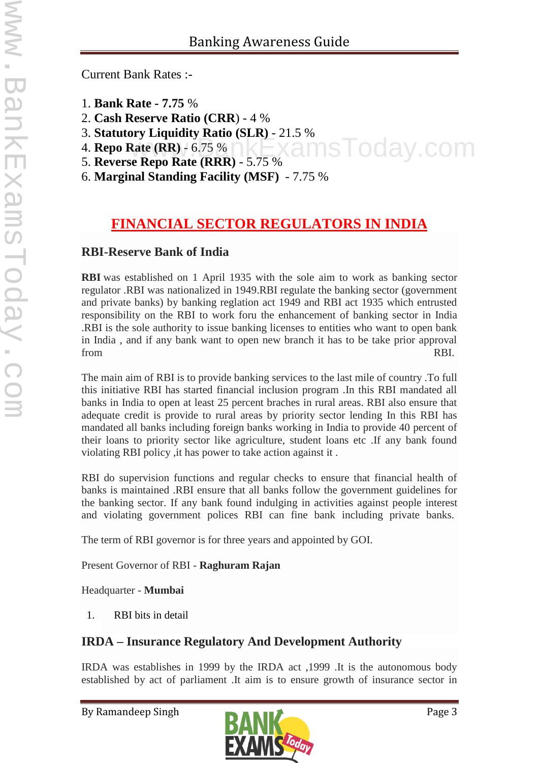Current Bank Rates :-

1. **Bank Rate - 7.75** %
2. **Cash Reserve Ratio (CRR**) - 4 %
3. **Statutory Liquidity Ratio (SLR)** - 21.5 %
4. **Repo Rate (RR)** - 6.75 %
5. **Reverse Repo Rate (RRR)** - 5.75 %
6. **Marginal Standing Facility (MSF)** - 7.75 %

# FINANCIAL SECTOR REGULATORS IN INDIA

## RBI-Reserve Bank of India

**RBI** was established on 1 April 1935 with the sole aim to work as banking sector regulator .RBI was nationalized in 1949.RBI regulate the banking sector (government and private banks) by banking reglation act 1949 and RBI act 1935 which entrusted responsibility on the RBI to work foru the enhancement of banking sector in India .RBI is the sole authority to issue banking licenses to entities who want to open bank in India , and if any bank want to open new branch it has to be take prior approval from RBI.

The main aim of RBI is to provide banking services to the last mile of country .To full this initiative RBI has started financial inclusion program .In this RBI mandated all banks in India to open at least 25 percent braches in rural areas. RBI also ensure that adequate credit is provide to rural areas by priority sector lending In this RBI has mandated all banks including foreign banks working in India to provide 40 percent of their loans to priority sector like agriculture, student loans etc .If any bank found violating RBI policy ,it has power to take action against it .

RBI do supervision functions and regular checks to ensure that financial health of banks is maintained .RBI ensure that all banks follow the government guidelines for the banking sector. If any bank found indulging in activities against people interest and violating government polices RBI can fine bank including private banks.

The term of RBI governor is for three years and appointed by GOI.

Present Governor of RBI - **Raghuram Rajan**

Headquarter - **Mumbai**

1. RBI bits in detail

## IRDA – Insurance Regulatory And Development Authority

IRDA was establishes in 1999 by the IRDA act ,1999 .It is the autonomous body established by act of parliament .It aim is to ensure growth of insurance sector in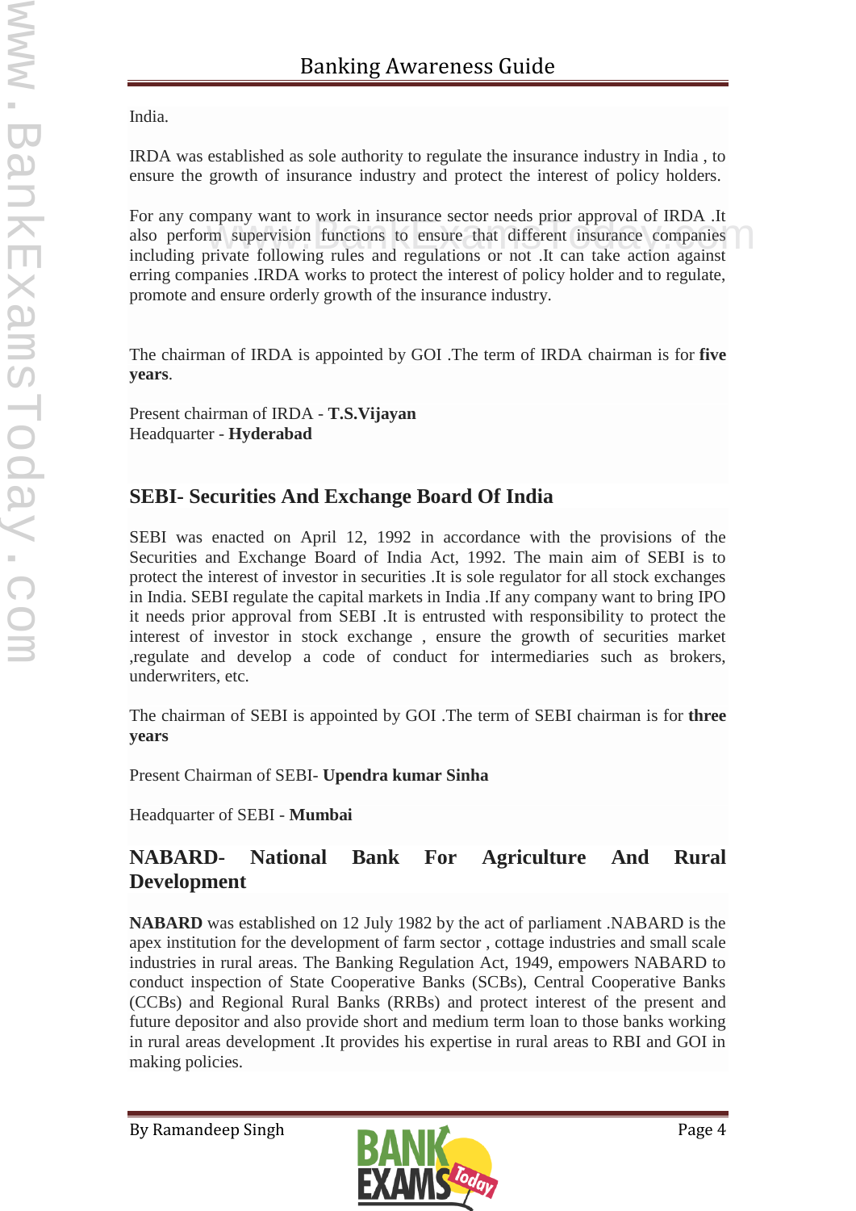India.

IRDA was established as sole authority to regulate the insurance industry in India , to ensure the growth of insurance industry and protect the interest of policy holders.

For any company want to work in insurance sector needs prior approval of IRDA .It also perform supervision functions to ensure that different insurance companies including private following rules and regulations or not .It can take action against erring companies .IRDA works to protect the interest of policy holder and to regulate, promote and ensure orderly growth of the insurance industry.

The chairman of IRDA is appointed by GOI .The term of IRDA chairman is for **five years**.

Present chairman of IRDA - **T.S.Vijayan**
Headquarter - **Hyderabad**

## SEBI- Securities And Exchange Board Of India

SEBI was enacted on April 12, 1992 in accordance with the provisions of the Securities and Exchange Board of India Act, 1992. The main aim of SEBI is to protect the interest of investor in securities .It is sole regulator for all stock exchanges in India. SEBI regulate the capital markets in India .If any company want to bring IPO it needs prior approval from SEBI .It is entrusted with responsibility to protect the interest of investor in stock exchange , ensure the growth of securities market ,regulate and develop a code of conduct for intermediaries such as brokers, underwriters, etc.

The chairman of SEBI is appointed by GOI .The term of SEBI chairman is for **three years**

Present Chairman of SEBI- **Upendra kumar Sinha**

Headquarter of SEBI - **Mumbai**

## NABARD- National Bank For Agriculture And Rural Development

**NABARD** was established on 12 July 1982 by the act of parliament .NABARD is the apex institution for the development of farm sector , cottage industries and small scale industries in rural areas. The Banking Regulation Act, 1949, empowers NABARD to conduct inspection of State Cooperative Banks (SCBs), Central Cooperative Banks (CCBs) and Regional Rural Banks (RRBs) and protect interest of the present and future depositor and also provide short and medium term loan to those banks working in rural areas development .It provides his expertise in rural areas to RBI and GOI in making policies.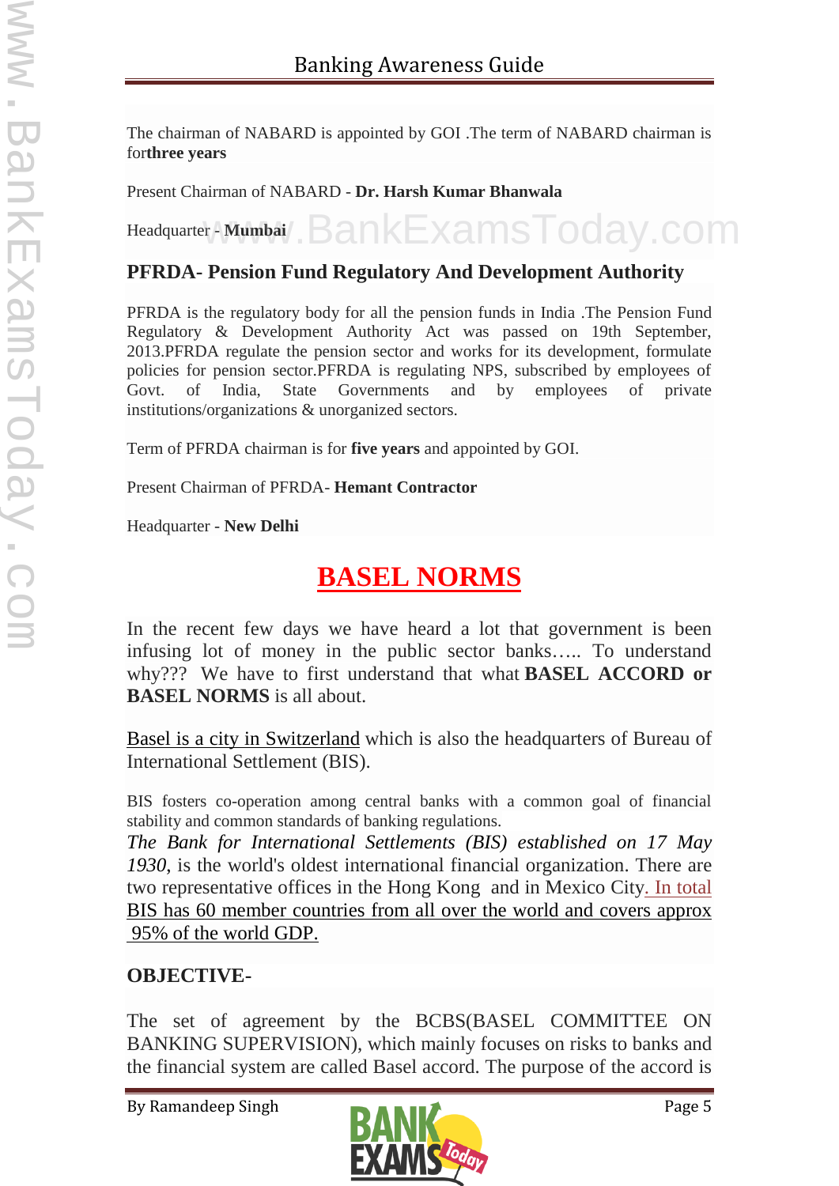The chairman of NABARD is appointed by GOI .The term of NABARD chairman is for**three years**

Present Chairman of NABARD - **Dr. Harsh Kumar Bhanwala**

Headquarter - **Mumbai**

### PFRDA- Pension Fund Regulatory And Development Authority

PFRDA is the regulatory body for all the pension funds in India .The Pension Fund Regulatory & Development Authority Act was passed on 19th September, 2013.PFRDA regulate the pension sector and works for its development, formulate policies for pension sector.PFRDA is regulating NPS, subscribed by employees of Govt. of India, State Governments and by employees of private institutions/organizations & unorganized sectors.

Term of PFRDA chairman is for **five years** and appointed by GOI.

Present Chairman of PFRDA- **Hemant Contractor**

Headquarter - **New Delhi**

## BASEL NORMS

In the recent few days we have heard a lot that government is been infusing lot of money in the public sector banks….. To understand why??? We have to first understand that what **BASEL ACCORD or BASEL NORMS** is all about.

Basel is a city in Switzerland which is also the headquarters of Bureau of International Settlement (BIS).

BIS fosters co-operation among central banks with a common goal of financial stability and common standards of banking regulations.
*The Bank for International Settlements (BIS) established on 17 May 1930*, is the world's oldest international financial organization. There are two representative offices in the Hong Kong and in Mexico City. In total BIS has 60 member countries from all over the world and covers approx 95% of the world GDP.

### OBJECTIVE-

The set of agreement by the BCBS(BASEL COMMITTEE ON BANKING SUPERVISION), which mainly focuses on risks to banks and the financial system are called Basel accord. The purpose of the accord is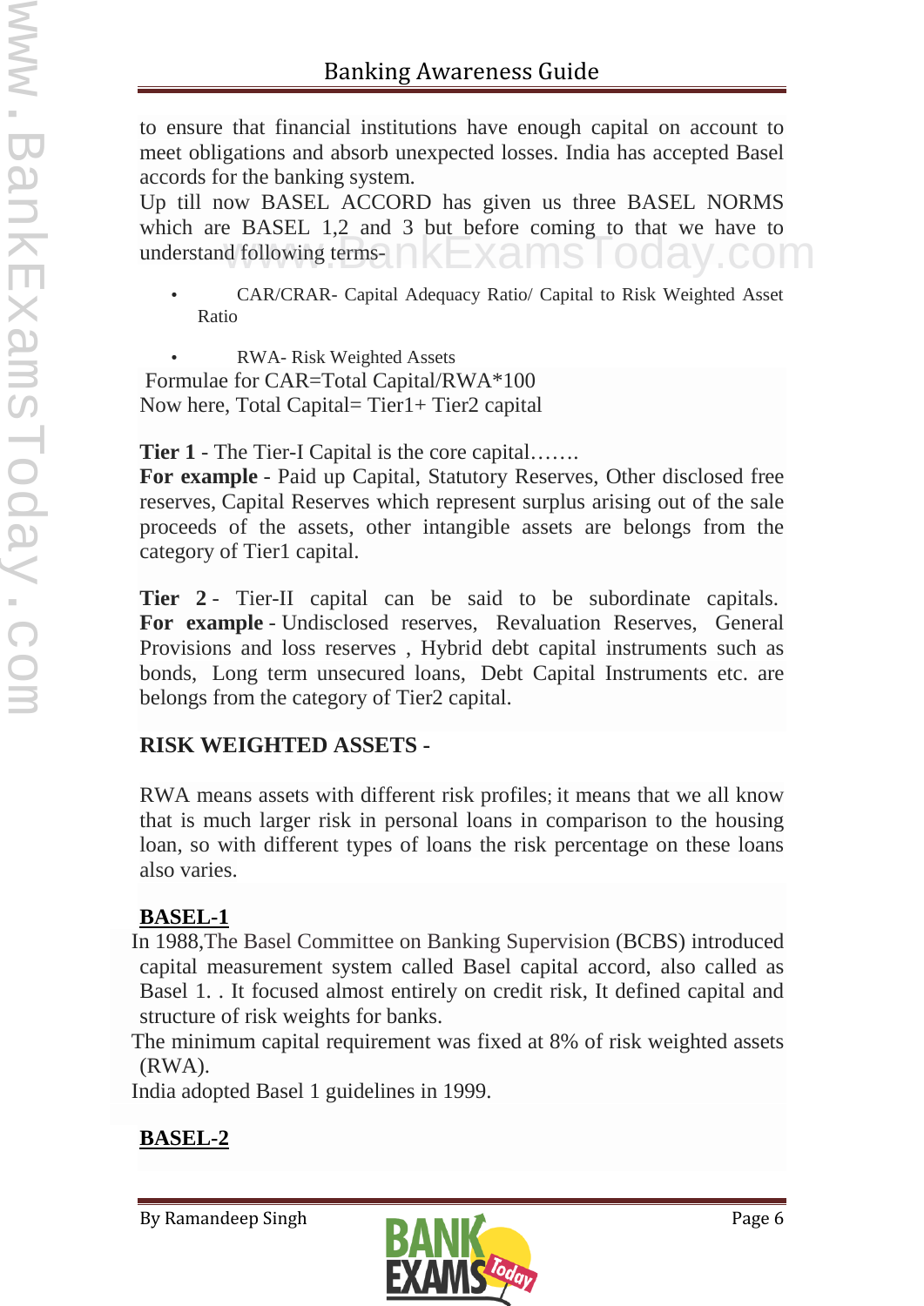to ensure that financial institutions have enough capital on account to meet obligations and absorb unexpected losses. India has accepted Basel accords for the banking system.

Up till now BASEL ACCORD has given us three BASEL NORMS which are BASEL 1,2 and 3 but before coming to that we have to understand following terms-

- CAR/CRAR- Capital Adequacy Ratio/ Capital to Risk Weighted Asset Ratio
- RWA- Risk Weighted Assets

Formulae for CAR=Total Capital/RWA*100

Now here, Total Capital= Tier1+ Tier2 capital

**Tier 1** - The Tier-I Capital is the core capital…….

**For example** - Paid up Capital, Statutory Reserves, Other disclosed free reserves, Capital Reserves which represent surplus arising out of the sale proceeds of the assets, other intangible assets are belongs from the category of Tier1 capital.

**Tier 2** - Tier-II capital can be said to be subordinate capitals. **For example** - Undisclosed reserves, Revaluation Reserves, General Provisions and loss reserves , Hybrid debt capital instruments such as bonds, Long term unsecured loans, Debt Capital Instruments etc. are belongs from the category of Tier2 capital.

**RISK WEIGHTED ASSETS -**

RWA means assets with different risk profiles; it means that we all know that is much larger risk in personal loans in comparison to the housing loan, so with different types of loans the risk percentage on these loans also varies.

**BASEL-1**

In 1988,The Basel Committee on Banking Supervision (BCBS) introduced capital measurement system called Basel capital accord, also called as Basel 1. . It focused almost entirely on credit risk, It defined capital and structure of risk weights for banks.

The minimum capital requirement was fixed at 8% of risk weighted assets (RWA).

India adopted Basel 1 guidelines in 1999.

**BASEL-2**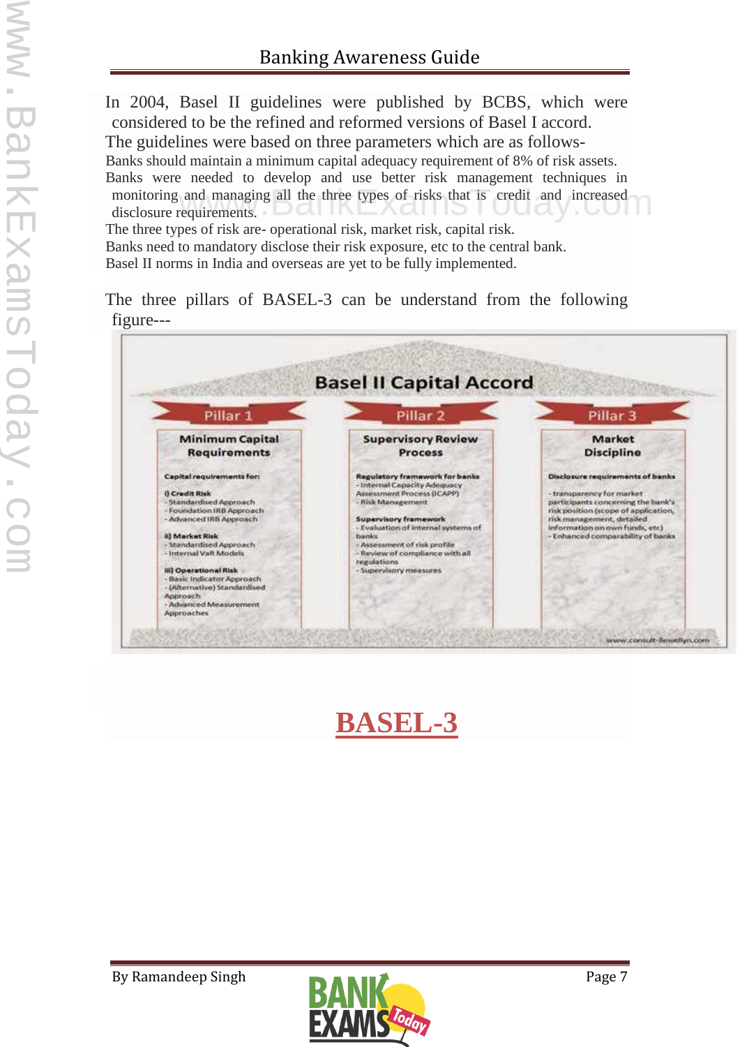In 2004, Basel II guidelines were published by BCBS, which were considered to be the refined and reformed versions of Basel I accord.

The guidelines were based on three parameters which are as follows-

Banks should maintain a minimum capital adequacy requirement of 8% of risk assets.

Banks were needed to develop and use better risk management techniques in monitoring and managing all the three types of risks that is credit and increased disclosure requirements.

The three types of risk are- operational risk, market risk, capital risk.

Banks need to mandatory disclose their risk exposure, etc to the central bank.

Basel II norms in India and overseas are yet to be fully implemented.

The three pillars of BASEL-3 can be understand from the following figure---

**Basel II Capital Accord**

| Pillar 1 | Pillar 2 | Pillar 3 |
|---|---|---|
| **Minimum Capital Requirements** | **Supervisory Review Process** | **Market Discipline** |
| **Capital requirements for:**<br>**i) Credit Risk**<br>- Standardised Approach<br>- Foundation IRB Approach<br>- Advanced IRB Approach<br>**ii) Market Risk**<br>- Standardised Approach<br>- Internal VaR Models<br>**iii) Operational Risk**<br>- Basic Indicator Approach<br>- (Alternative) Standardised Approach<br>- Advanced Measurement Approaches | **Regulatory framework for banks**<br>- Internal Capacity Adequacy Assessment Process (ICAPP)<br>- Risk Management<br>**Supervisory framework**<br>- Evaluation of internal systems of banks<br>- Assessment of risk profile<br>- Review of compliance with all regulations<br>- Supervisory measures | **Disclosure requirements of banks**<br>- transparency for market participants concerning the bank's risk position (scope of application, risk management, detailed information on own funds, etc)<br>- Enhanced comparability of banks |

www.consult-llewellyn.com

## BASEL-3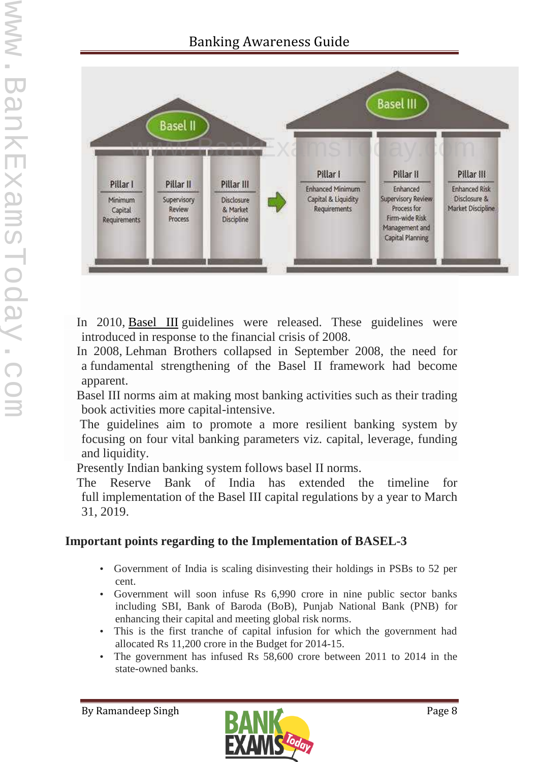| Basel II | | |
|---|---|---|
| Pillar I | Pillar II | Pillar III |
| Minimum Capital Requirements | Supervisory Review Process | Disclosure & Market Discipline |

| Basel III | | |
|---|---|---|
| Pillar I | Pillar II | Pillar III |
| Enhanced Minimum Capital & Liquidity Requirements | Enhanced Supervisory Review Process for Firm-wide Risk Management and Capital Planning | Enhanced Risk Disclosure & Market Discipline |

In 2010, Basel III guidelines were released. These guidelines were introduced in response to the financial crisis of 2008.

In 2008, Lehman Brothers collapsed in September 2008, the need for a fundamental strengthening of the Basel II framework had become apparent.

Basel III norms aim at making most banking activities such as their trading book activities more capital-intensive.

The guidelines aim to promote a more resilient banking system by focusing on four vital banking parameters viz. capital, leverage, funding and liquidity.

Presently Indian banking system follows basel II norms.

The Reserve Bank of India has extended the timeline for full implementation of the Basel III capital regulations by a year to March 31, 2019.

**Important points regarding to the Implementation of BASEL-3**

- Government of India is scaling disinvesting their holdings in PSBs to 52 per cent.
- Government will soon infuse Rs 6,990 crore in nine public sector banks including SBI, Bank of Baroda (BoB), Punjab National Bank (PNB) for enhancing their capital and meeting global risk norms.
- This is the first tranche of capital infusion for which the government had allocated Rs 11,200 crore in the Budget for 2014-15.
- The government has infused Rs 58,600 crore between 2011 to 2014 in the state-owned banks.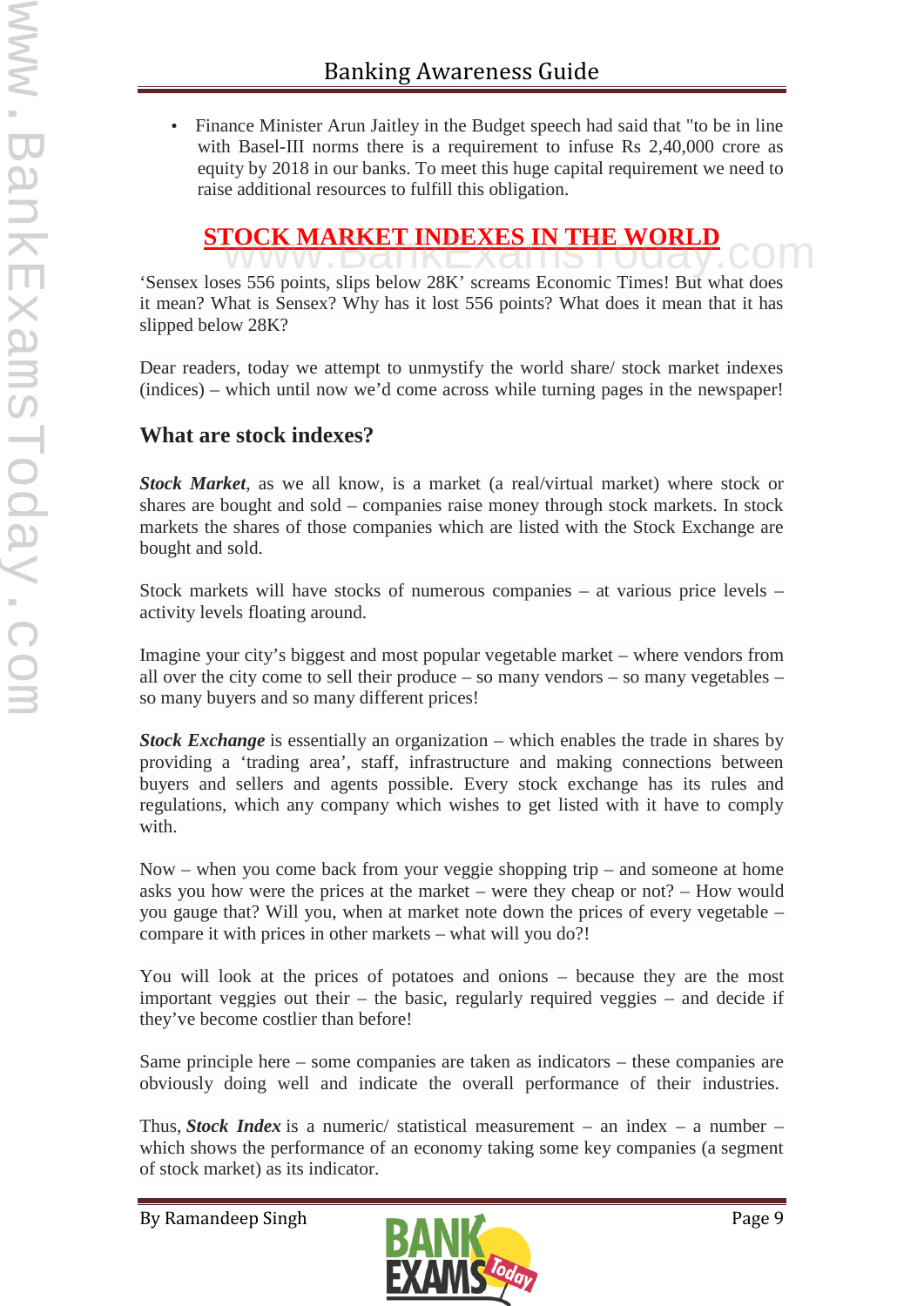- Finance Minister Arun Jaitley in the Budget speech had said that "to be in line with Basel-III norms there is a requirement to infuse Rs 2,40,000 crore as equity by 2018 in our banks. To meet this huge capital requirement we need to raise additional resources to fulfill this obligation.

## STOCK MARKET INDEXES IN THE WORLD

'Sensex loses 556 points, slips below 28K' screams Economic Times! But what does it mean? What is Sensex? Why has it lost 556 points? What does it mean that it has slipped below 28K?

Dear readers, today we attempt to unmystify the world share/ stock market indexes (indices) – which until now we'd come across while turning pages in the newspaper!

### What are stock indexes?

***Stock Market***, as we all know, is a market (a real/virtual market) where stock or shares are bought and sold – companies raise money through stock markets. In stock markets the shares of those companies which are listed with the Stock Exchange are bought and sold.

Stock markets will have stocks of numerous companies – at various price levels – activity levels floating around.

Imagine your city's biggest and most popular vegetable market – where vendors from all over the city come to sell their produce – so many vendors – so many vegetables – so many buyers and so many different prices!

***Stock Exchange*** is essentially an organization – which enables the trade in shares by providing a 'trading area', staff, infrastructure and making connections between buyers and sellers and agents possible. Every stock exchange has its rules and regulations, which any company which wishes to get listed with it have to comply with.

Now – when you come back from your veggie shopping trip – and someone at home asks you how were the prices at the market – were they cheap or not? – How would you gauge that? Will you, when at market note down the prices of every vegetable – compare it with prices in other markets – what will you do?!

You will look at the prices of potatoes and onions – because they are the most important veggies out their – the basic, regularly required veggies – and decide if they've become costlier than before!

Same principle here – some companies are taken as indicators – these companies are obviously doing well and indicate the overall performance of their industries.

Thus, ***Stock Index*** is a numeric/ statistical measurement – an index – a number – which shows the performance of an economy taking some key companies (a segment of stock market) as its indicator.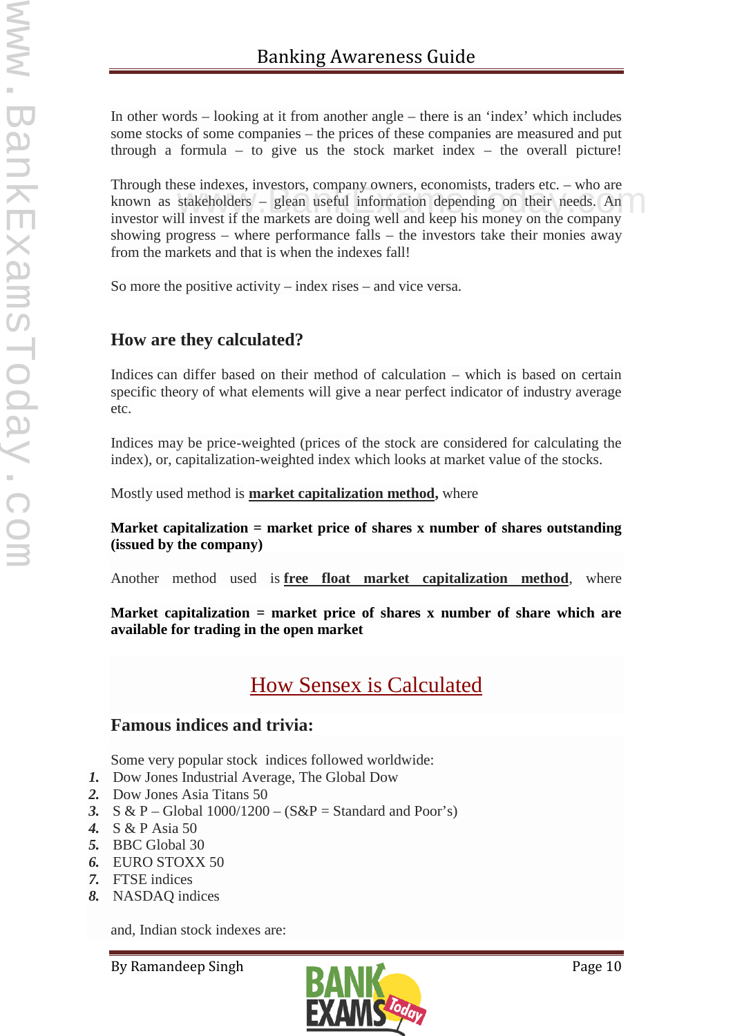In other words – looking at it from another angle – there is an 'index' which includes some stocks of some companies – the prices of these companies are measured and put through a formula – to give us the stock market index – the overall picture!

Through these indexes, investors, company owners, economists, traders etc. – who are known as stakeholders – glean useful information depending on their needs. An investor will invest if the markets are doing well and keep his money on the company showing progress – where performance falls – the investors take their monies away from the markets and that is when the indexes fall!

So more the positive activity – index rises – and vice versa.

## How are they calculated?

Indices can differ based on their method of calculation – which is based on certain specific theory of what elements will give a near perfect indicator of industry average etc.

Indices may be price-weighted (prices of the stock are considered for calculating the index), or, capitalization-weighted index which looks at market value of the stocks.

Mostly used method is **market capitalization method,** where

**Market capitalization = market price of shares x number of shares outstanding (issued by the company)**

Another method used is **free float market capitalization method**, where

**Market capitalization = market price of shares x number of share which are available for trading in the open market**

## How Sensex is Calculated

## Famous indices and trivia:

Some very popular stock indices followed worldwide:

1. Dow Jones Industrial Average, The Global Dow
2. Dow Jones Asia Titans 50
3. S & P – Global 1000/1200 – (S&P = Standard and Poor's)
4. S & P Asia 50
5. BBC Global 30
6. EURO STOXX 50
7. FTSE indices
8. NASDAQ indices

and, Indian stock indexes are: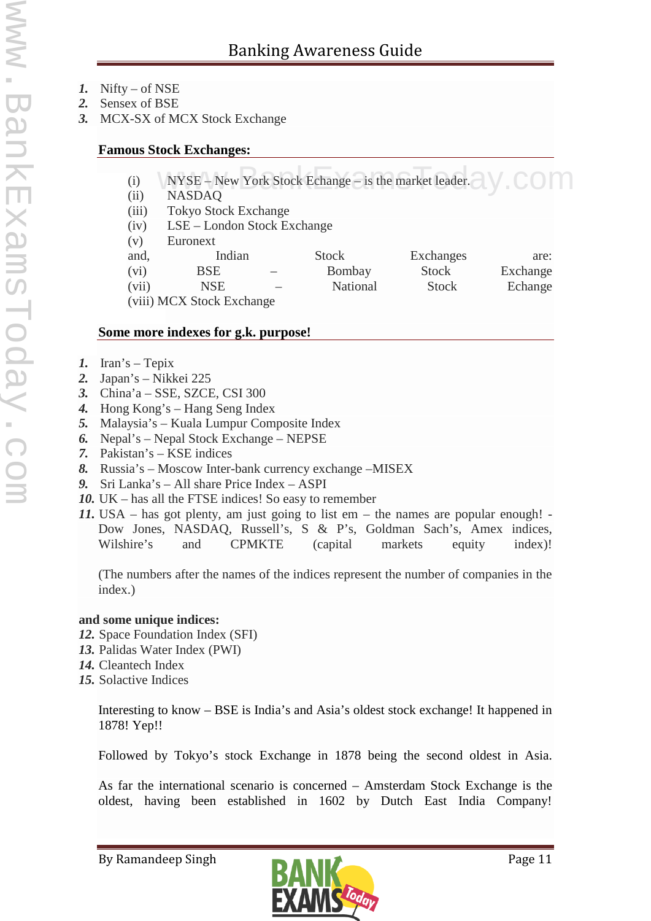1. Nifty – of NSE
2. Sensex of BSE
3. MCX-SX of MCX Stock Exchange

**Famous Stock Exchanges:**

(i) NYSE – New York Stock Echange – is the market leader.
(ii) NASDAQ
(iii) Tokyo Stock Exchange
(iv) LSE – London Stock Exchange
(v) Euronext

and, Indian Stock Exchanges are:

(vi) BSE – Bombay Stock Exchange
(vii) NSE – National Stock Echange
(viii) MCX Stock Exchange

**Some more indexes for g.k. purpose!**

1. Iran's – Tepix
2. Japan's – Nikkei 225
3. China'a – SSE, SZCE, CSI 300
4. Hong Kong's – Hang Seng Index
5. Malaysia's – Kuala Lumpur Composite Index
6. Nepal's – Nepal Stock Exchange – NEPSE
7. Pakistan's – KSE indices
8. Russia's – Moscow Inter-bank currency exchange –MISEX
9. Sri Lanka's – All share Price Index – ASPI
10. UK – has all the FTSE indices! So easy to remember
11. USA – has got plenty, am just going to list em – the names are popular enough! - Dow Jones, NASDAQ, Russell's, S & P's, Goldman Sach's, Amex indices, Wilshire's and CPMKTE (capital markets equity index)!

    (The numbers after the names of the indices represent the number of companies in the index.)

**and some unique indices:**

12. Space Foundation Index (SFI)
13. Palidas Water Index (PWI)
14. Cleantech Index
15. Solactive Indices

Interesting to know – BSE is India's and Asia's oldest stock exchange! It happened in 1878! Yep!!

Followed by Tokyo's stock Exchange in 1878 being the second oldest in Asia.

As far the international scenario is concerned – Amsterdam Stock Exchange is the oldest, having been established in 1602 by Dutch East India Company!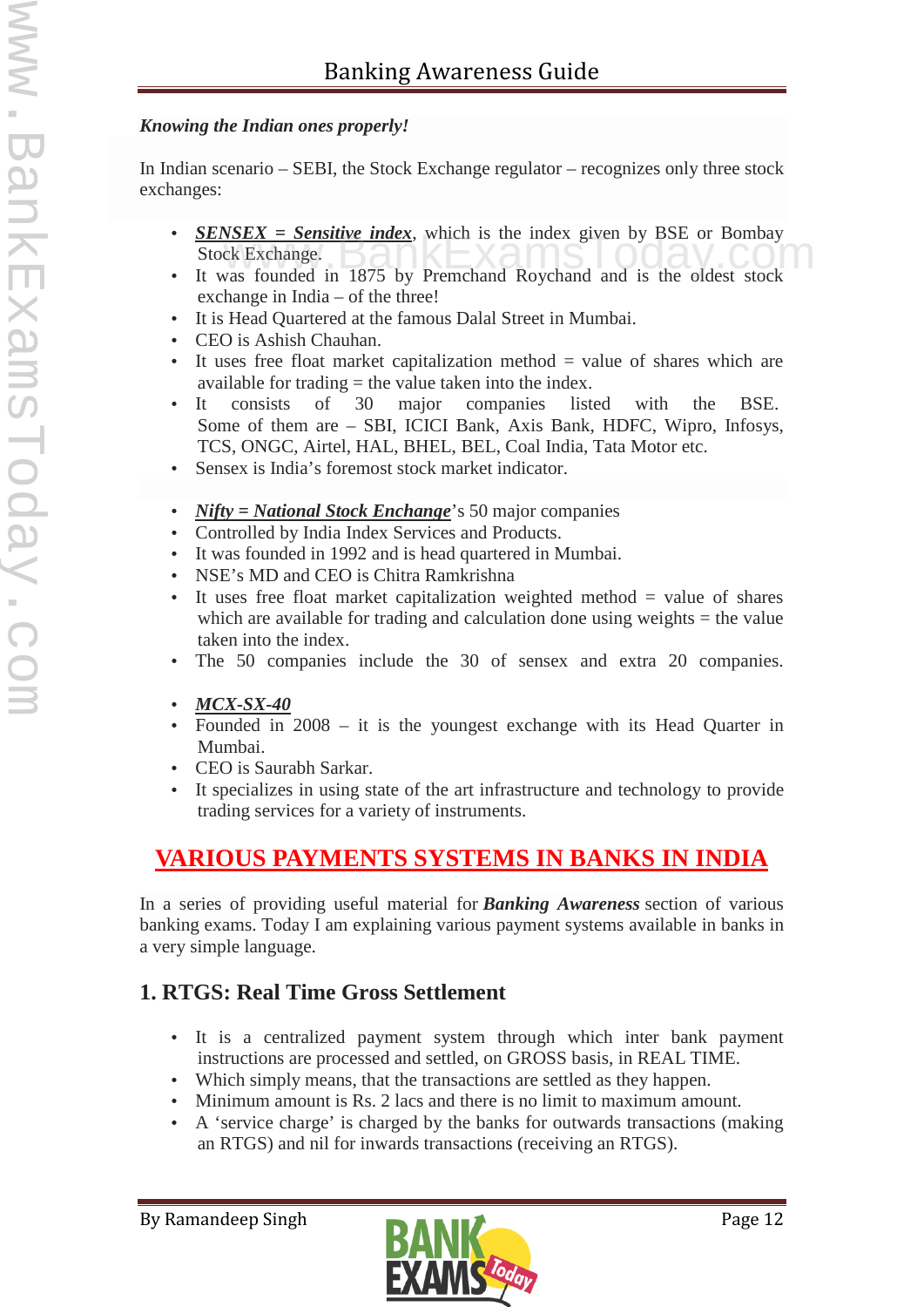***Knowing the Indian ones properly!***

In Indian scenario – SEBI, the Stock Exchange regulator – recognizes only three stock exchanges:

- ***SENSEX = Sensitive index***, which is the index given by BSE or Bombay Stock Exchange.
- It was founded in 1875 by Premchand Roychand and is the oldest stock exchange in India – of the three!
- It is Head Quartered at the famous Dalal Street in Mumbai.
- CEO is Ashish Chauhan.
- It uses free float market capitalization method = value of shares which are available for trading = the value taken into the index.
- It consists of 30 major companies listed with the BSE. Some of them are – SBI, ICICI Bank, Axis Bank, HDFC, Wipro, Infosys, TCS, ONGC, Airtel, HAL, BHEL, BEL, Coal India, Tata Motor etc.
- Sensex is India's foremost stock market indicator.

- ***Nifty = National Stock Enchange***'s 50 major companies
- Controlled by India Index Services and Products.
- It was founded in 1992 and is head quartered in Mumbai.
- NSE's MD and CEO is Chitra Ramkrishna
- It uses free float market capitalization weighted method = value of shares which are available for trading and calculation done using weights = the value taken into the index.
- The 50 companies include the 30 of sensex and extra 20 companies.

- ***MCX-SX-40***
- Founded in 2008 – it is the youngest exchange with its Head Quarter in Mumbai.
- CEO is Saurabh Sarkar.
- It specializes in using state of the art infrastructure and technology to provide trading services for a variety of instruments.

## VARIOUS PAYMENTS SYSTEMS IN BANKS IN INDIA

In a series of providing useful material for ***Banking Awareness*** section of various banking exams. Today I am explaining various payment systems available in banks in a very simple language.

### 1. RTGS: Real Time Gross Settlement

- It is a centralized payment system through which inter bank payment instructions are processed and settled, on GROSS basis, in REAL TIME.
- Which simply means, that the transactions are settled as they happen.
- Minimum amount is Rs. 2 lacs and there is no limit to maximum amount.
- A 'service charge' is charged by the banks for outwards transactions (making an RTGS) and nil for inwards transactions (receiving an RTGS).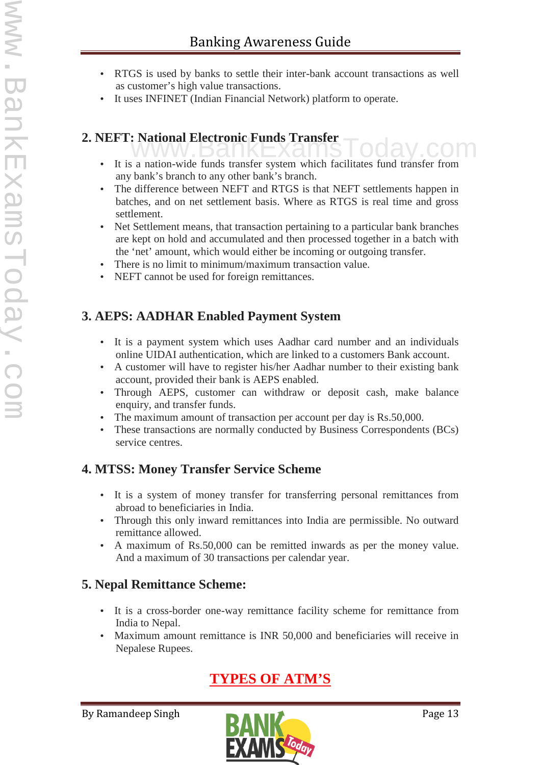- RTGS is used by banks to settle their inter-bank account transactions as well as customer's high value transactions.
- It uses INFINET (Indian Financial Network) platform to operate.

## 2. NEFT: National Electronic Funds Transfer

- It is a nation-wide funds transfer system which facilitates fund transfer from any bank's branch to any other bank's branch.
- The difference between NEFT and RTGS is that NEFT settlements happen in batches, and on net settlement basis. Where as RTGS is real time and gross settlement.
- Net Settlement means, that transaction pertaining to a particular bank branches are kept on hold and accumulated and then processed together in a batch with the 'net' amount, which would either be incoming or outgoing transfer.
- There is no limit to minimum/maximum transaction value.
- NEFT cannot be used for foreign remittances.

## 3. AEPS: AADHAR Enabled Payment System

- It is a payment system which uses Aadhar card number and an individuals online UIDAI authentication, which are linked to a customers Bank account.
- A customer will have to register his/her Aadhar number to their existing bank account, provided their bank is AEPS enabled.
- Through AEPS, customer can withdraw or deposit cash, make balance enquiry, and transfer funds.
- The maximum amount of transaction per account per day is Rs.50,000.
- These transactions are normally conducted by Business Correspondents (BCs) service centres.

## 4. MTSS: Money Transfer Service Scheme

- It is a system of money transfer for transferring personal remittances from abroad to beneficiaries in India.
- Through this only inward remittances into India are permissible. No outward remittance allowed.
- A maximum of Rs.50,000 can be remitted inwards as per the money value. And a maximum of 30 transactions per calendar year.

## 5. Nepal Remittance Scheme:

- It is a cross-border one-way remittance facility scheme for remittance from India to Nepal.
- Maximum amount remittance is INR 50,000 and beneficiaries will receive in Nepalese Rupees.

# TYPES OF ATM'S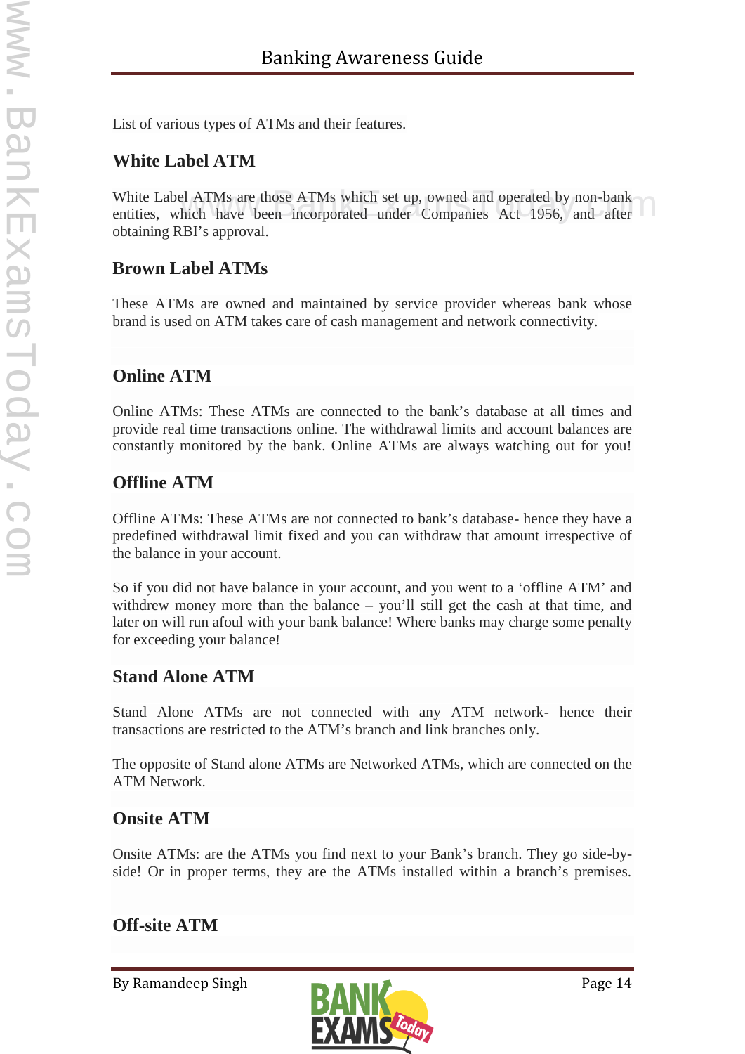List of various types of ATMs and their features.

## White Label ATM

White Label ATMs are those ATMs which set up, owned and operated by non-bank entities, which have been incorporated under Companies Act 1956, and after obtaining RBI's approval.

## Brown Label ATMs

These ATMs are owned and maintained by service provider whereas bank whose brand is used on ATM takes care of cash management and network connectivity.

## Online ATM

Online ATMs: These ATMs are connected to the bank's database at all times and provide real time transactions online. The withdrawal limits and account balances are constantly monitored by the bank. Online ATMs are always watching out for you!

## Offline ATM

Offline ATMs: These ATMs are not connected to bank's database- hence they have a predefined withdrawal limit fixed and you can withdraw that amount irrespective of the balance in your account.

So if you did not have balance in your account, and you went to a 'offline ATM' and withdrew money more than the balance – you'll still get the cash at that time, and later on will run afoul with your bank balance! Where banks may charge some penalty for exceeding your balance!

## Stand Alone ATM

Stand Alone ATMs are not connected with any ATM network- hence their transactions are restricted to the ATM's branch and link branches only.

The opposite of Stand alone ATMs are Networked ATMs, which are connected on the ATM Network.

## Onsite ATM

Onsite ATMs: are the ATMs you find next to your Bank's branch. They go side-by-side! Or in proper terms, they are the ATMs installed within a branch's premises.

## Off-site ATM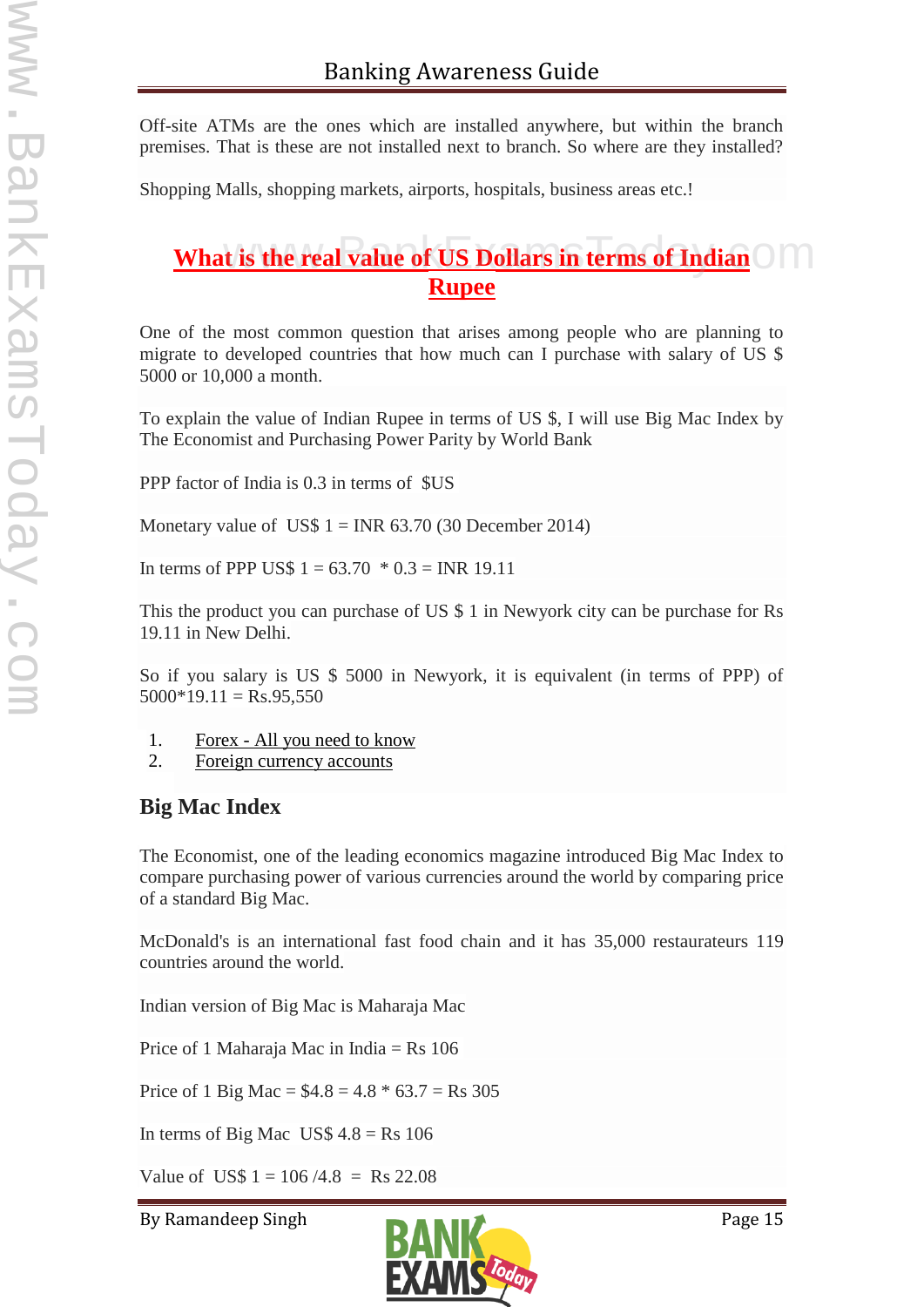Off-site ATMs are the ones which are installed anywhere, but within the branch premises. That is these are not installed next to branch. So where are they installed?

Shopping Malls, shopping markets, airports, hospitals, business areas etc.!

## What is the real value of US Dollars in terms of Indian Rupee

One of the most common question that arises among people who are planning to migrate to developed countries that how much can I purchase with salary of US $ 5000 or 10,000 a month.

To explain the value of Indian Rupee in terms of US $, I will use Big Mac Index by The Economist and Purchasing Power Parity by World Bank

PPP factor of India is 0.3 in terms of $US

Monetary value of US$ 1 = INR 63.70 (30 December 2014)

In terms of PPP US$ 1 = 63.70 * 0.3 = INR 19.11

This the product you can purchase of US $ 1 in Newyork city can be purchase for Rs 19.11 in New Delhi.

So if you salary is US $ 5000 in Newyork, it is equivalent (in terms of PPP) of 5000*19.11 = Rs.95,550

1. Forex - All you need to know
2. Foreign currency accounts

### Big Mac Index

The Economist, one of the leading economics magazine introduced Big Mac Index to compare purchasing power of various currencies around the world by comparing price of a standard Big Mac.

McDonald's is an international fast food chain and it has 35,000 restaurateurs 119 countries around the world.

Indian version of Big Mac is Maharaja Mac

Price of 1 Maharaja Mac in India = Rs 106

Price of 1 Big Mac = $4.8 = 4.8 * 63.7 = Rs 305

In terms of Big Mac US$ 4.8 = Rs 106

Value of US$ 1 = 106 /4.8 = Rs 22.08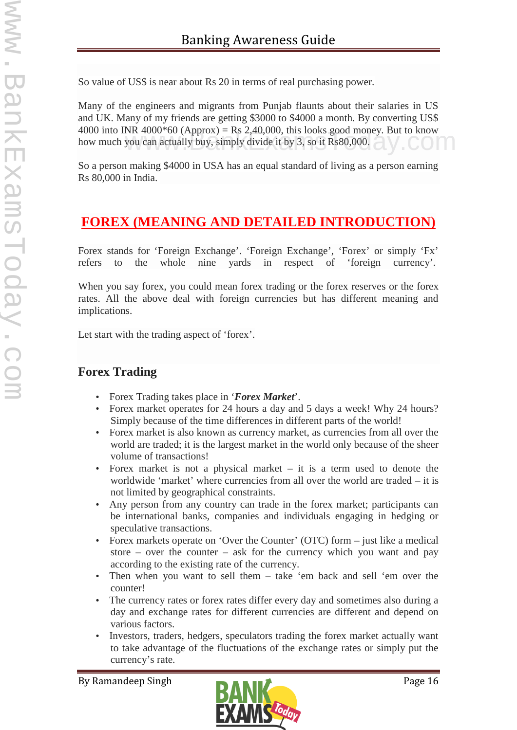So value of US$ is near about Rs 20 in terms of real purchasing power.

Many of the engineers and migrants from Punjab flaunts about their salaries in US and UK. Many of my friends are getting $3000 to $4000 a month. By converting US$ 4000 into INR 4000*60 (Approx) = Rs 2,40,000, this looks good money. But to know how much you can actually buy, simply divide it by 3, so it Rs80,000.

So a person making $4000 in USA has an equal standard of living as a person earning Rs 80,000 in India.

## FOREX (MEANING AND DETAILED INTRODUCTION)

Forex stands for 'Foreign Exchange'. 'Foreign Exchange', 'Forex' or simply 'Fx' refers to the whole nine yards in respect of 'foreign currency'.

When you say forex, you could mean forex trading or the forex reserves or the forex rates. All the above deal with foreign currencies but has different meaning and implications.

Let start with the trading aspect of 'forex'.

### Forex Trading

- Forex Trading takes place in '***Forex Market***'.
- Forex market operates for 24 hours a day and 5 days a week! Why 24 hours? Simply because of the time differences in different parts of the world!
- Forex market is also known as currency market, as currencies from all over the world are traded; it is the largest market in the world only because of the sheer volume of transactions!
- Forex market is not a physical market – it is a term used to denote the worldwide 'market' where currencies from all over the world are traded – it is not limited by geographical constraints.
- Any person from any country can trade in the forex market; participants can be international banks, companies and individuals engaging in hedging or speculative transactions.
- Forex markets operate on 'Over the Counter' (OTC) form – just like a medical store – over the counter – ask for the currency which you want and pay according to the existing rate of the currency.
- Then when you want to sell them – take 'em back and sell 'em over the counter!
- The currency rates or forex rates differ every day and sometimes also during a day and exchange rates for different currencies are different and depend on various factors.
- Investors, traders, hedgers, speculators trading the forex market actually want to take advantage of the fluctuations of the exchange rates or simply put the currency's rate.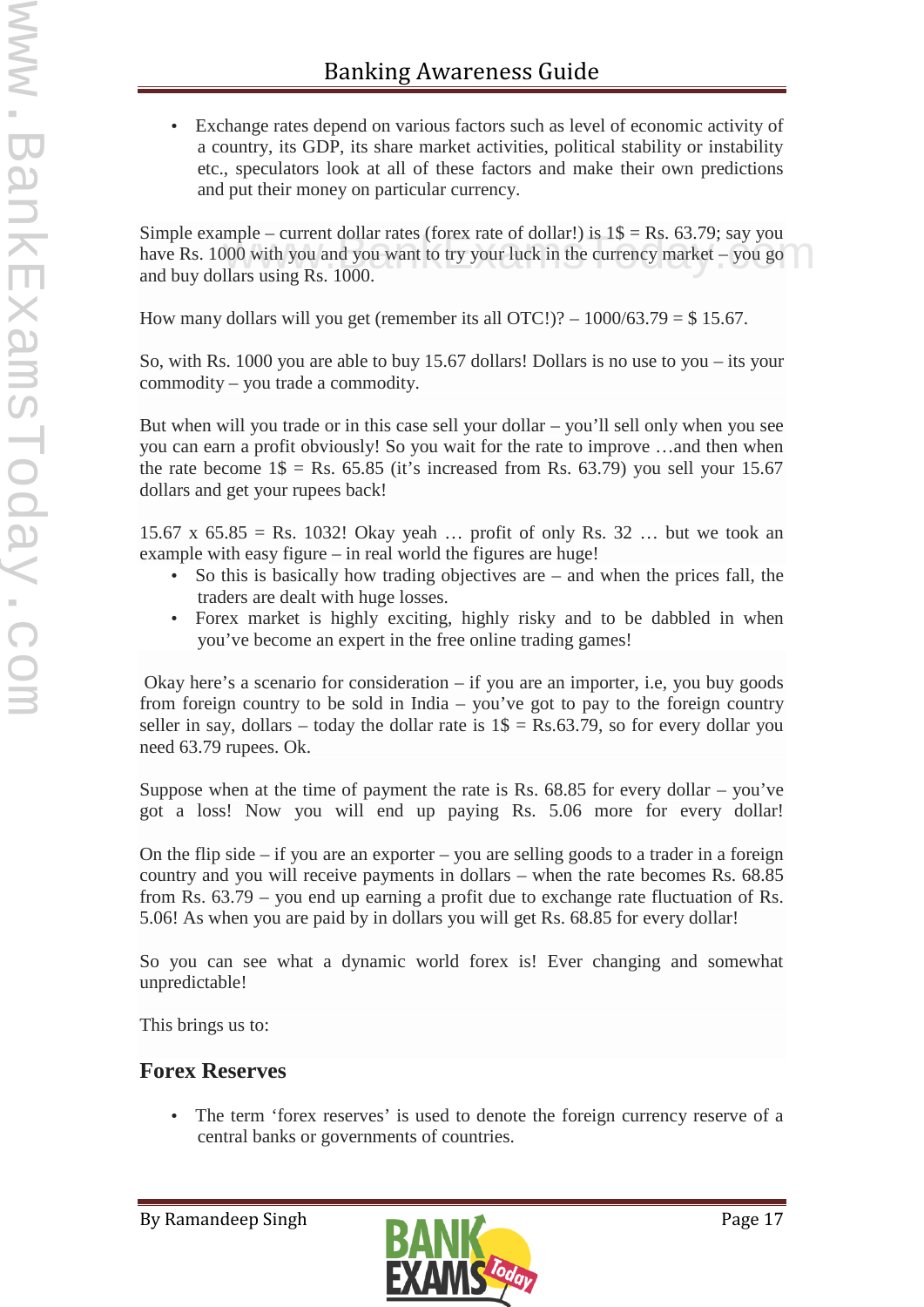- Exchange rates depend on various factors such as level of economic activity of a country, its GDP, its share market activities, political stability or instability etc., speculators look at all of these factors and make their own predictions and put their money on particular currency.

Simple example – current dollar rates (forex rate of dollar!) is 1$ = Rs. 63.79; say you have Rs. 1000 with you and you want to try your luck in the currency market – you go and buy dollars using Rs. 1000.

How many dollars will you get (remember its all OTC!)? – 1000/63.79 = $ 15.67.

So, with Rs. 1000 you are able to buy 15.67 dollars! Dollars is no use to you – its your commodity – you trade a commodity.

But when will you trade or in this case sell your dollar – you'll sell only when you see you can earn a profit obviously! So you wait for the rate to improve …and then when the rate become 1$ = Rs. 65.85 (it's increased from Rs. 63.79) you sell your 15.67 dollars and get your rupees back!

15.67 x 65.85 = Rs. 1032! Okay yeah … profit of only Rs. 32 … but we took an example with easy figure – in real world the figures are huge!

- So this is basically how trading objectives are – and when the prices fall, the traders are dealt with huge losses.
- Forex market is highly exciting, highly risky and to be dabbled in when you've become an expert in the free online trading games!

Okay here's a scenario for consideration – if you are an importer, i.e, you buy goods from foreign country to be sold in India – you've got to pay to the foreign country seller in say, dollars – today the dollar rate is 1$ = Rs.63.79, so for every dollar you need 63.79 rupees. Ok.

Suppose when at the time of payment the rate is Rs. 68.85 for every dollar – you've got a loss! Now you will end up paying Rs. 5.06 more for every dollar!

On the flip side – if you are an exporter – you are selling goods to a trader in a foreign country and you will receive payments in dollars – when the rate becomes Rs. 68.85 from Rs. 63.79 – you end up earning a profit due to exchange rate fluctuation of Rs. 5.06! As when you are paid by in dollars you will get Rs. 68.85 for every dollar!

So you can see what a dynamic world forex is! Ever changing and somewhat unpredictable!

This brings us to:

## Forex Reserves

- The term 'forex reserves' is used to denote the foreign currency reserve of a central banks or governments of countries.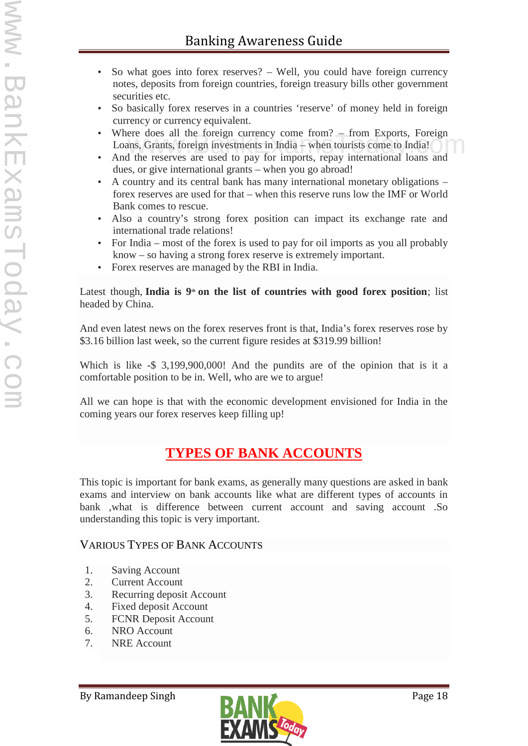- So what goes into forex reserves? – Well, you could have foreign currency notes, deposits from foreign countries, foreign treasury bills other government securities etc.
- So basically forex reserves in a countries 'reserve' of money held in foreign currency or currency equivalent.
- Where does all the foreign currency come from? – from Exports, Foreign Loans, Grants, foreign investments in India – when tourists come to India!
- And the reserves are used to pay for imports, repay international loans and dues, or give international grants – when you go abroad!
- A country and its central bank has many international monetary obligations – forex reserves are used for that – when this reserve runs low the IMF or World Bank comes to rescue.
- Also a country's strong forex position can impact its exchange rate and international trade relations!
- For India – most of the forex is used to pay for oil imports as you all probably know – so having a strong forex reserve is extremely important.
- Forex reserves are managed by the RBI in India.

Latest though, **India is 9th on the list of countries with good forex position**; list headed by China.

And even latest news on the forex reserves front is that, India's forex reserves rose by $3.16 billion last week, so the current figure resides at $319.99 billion!

Which is like -$ 3,199,900,000! And the pundits are of the opinion that is it a comfortable position to be in. Well, who are we to argue!

All we can hope is that with the economic development envisioned for India in the coming years our forex reserves keep filling up!

# TYPES OF BANK ACCOUNTS

This topic is important for bank exams, as generally many questions are asked in bank exams and interview on bank accounts like what are different types of accounts in bank ,what is difference between current account and saving account .So understanding this topic is very important.

## VARIOUS TYPES OF BANK ACCOUNTS

1. Saving Account
2. Current Account
3. Recurring deposit Account
4. Fixed deposit Account
5. FCNR Deposit Account
6. NRO Account
7. NRE Account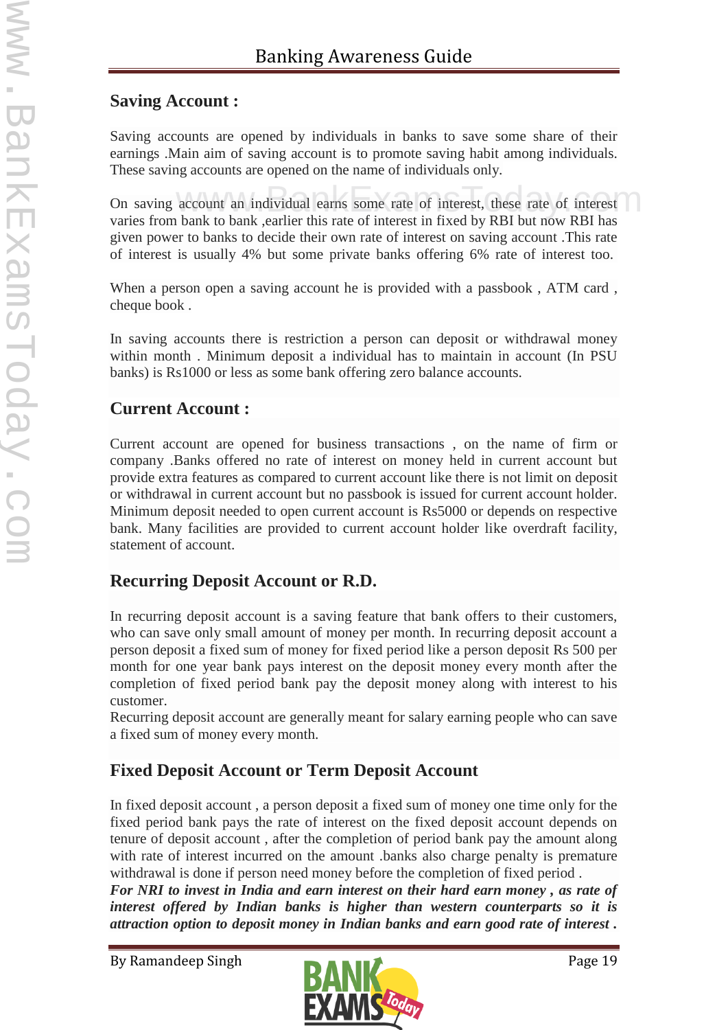## Saving Account :

Saving accounts are opened by individuals in banks to save some share of their earnings .Main aim of saving account is to promote saving habit among individuals. These saving accounts are opened on the name of individuals only.

On saving account an individual earns some rate of interest, these rate of interest varies from bank to bank ,earlier this rate of interest in fixed by RBI but now RBI has given power to banks to decide their own rate of interest on saving account .This rate of interest is usually 4% but some private banks offering 6% rate of interest too.

When a person open a saving account he is provided with a passbook , ATM card , cheque book .

In saving accounts there is restriction a person can deposit or withdrawal money within month . Minimum deposit a individual has to maintain in account (In PSU banks) is Rs1000 or less as some bank offering zero balance accounts.

## Current Account :

Current account are opened for business transactions , on the name of firm or company .Banks offered no rate of interest on money held in current account but provide extra features as compared to current account like there is not limit on deposit or withdrawal in current account but no passbook is issued for current account holder. Minimum deposit needed to open current account is Rs5000 or depends on respective bank. Many facilities are provided to current account holder like overdraft facility, statement of account.

## Recurring Deposit Account or R.D.

In recurring deposit account is a saving feature that bank offers to their customers, who can save only small amount of money per month. In recurring deposit account a person deposit a fixed sum of money for fixed period like a person deposit Rs 500 per month for one year bank pays interest on the deposit money every month after the completion of fixed period bank pay the deposit money along with interest to his customer.
Recurring deposit account are generally meant for salary earning people who can save a fixed sum of money every month.

## Fixed Deposit Account or Term Deposit Account

In fixed deposit account , a person deposit a fixed sum of money one time only for the fixed period bank pays the rate of interest on the fixed deposit account depends on tenure of deposit account , after the completion of period bank pay the amount along with rate of interest incurred on the amount .banks also charge penalty is premature withdrawal is done if person need money before the completion of fixed period .
***For NRI to invest in India and earn interest on their hard earn money , as rate of interest offered by Indian banks is higher than western counterparts so it is attraction option to deposit money in Indian banks and earn good rate of interest .***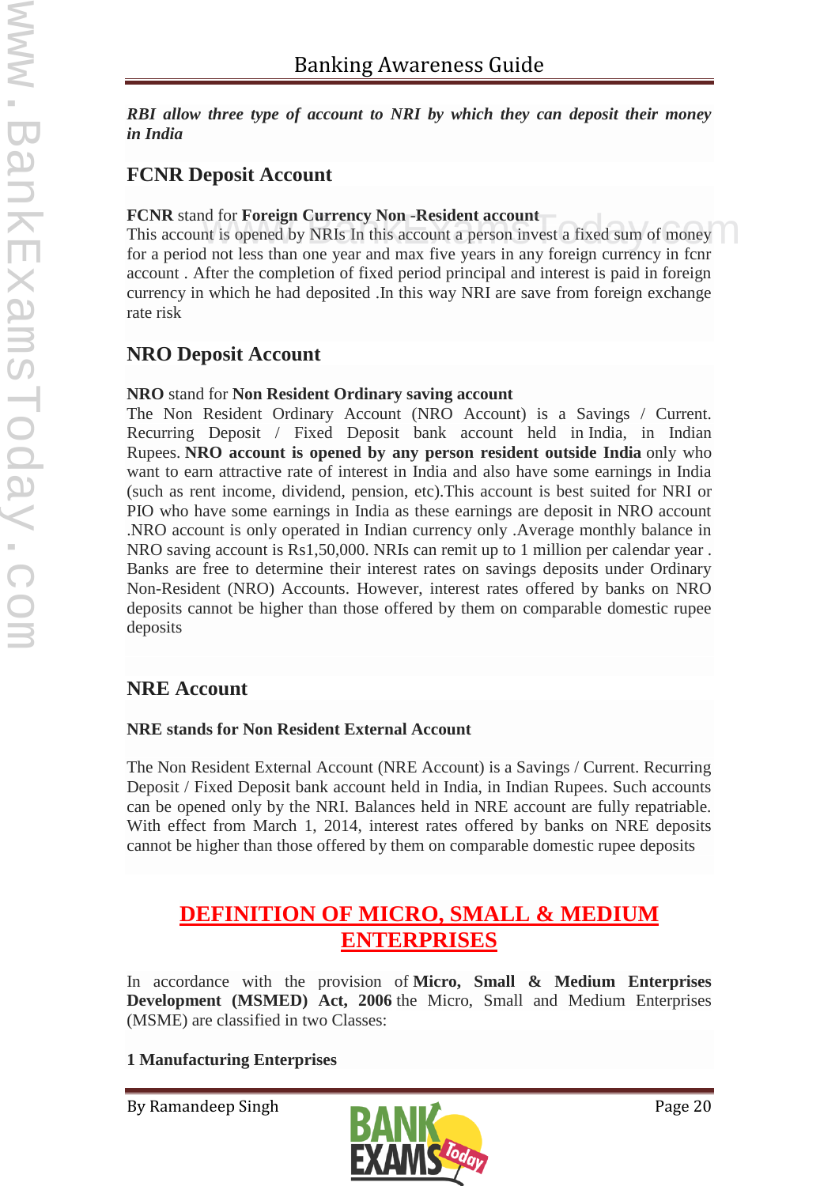***RBI allow three type of account to NRI by which they can deposit their money in India***

## FCNR Deposit Account

**FCNR** stand for **Foreign Currency Non -Resident account**
This account is opened by NRIs In this account a person invest a fixed sum of money for a period not less than one year and max five years in any foreign currency in fcnr account . After the completion of fixed period principal and interest is paid in foreign currency in which he had deposited .In this way NRI are save from foreign exchange rate risk

## NRO Deposit Account

**NRO** stand for **Non Resident Ordinary saving account**
The Non Resident Ordinary Account (NRO Account) is a Savings / Current. Recurring Deposit / Fixed Deposit bank account held in India, in Indian Rupees. **NRO account is opened by any person resident outside India** only who want to earn attractive rate of interest in India and also have some earnings in India (such as rent income, dividend, pension, etc).This account is best suited for NRI or PIO who have some earnings in India as these earnings are deposit in NRO account .NRO account is only operated in Indian currency only .Average monthly balance in NRO saving account is Rs1,50,000. NRIs can remit up to 1 million per calendar year . Banks are free to determine their interest rates on savings deposits under Ordinary Non-Resident (NRO) Accounts. However, interest rates offered by banks on NRO deposits cannot be higher than those offered by them on comparable domestic rupee deposits

## NRE Account

**NRE stands for Non Resident External Account**

The Non Resident External Account (NRE Account) is a Savings / Current. Recurring Deposit / Fixed Deposit bank account held in India, in Indian Rupees. Such accounts can be opened only by the NRI. Balances held in NRE account are fully repatriable. With effect from March 1, 2014, interest rates offered by banks on NRE deposits cannot be higher than those offered by them on comparable domestic rupee deposits

# DEFINITION OF MICRO, SMALL & MEDIUM ENTERPRISES

In accordance with the provision of **Micro, Small & Medium Enterprises Development (MSMED) Act, 2006** the Micro, Small and Medium Enterprises (MSME) are classified in two Classes:

**1 Manufacturing Enterprises**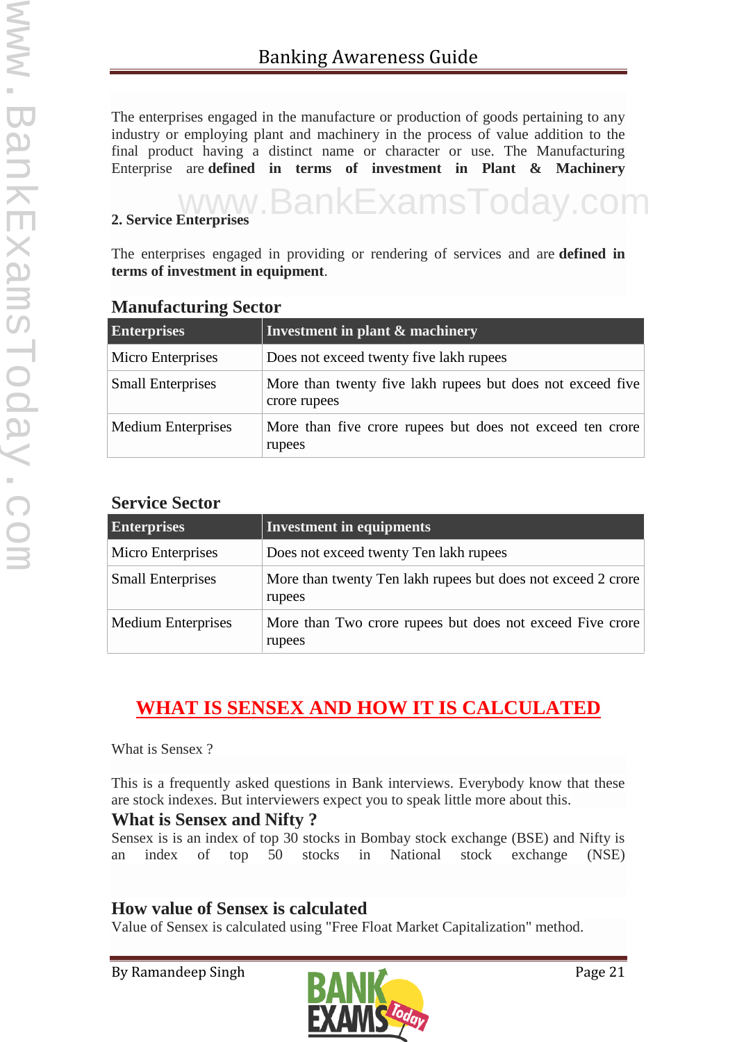The enterprises engaged in the manufacture or production of goods pertaining to any industry or employing plant and machinery in the process of value addition to the final product having a distinct name or character or use. The Manufacturing Enterprise are **defined in terms of investment in Plant & Machinery**

**2. Service Enterprises**

The enterprises engaged in providing or rendering of services and are **defined in terms of investment in equipment**.

### Manufacturing Sector

| Enterprises | Investment in plant & machinery |
|---|---|
| Micro Enterprises | Does not exceed twenty five lakh rupees |
| Small Enterprises | More than twenty five lakh rupees but does not exceed five crore rupees |
| Medium Enterprises | More than five crore rupees but does not exceed ten crore rupees |

### Service Sector

| Enterprises | Investment in equipments |
|---|---|
| Micro Enterprises | Does not exceed twenty Ten lakh rupees |
| Small Enterprises | More than twenty Ten lakh rupees but does not exceed 2 crore rupees |
| Medium Enterprises | More than Two crore rupees but does not exceed Five crore rupees |

## WHAT IS SENSEX AND HOW IT IS CALCULATED

What is Sensex ?

This is a frequently asked questions in Bank interviews. Everybody know that these are stock indexes. But interviewers expect you to speak little more about this.

### What is Sensex and Nifty ?

Sensex is is an index of top 30 stocks in Bombay stock exchange (BSE) and Nifty is an index of top 50 stocks in National stock exchange (NSE)

### How value of Sensex is calculated

Value of Sensex is calculated using "Free Float Market Capitalization" method.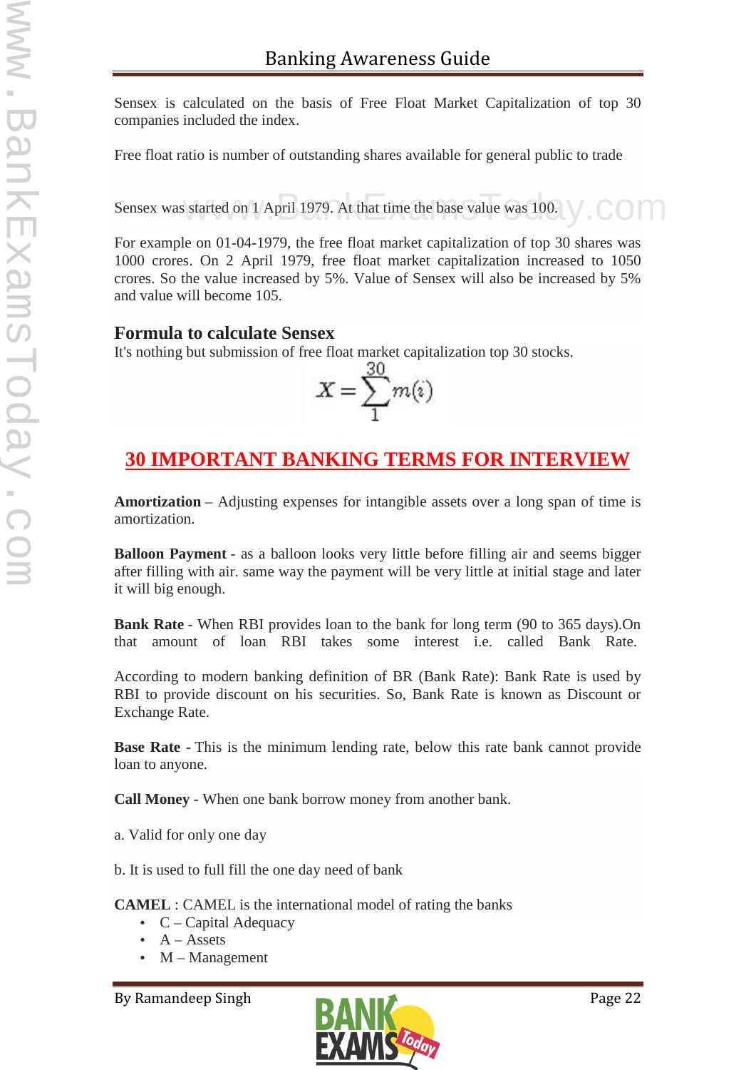Sensex is calculated on the basis of Free Float Market Capitalization of top 30 companies included the index.

Free float ratio is number of outstanding shares available for general public to trade

Sensex was started on 1 April 1979. At that time the base value was 100.

For example on 01-04-1979, the free float market capitalization of top 30 shares was 1000 crores. On 2 April 1979, free float market capitalization increased to 1050 crores. So the value increased by 5%. Value of Sensex will also be increased by 5% and value will become 105.

### Formula to calculate Sensex

It's nothing but submission of free float market capitalization top 30 stocks.

$$X = \sum_{1}^{30} m(i)$$

## 30 IMPORTANT BANKING TERMS FOR INTERVIEW

**Amortization** – Adjusting expenses for intangible assets over a long span of time is amortization.

**Balloon Payment** - as a balloon looks very little before filling air and seems bigger after filling with air. same way the payment will be very little at initial stage and later it will big enough.

**Bank Rate** - When RBI provides loan to the bank for long term (90 to 365 days).On that amount of loan RBI takes some interest i.e. called Bank Rate.

According to modern banking definition of BR (Bank Rate): Bank Rate is used by RBI to provide discount on his securities. So, Bank Rate is known as Discount or Exchange Rate.

**Base Rate** - This is the minimum lending rate, below this rate bank cannot provide loan to anyone.

**Call Money** - When one bank borrow money from another bank.

a. Valid for only one day

b. It is used to full fill the one day need of bank

**CAMEL** : CAMEL is the international model of rating the banks

- C – Capital Adequacy
- A – Assets
- M – Management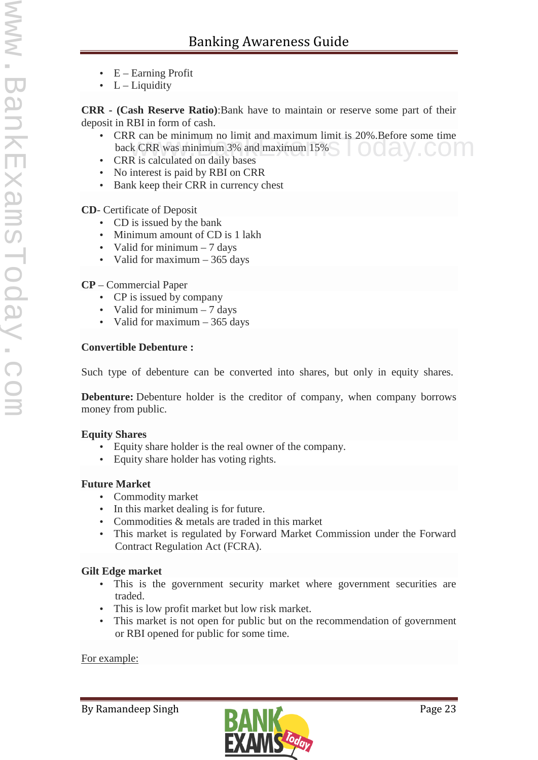- E – Earning Profit
- L – Liquidity

**CRR - (Cash Reserve Ratio)**:Bank have to maintain or reserve some part of their deposit in RBI in form of cash.

- CRR can be minimum no limit and maximum limit is 20%.Before some time back CRR was minimum 3% and maximum 15%
- CRR is calculated on daily bases
- No interest is paid by RBI on CRR
- Bank keep their CRR in currency chest

**CD**- Certificate of Deposit

- CD is issued by the bank
- Minimum amount of CD is 1 lakh
- Valid for minimum – 7 days
- Valid for maximum – 365 days

**CP** – Commercial Paper

- CP is issued by company
- Valid for minimum – 7 days
- Valid for maximum – 365 days

**Convertible Debenture :**

Such type of debenture can be converted into shares, but only in equity shares.

**Debenture:** Debenture holder is the creditor of company, when company borrows money from public.

**Equity Shares**

- Equity share holder is the real owner of the company.
- Equity share holder has voting rights.

**Future Market**

- Commodity market
- In this market dealing is for future.
- Commodities & metals are traded in this market
- This market is regulated by Forward Market Commission under the Forward Contract Regulation Act (FCRA).

**Gilt Edge market**

- This is the government security market where government securities are traded.
- This is low profit market but low risk market.
- This market is not open for public but on the recommendation of government or RBI opened for public for some time.

For example: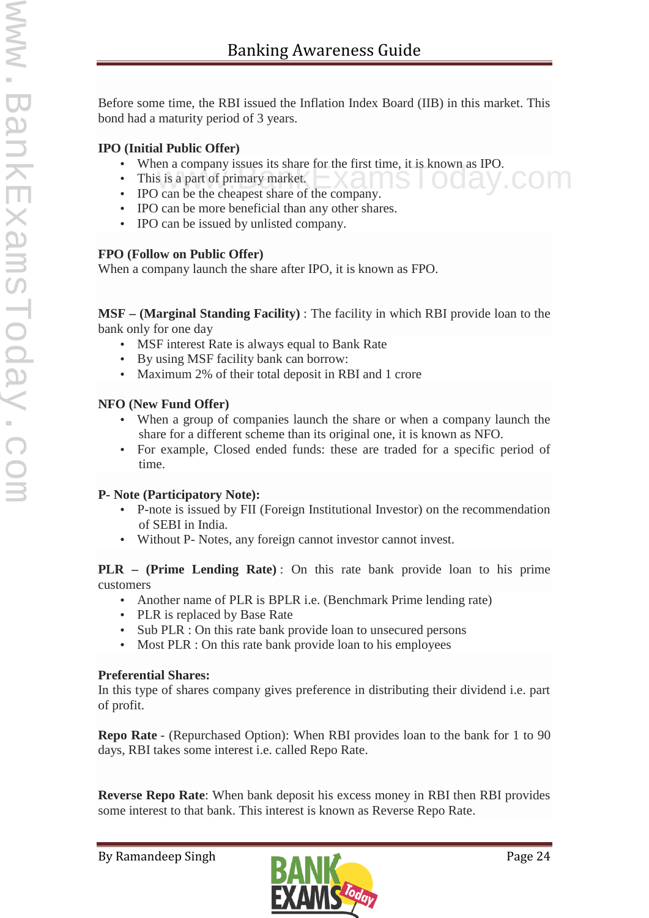Before some time, the RBI issued the Inflation Index Board (IIB) in this market. This bond had a maturity period of 3 years.

**IPO (Initial Public Offer)**

- When a company issues its share for the first time, it is known as IPO.
- This is a part of primary market.
- IPO can be the cheapest share of the company.
- IPO can be more beneficial than any other shares.
- IPO can be issued by unlisted company.

**FPO (Follow on Public Offer)**

When a company launch the share after IPO, it is known as FPO.

**MSF – (Marginal Standing Facility)** : The facility in which RBI provide loan to the bank only for one day

- MSF interest Rate is always equal to Bank Rate
- By using MSF facility bank can borrow:
- Maximum 2% of their total deposit in RBI and 1 crore

**NFO (New Fund Offer)**

- When a group of companies launch the share or when a company launch the share for a different scheme than its original one, it is known as NFO.
- For example, Closed ended funds: these are traded for a specific period of time.

**P- Note (Participatory Note):**

- P-note is issued by FII (Foreign Institutional Investor) on the recommendation of SEBI in India.
- Without P- Notes, any foreign cannot investor cannot invest.

**PLR – (Prime Lending Rate)** : On this rate bank provide loan to his prime customers

- Another name of PLR is BPLR i.e. (Benchmark Prime lending rate)
- PLR is replaced by Base Rate
- Sub PLR : On this rate bank provide loan to unsecured persons
- Most PLR : On this rate bank provide loan to his employees

**Preferential Shares:**

In this type of shares company gives preference in distributing their dividend i.e. part of profit.

**Repo Rate** - (Repurchased Option): When RBI provides loan to the bank for 1 to 90 days, RBI takes some interest i.e. called Repo Rate.

**Reverse Repo Rate**: When bank deposit his excess money in RBI then RBI provides some interest to that bank. This interest is known as Reverse Repo Rate.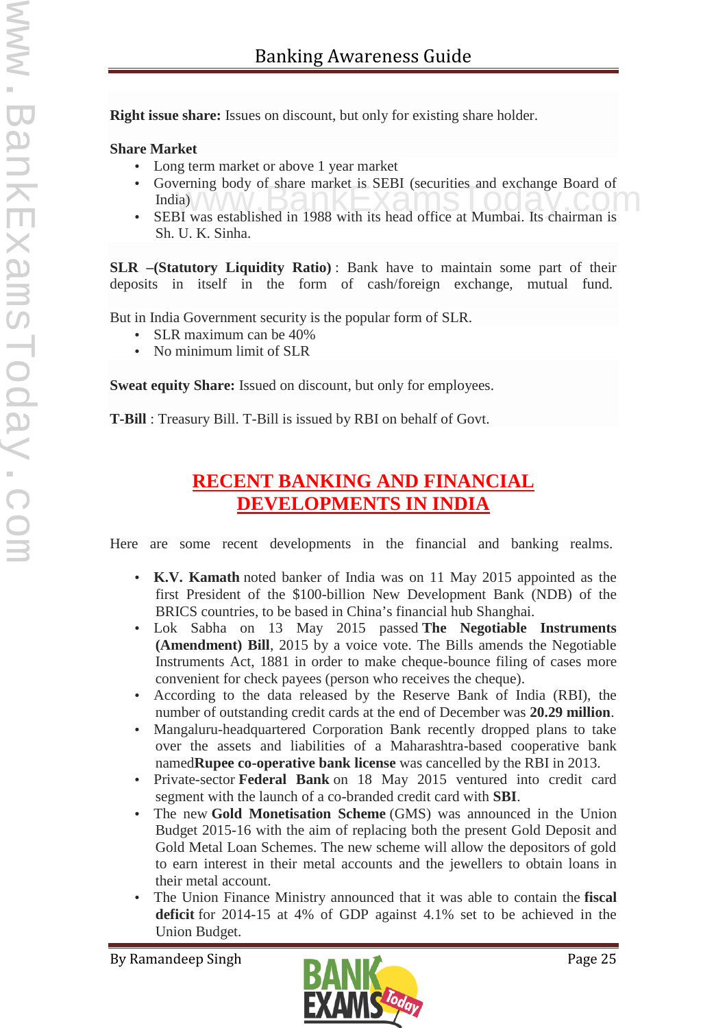**Right issue share:** Issues on discount, but only for existing share holder.

**Share Market**

- Long term market or above 1 year market
- Governing body of share market is SEBI (securities and exchange Board of India)
- SEBI was established in 1988 with its head office at Mumbai. Its chairman is Sh. U. K. Sinha.

**SLR –(Statutory Liquidity Ratio)** : Bank have to maintain some part of their deposits in itself in the form of cash/foreign exchange, mutual fund.

But in India Government security is the popular form of SLR.

- SLR maximum can be 40%
- No minimum limit of SLR

**Sweat equity Share:** Issued on discount, but only for employees.

**T-Bill** : Treasury Bill. T-Bill is issued by RBI on behalf of Govt.

## RECENT BANKING AND FINANCIAL DEVELOPMENTS IN INDIA

Here are some recent developments in the financial and banking realms.

- **K.V. Kamath** noted banker of India was on 11 May 2015 appointed as the first President of the $100-billion New Development Bank (NDB) of the BRICS countries, to be based in China's financial hub Shanghai.
- Lok Sabha on 13 May 2015 passed **The Negotiable Instruments (Amendment) Bill**, 2015 by a voice vote. The Bills amends the Negotiable Instruments Act, 1881 in order to make cheque-bounce filing of cases more convenient for check payees (person who receives the cheque).
- According to the data released by the Reserve Bank of India (RBI), the number of outstanding credit cards at the end of December was **20.29 million**.
- Mangaluru-headquartered Corporation Bank recently dropped plans to take over the assets and liabilities of a Maharashtra-based cooperative bank named**Rupee co-operative bank license** was cancelled by the RBI in 2013.
- Private-sector **Federal Bank** on 18 May 2015 ventured into credit card segment with the launch of a co-branded credit card with **SBI**.
- The new **Gold Monetisation Scheme** (GMS) was announced in the Union Budget 2015-16 with the aim of replacing both the present Gold Deposit and Gold Metal Loan Schemes. The new scheme will allow the depositors of gold to earn interest in their metal accounts and the jewellers to obtain loans in their metal account.
- The Union Finance Ministry announced that it was able to contain the **fiscal deficit** for 2014-15 at 4% of GDP against 4.1% set to be achieved in the Union Budget.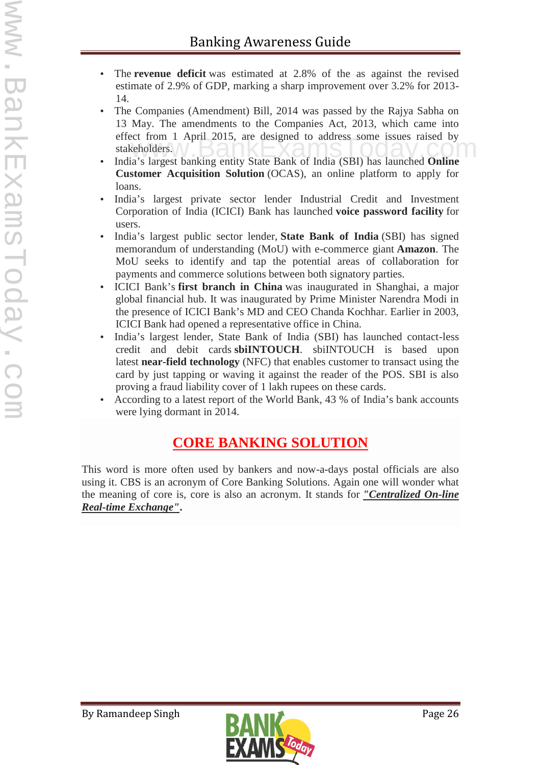- The **revenue deficit** was estimated at 2.8% of the as against the revised estimate of 2.9% of GDP, marking a sharp improvement over 3.2% for 2013-14.
- The Companies (Amendment) Bill, 2014 was passed by the Rajya Sabha on 13 May. The amendments to the Companies Act, 2013, which came into effect from 1 April 2015, are designed to address some issues raised by stakeholders.
- India's largest banking entity State Bank of India (SBI) has launched **Online Customer Acquisition Solution** (OCAS), an online platform to apply for loans.
- India's largest private sector lender Industrial Credit and Investment Corporation of India (ICICI) Bank has launched **voice password facility** for users.
- India's largest public sector lender, **State Bank of India** (SBI) has signed memorandum of understanding (MoU) with e-commerce giant **Amazon**. The MoU seeks to identify and tap the potential areas of collaboration for payments and commerce solutions between both signatory parties.
- ICICI Bank's **first branch in China** was inaugurated in Shanghai, a major global financial hub. It was inaugurated by Prime Minister Narendra Modi in the presence of ICICI Bank's MD and CEO Chanda Kochhar. Earlier in 2003, ICICI Bank had opened a representative office in China.
- India's largest lender, State Bank of India (SBI) has launched contact-less credit and debit cards **sbiINTOUCH**. sbiINTOUCH is based upon latest **near-field technology** (NFC) that enables customer to transact using the card by just tapping or waving it against the reader of the POS. SBI is also proving a fraud liability cover of 1 lakh rupees on these cards.
- According to a latest report of the World Bank, 43 % of India's bank accounts were lying dormant in 2014.

## CORE BANKING SOLUTION

This word is more often used by bankers and now-a-days postal officials are also using it. CBS is an acronym of Core Banking Solutions. Again one will wonder what the meaning of core is, core is also an acronym. It stands for ***"Centralized On-line Real-time Exchange"***.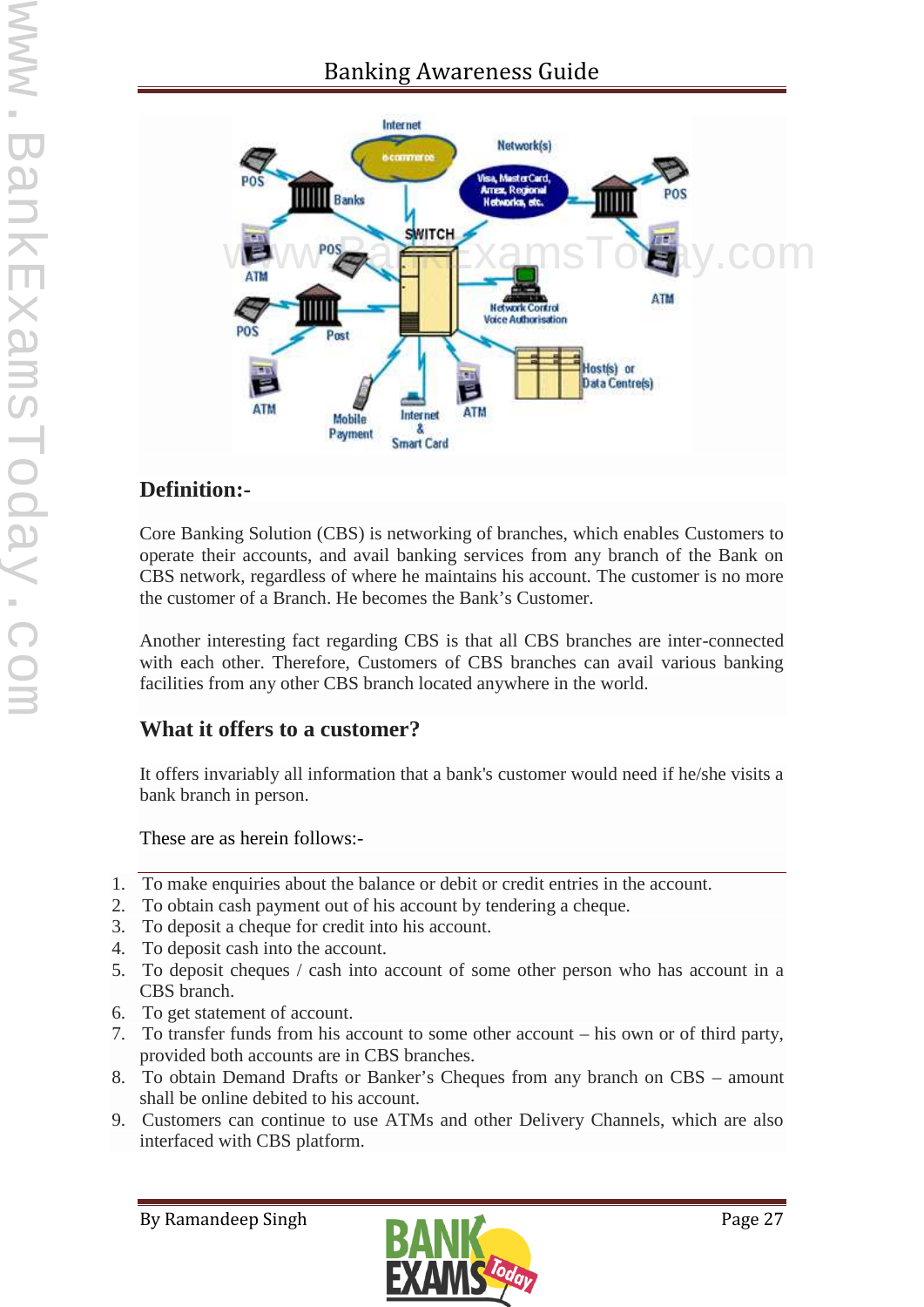## Definition:-

Core Banking Solution (CBS) is networking of branches, which enables Customers to operate their accounts, and avail banking services from any branch of the Bank on CBS network, regardless of where he maintains his account. The customer is no more the customer of a Branch. He becomes the Bank's Customer.

Another interesting fact regarding CBS is that all CBS branches are inter-connected with each other. Therefore, Customers of CBS branches can avail various banking facilities from any other CBS branch located anywhere in the world.

## What it offers to a customer?

It offers invariably all information that a bank's customer would need if he/she visits a bank branch in person.

These are as herein follows:-

1. To make enquiries about the balance or debit or credit entries in the account.
2. To obtain cash payment out of his account by tendering a cheque.
3. To deposit a cheque for credit into his account.
4. To deposit cash into the account.
5. To deposit cheques / cash into account of some other person who has account in a CBS branch.
6. To get statement of account.
7. To transfer funds from his account to some other account – his own or of third party, provided both accounts are in CBS branches.
8. To obtain Demand Drafts or Banker's Cheques from any branch on CBS – amount shall be online debited to his account.
9. Customers can continue to use ATMs and other Delivery Channels, which are also interfaced with CBS platform.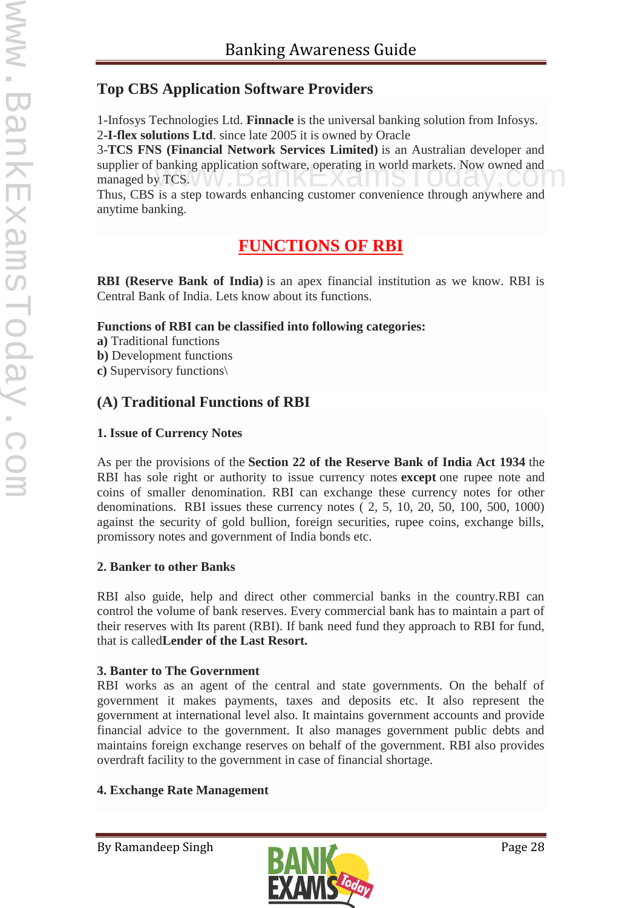## Top CBS Application Software Providers

1-Infosys Technologies Ltd. **Finnacle** is the universal banking solution from Infosys.
2-**I-flex solutions Ltd**. since late 2005 it is owned by Oracle
3-**TCS FNS (Financial Network Services Limited)** is an Australian developer and supplier of banking application software, operating in world markets. Now owned and managed by TCS.
Thus, CBS is a step towards enhancing customer convenience through anywhere and anytime banking.

# FUNCTIONS OF RBI

**RBI (Reserve Bank of India)** is an apex financial institution as we know. RBI is Central Bank of India. Lets know about its functions.

**Functions of RBI can be classified into following categories:**
**a)** Traditional functions
**b)** Development functions
**c)** Supervisory functions\

## (A) Traditional Functions of RBI

### 1. Issue of Currency Notes

As per the provisions of the **Section 22 of the Reserve Bank of India Act 1934** the RBI has sole right or authority to issue currency notes **except** one rupee note and coins of smaller denomination. RBI can exchange these currency notes for other denominations. RBI issues these currency notes ( 2, 5, 10, 20, 50, 100, 500, 1000) against the security of gold bullion, foreign securities, rupee coins, exchange bills, promissory notes and government of India bonds etc.

### 2. Banker to other Banks

RBI also guide, help and direct other commercial banks in the country.RBI can control the volume of bank reserves. Every commercial bank has to maintain a part of their reserves with Its parent (RBI). If bank need fund they approach to RBI for fund, that is called**Lender of the Last Resort.**

### 3. Banter to The Government

RBI works as an agent of the central and state governments. On the behalf of government it makes payments, taxes and deposits etc. It also represent the government at international level also. It maintains government accounts and provide financial advice to the government. It also manages government public debts and maintains foreign exchange reserves on behalf of the government. RBI also provides overdraft facility to the government in case of financial shortage.

### 4. Exchange Rate Management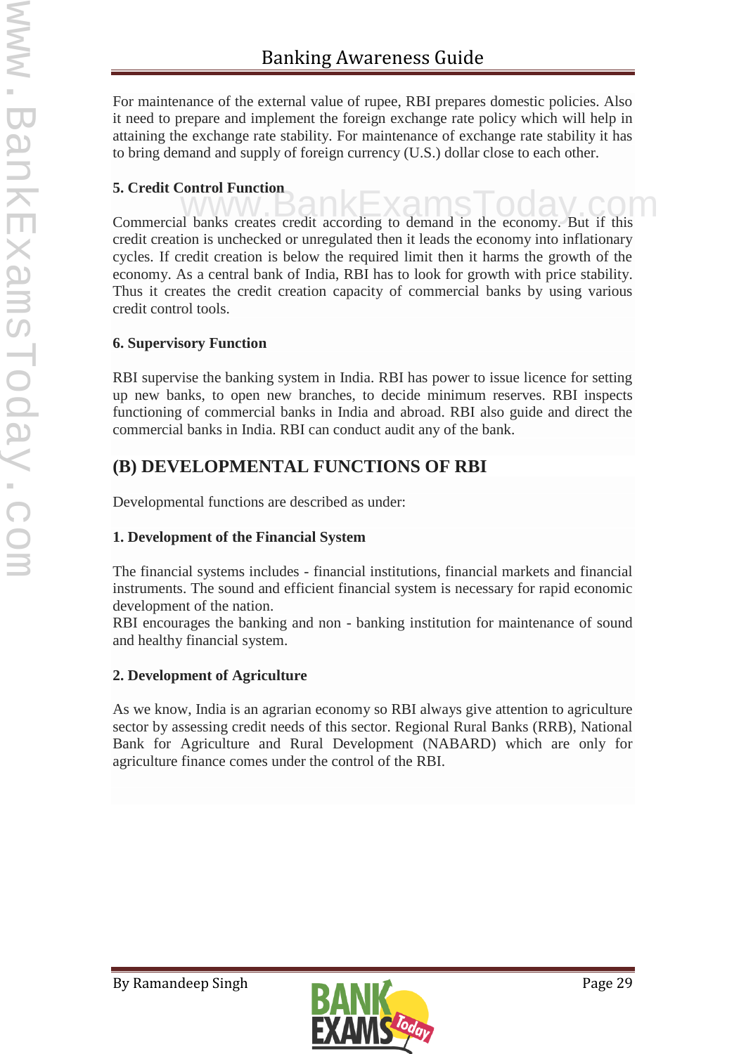For maintenance of the external value of rupee, RBI prepares domestic policies. Also it need to prepare and implement the foreign exchange rate policy which will help in attaining the exchange rate stability. For maintenance of exchange rate stability it has to bring demand and supply of foreign currency (U.S.) dollar close to each other.

**5. Credit Control Function**

Commercial banks creates credit according to demand in the economy. But if this credit creation is unchecked or unregulated then it leads the economy into inflationary cycles. If credit creation is below the required limit then it harms the growth of the economy. As a central bank of India, RBI has to look for growth with price stability. Thus it creates the credit creation capacity of commercial banks by using various credit control tools.

**6. Supervisory Function**

RBI supervise the banking system in India. RBI has power to issue licence for setting up new banks, to open new branches, to decide minimum reserves. RBI inspects functioning of commercial banks in India and abroad. RBI also guide and direct the commercial banks in India. RBI can conduct audit any of the bank.

## (B) DEVELOPMENTAL FUNCTIONS OF RBI

Developmental functions are described as under:

**1. Development of the Financial System**

The financial systems includes - financial institutions, financial markets and financial instruments. The sound and efficient financial system is necessary for rapid economic development of the nation.

RBI encourages the banking and non - banking institution for maintenance of sound and healthy financial system.

**2. Development of Agriculture**

As we know, India is an agrarian economy so RBI always give attention to agriculture sector by assessing credit needs of this sector. Regional Rural Banks (RRB), National Bank for Agriculture and Rural Development (NABARD) which are only for agriculture finance comes under the control of the RBI.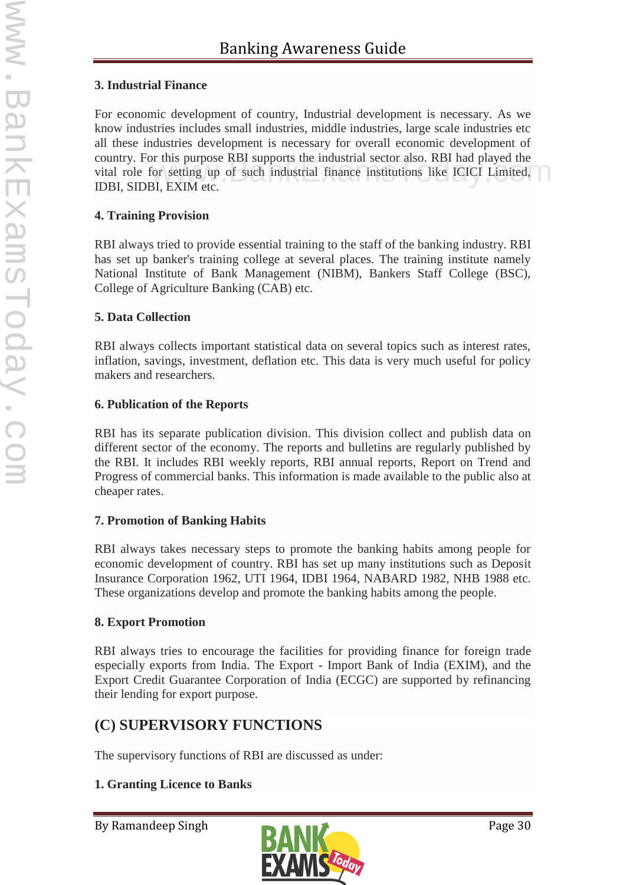### 3. Industrial Finance

For economic development of country, Industrial development is necessary. As we know industries includes small industries, middle industries, large scale industries etc all these industries development is necessary for overall economic development of country. For this purpose RBI supports the industrial sector also. RBI had played the vital role for setting up of such industrial finance institutions like ICICI Limited, IDBI, SIDBI, EXIM etc.

### 4. Training Provision

RBI always tried to provide essential training to the staff of the banking industry. RBI has set up banker's training college at several places. The training institute namely National Institute of Bank Management (NIBM), Bankers Staff College (BSC), College of Agriculture Banking (CAB) etc.

### 5. Data Collection

RBI always collects important statistical data on several topics such as interest rates, inflation, savings, investment, deflation etc. This data is very much useful for policy makers and researchers.

### 6. Publication of the Reports

RBI has its separate publication division. This division collect and publish data on different sector of the economy. The reports and bulletins are regularly published by the RBI. It includes RBI weekly reports, RBI annual reports, Report on Trend and Progress of commercial banks. This information is made available to the public also at cheaper rates.

### 7. Promotion of Banking Habits

RBI always takes necessary steps to promote the banking habits among people for economic development of country. RBI has set up many institutions such as Deposit Insurance Corporation 1962, UTI 1964, IDBI 1964, NABARD 1982, NHB 1988 etc. These organizations develop and promote the banking habits among the people.

### 8. Export Promotion

RBI always tries to encourage the facilities for providing finance for foreign trade especially exports from India. The Export - Import Bank of India (EXIM), and the Export Credit Guarantee Corporation of India (ECGC) are supported by refinancing their lending for export purpose.

## (C) SUPERVISORY FUNCTIONS

The supervisory functions of RBI are discussed as under:

### 1. Granting Licence to Banks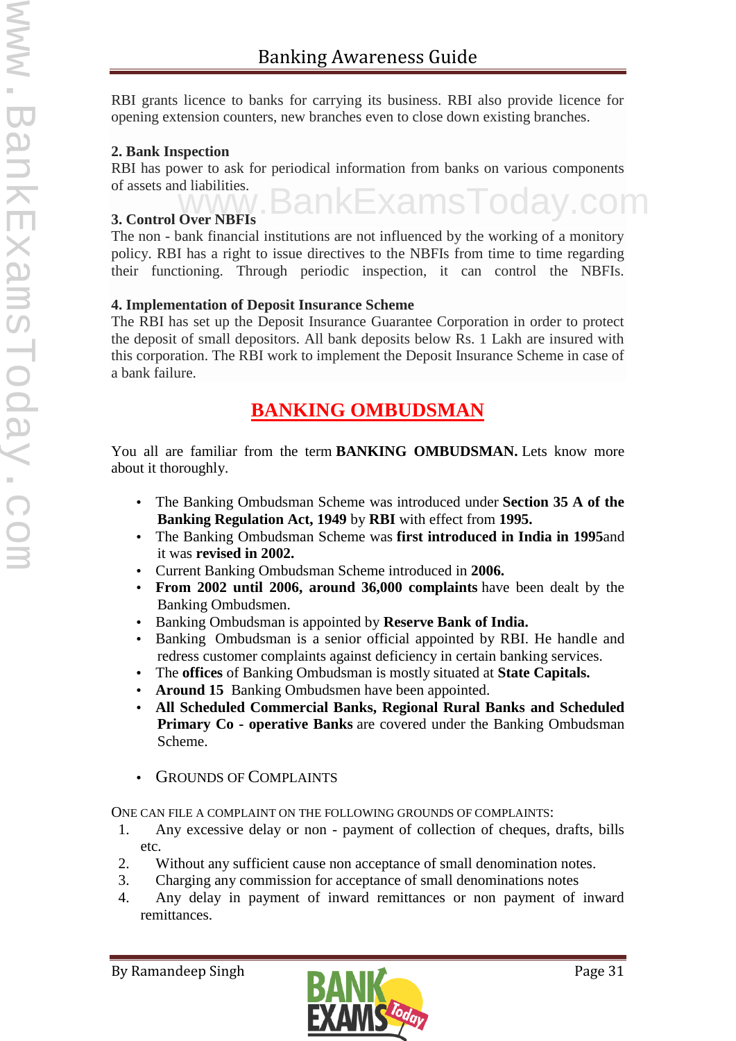RBI grants licence to banks for carrying its business. RBI also provide licence for opening extension counters, new branches even to close down existing branches.

**2. Bank Inspection**

RBI has power to ask for periodical information from banks on various components of assets and liabilities.

**3. Control Over NBFIs**

The non - bank financial institutions are not influenced by the working of a monitory policy. RBI has a right to issue directives to the NBFIs from time to time regarding their functioning. Through periodic inspection, it can control the NBFIs.

**4. Implementation of Deposit Insurance Scheme**

The RBI has set up the Deposit Insurance Guarantee Corporation in order to protect the deposit of small depositors. All bank deposits below Rs. 1 Lakh are insured with this corporation. The RBI work to implement the Deposit Insurance Scheme in case of a bank failure.

## BANKING OMBUDSMAN

You all are familiar from the term **BANKING OMBUDSMAN.** Lets know more about it thoroughly.

- The Banking Ombudsman Scheme was introduced under **Section 35 A of the Banking Regulation Act, 1949** by **RBI** with effect from **1995.**
- The Banking Ombudsman Scheme was **first introduced in India in 1995**and it was **revised in 2002.**
- Current Banking Ombudsman Scheme introduced in **2006.**
- **From 2002 until 2006, around 36,000 complaints** have been dealt by the Banking Ombudsmen.
- Banking Ombudsman is appointed by **Reserve Bank of India.**
- Banking Ombudsman is a senior official appointed by RBI. He handle and redress customer complaints against deficiency in certain banking services.
- The **offices** of Banking Ombudsman is mostly situated at **State Capitals.**
- **Around 15** Banking Ombudsmen have been appointed.
- **All Scheduled Commercial Banks, Regional Rural Banks and Scheduled Primary Co - operative Banks** are covered under the Banking Ombudsman Scheme.

- GROUNDS OF COMPLAINTS

ONE CAN FILE A COMPLAINT ON THE FOLLOWING GROUNDS OF COMPLAINTS:

1. Any excessive delay or non - payment of collection of cheques, drafts, bills etc.
2. Without any sufficient cause non acceptance of small denomination notes.
3. Charging any commission for acceptance of small denominations notes
4. Any delay in payment of inward remittances or non payment of inward remittances.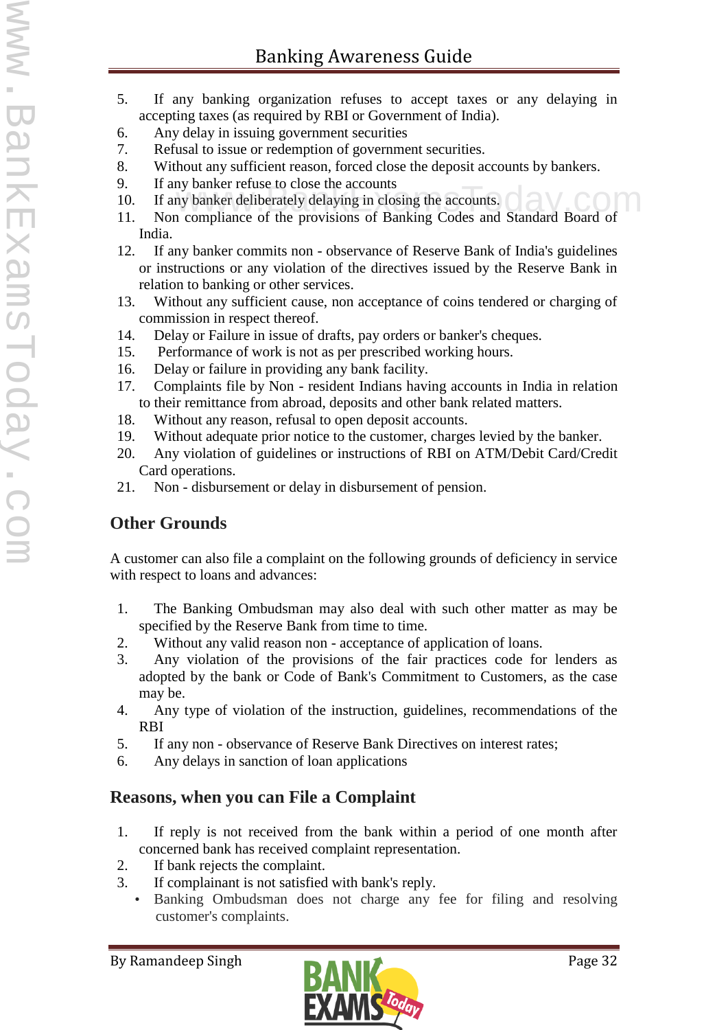5. If any banking organization refuses to accept taxes or any delaying in accepting taxes (as required by RBI or Government of India).
6. Any delay in issuing government securities
7. Refusal to issue or redemption of government securities.
8. Without any sufficient reason, forced close the deposit accounts by bankers.
9. If any banker refuse to close the accounts
10. If any banker deliberately delaying in closing the accounts.
11. Non compliance of the provisions of Banking Codes and Standard Board of India.
12. If any banker commits non - observance of Reserve Bank of India's guidelines or instructions or any violation of the directives issued by the Reserve Bank in relation to banking or other services.
13. Without any sufficient cause, non acceptance of coins tendered or charging of commission in respect thereof.
14. Delay or Failure in issue of drafts, pay orders or banker's cheques.
15. Performance of work is not as per prescribed working hours.
16. Delay or failure in providing any bank facility.
17. Complaints file by Non - resident Indians having accounts in India in relation to their remittance from abroad, deposits and other bank related matters.
18. Without any reason, refusal to open deposit accounts.
19. Without adequate prior notice to the customer, charges levied by the banker.
20. Any violation of guidelines or instructions of RBI on ATM/Debit Card/Credit Card operations.
21. Non - disbursement or delay in disbursement of pension.

## Other Grounds

A customer can also file a complaint on the following grounds of deficiency in service with respect to loans and advances:

1. The Banking Ombudsman may also deal with such other matter as may be specified by the Reserve Bank from time to time.
2. Without any valid reason non - acceptance of application of loans.
3. Any violation of the provisions of the fair practices code for lenders as adopted by the bank or Code of Bank's Commitment to Customers, as the case may be.
4. Any type of violation of the instruction, guidelines, recommendations of the RBI
5. If any non - observance of Reserve Bank Directives on interest rates;
6. Any delays in sanction of loan applications

## Reasons, when you can File a Complaint

1. If reply is not received from the bank within a period of one month after concerned bank has received complaint representation.
2. If bank rejects the complaint.
3. If complainant is not satisfied with bank's reply.
   - Banking Ombudsman does not charge any fee for filing and resolving customer's complaints.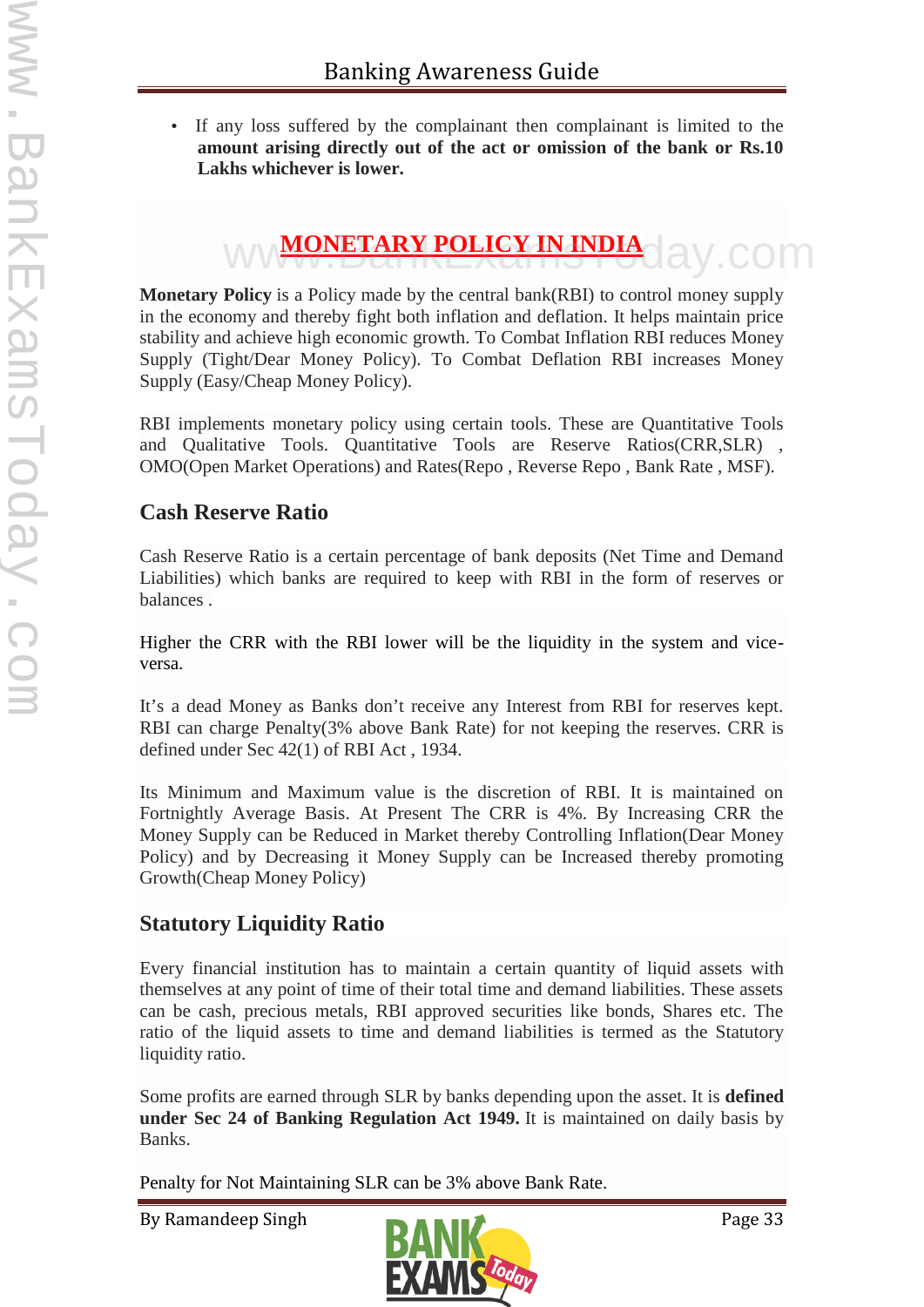- If any loss suffered by the complainant then complainant is limited to the **amount arising directly out of the act or omission of the bank or Rs.10 Lakhs whichever is lower.**

## MONETARY POLICY IN INDIA

**Monetary Policy** is a Policy made by the central bank(RBI) to control money supply in the economy and thereby fight both inflation and deflation. It helps maintain price stability and achieve high economic growth. To Combat Inflation RBI reduces Money Supply (Tight/Dear Money Policy). To Combat Deflation RBI increases Money Supply (Easy/Cheap Money Policy).

RBI implements monetary policy using certain tools. These are Quantitative Tools and Qualitative Tools. Quantitative Tools are Reserve Ratios(CRR,SLR) , OMO(Open Market Operations) and Rates(Repo , Reverse Repo , Bank Rate , MSF).

### Cash Reserve Ratio

Cash Reserve Ratio is a certain percentage of bank deposits (Net Time and Demand Liabilities) which banks are required to keep with RBI in the form of reserves or balances .

Higher the CRR with the RBI lower will be the liquidity in the system and vice-versa.

It's a dead Money as Banks don't receive any Interest from RBI for reserves kept. RBI can charge Penalty(3% above Bank Rate) for not keeping the reserves. CRR is defined under Sec 42(1) of RBI Act , 1934.

Its Minimum and Maximum value is the discretion of RBI. It is maintained on Fortnightly Average Basis. At Present The CRR is 4%. By Increasing CRR the Money Supply can be Reduced in Market thereby Controlling Inflation(Dear Money Policy) and by Decreasing it Money Supply can be Increased thereby promoting Growth(Cheap Money Policy)

### Statutory Liquidity Ratio

Every financial institution has to maintain a certain quantity of liquid assets with themselves at any point of time of their total time and demand liabilities. These assets can be cash, precious metals, RBI approved securities like bonds, Shares etc. The ratio of the liquid assets to time and demand liabilities is termed as the Statutory liquidity ratio.

Some profits are earned through SLR by banks depending upon the asset. It is **defined under Sec 24 of Banking Regulation Act 1949.** It is maintained on daily basis by Banks.

Penalty for Not Maintaining SLR can be 3% above Bank Rate.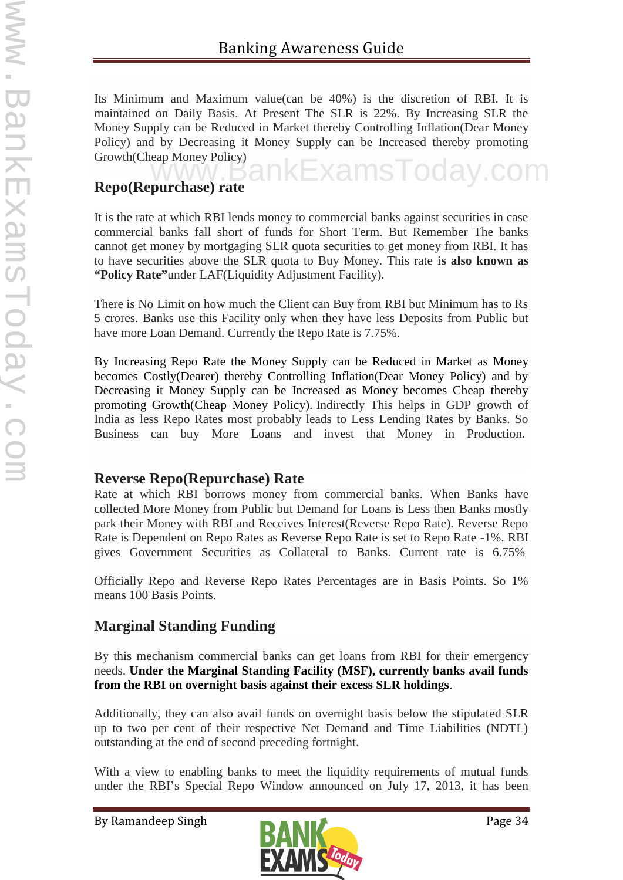Its Minimum and Maximum value(can be 40%) is the discretion of RBI. It is maintained on Daily Basis. At Present The SLR is 22%. By Increasing SLR the Money Supply can be Reduced in Market thereby Controlling Inflation(Dear Money Policy) and by Decreasing it Money Supply can be Increased thereby promoting Growth(Cheap Money Policy)

## Repo(Repurchase) rate

It is the rate at which RBI lends money to commercial banks against securities in case commercial banks fall short of funds for Short Term. But Remember The banks cannot get money by mortgaging SLR quota securities to get money from RBI. It has to have securities above the SLR quota to Buy Money. This rate i**s also known as "Policy Rate"**under LAF(Liquidity Adjustment Facility).

There is No Limit on how much the Client can Buy from RBI but Minimum has to Rs 5 crores. Banks use this Facility only when they have less Deposits from Public but have more Loan Demand. Currently the Repo Rate is 7.75%.

By Increasing Repo Rate the Money Supply can be Reduced in Market as Money becomes Costly(Dearer) thereby Controlling Inflation(Dear Money Policy) and by Decreasing it Money Supply can be Increased as Money becomes Cheap thereby promoting Growth(Cheap Money Policy). Indirectly This helps in GDP growth of India as less Repo Rates most probably leads to Less Lending Rates by Banks. So Business can buy More Loans and invest that Money in Production.

## Reverse Repo(Repurchase) Rate

Rate at which RBI borrows money from commercial banks. When Banks have collected More Money from Public but Demand for Loans is Less then Banks mostly park their Money with RBI and Receives Interest(Reverse Repo Rate). Reverse Repo Rate is Dependent on Repo Rates as Reverse Repo Rate is set to Repo Rate -1%. RBI gives Government Securities as Collateral to Banks. Current rate is 6.75%

Officially Repo and Reverse Repo Rates Percentages are in Basis Points. So 1% means 100 Basis Points.

## Marginal Standing Funding

By this mechanism commercial banks can get loans from RBI for their emergency needs. **Under the Marginal Standing Facility (MSF), currently banks avail funds from the RBI on overnight basis against their excess SLR holdings**.

Additionally, they can also avail funds on overnight basis below the stipulated SLR up to two per cent of their respective Net Demand and Time Liabilities (NDTL) outstanding at the end of second preceding fortnight.

With a view to enabling banks to meet the liquidity requirements of mutual funds under the RBI's Special Repo Window announced on July 17, 2013, it has been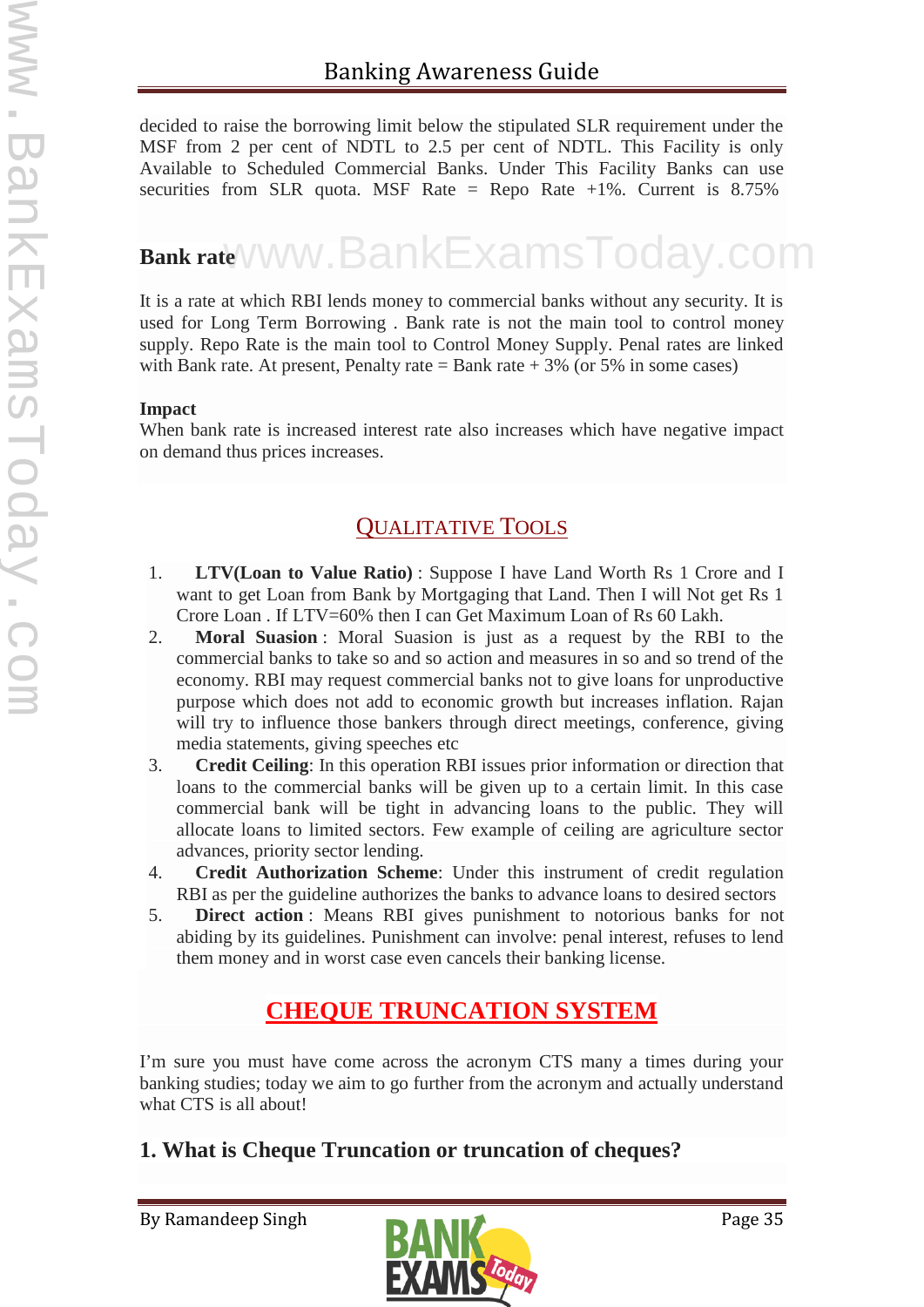decided to raise the borrowing limit below the stipulated SLR requirement under the MSF from 2 per cent of NDTL to 2.5 per cent of NDTL. This Facility is only Available to Scheduled Commercial Banks. Under This Facility Banks can use securities from SLR quota. MSF Rate = Repo Rate +1%. Current is 8.75%

**Bank rate**

It is a rate at which RBI lends money to commercial banks without any security. It is used for Long Term Borrowing . Bank rate is not the main tool to control money supply. Repo Rate is the main tool to Control Money Supply. Penal rates are linked with Bank rate. At present, Penalty rate = Bank rate + 3% (or 5% in some cases)

**Impact**

When bank rate is increased interest rate also increases which have negative impact on demand thus prices increases.

## QUALITATIVE TOOLS

1. **LTV(Loan to Value Ratio)** : Suppose I have Land Worth Rs 1 Crore and I want to get Loan from Bank by Mortgaging that Land. Then I will Not get Rs 1 Crore Loan . If LTV=60% then I can Get Maximum Loan of Rs 60 Lakh.
2. **Moral Suasion** : Moral Suasion is just as a request by the RBI to the commercial banks to take so and so action and measures in so and so trend of the economy. RBI may request commercial banks not to give loans for unproductive purpose which does not add to economic growth but increases inflation. Rajan will try to influence those bankers through direct meetings, conference, giving media statements, giving speeches etc
3. **Credit Ceiling**: In this operation RBI issues prior information or direction that loans to the commercial banks will be given up to a certain limit. In this case commercial bank will be tight in advancing loans to the public. They will allocate loans to limited sectors. Few example of ceiling are agriculture sector advances, priority sector lending.
4. **Credit Authorization Scheme**: Under this instrument of credit regulation RBI as per the guideline authorizes the banks to advance loans to desired sectors
5. **Direct action** : Means RBI gives punishment to notorious banks for not abiding by its guidelines. Punishment can involve: penal interest, refuses to lend them money and in worst case even cancels their banking license.

## CHEQUE TRUNCATION SYSTEM

I'm sure you must have come across the acronym CTS many a times during your banking studies; today we aim to go further from the acronym and actually understand what CTS is all about!

### 1. What is Cheque Truncation or truncation of cheques?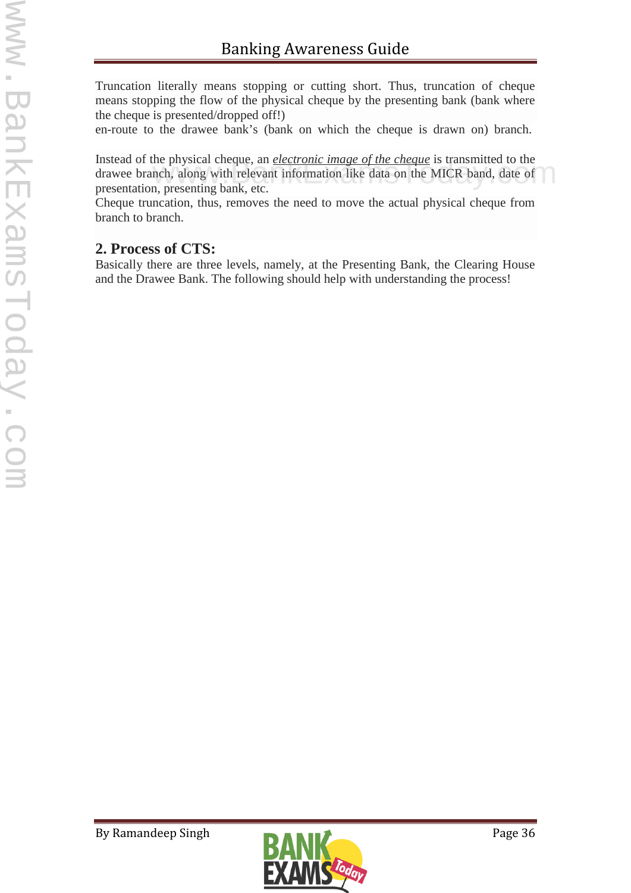Truncation literally means stopping or cutting short. Thus, truncation of cheque means stopping the flow of the physical cheque by the presenting bank (bank where the cheque is presented/dropped off!)
en-route to the drawee bank's (bank on which the cheque is drawn on) branch.

Instead of the physical cheque, an *electronic image of the cheque* is transmitted to the drawee branch, along with relevant information like data on the MICR band, date of presentation, presenting bank, etc.
Cheque truncation, thus, removes the need to move the actual physical cheque from branch to branch.

## 2. Process of CTS:

Basically there are three levels, namely, at the Presenting Bank, the Clearing House and the Drawee Bank. The following should help with understanding the process!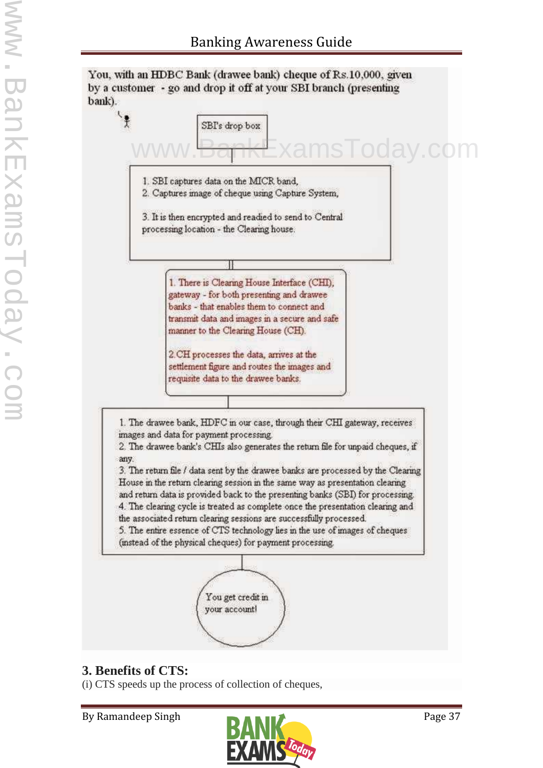You, with an HDBC Bank (drawee bank) cheque of Rs.10,000, given by a customer - go and drop it off at your SBI branch (presenting bank).

SBI's drop box

1. SBI captures data on the MICR band,
2. Captures image of cheque using Capture System,

3. It is then encrypted and readied to send to Central processing location - the Clearing house.

1. There is Clearing House Interface (CHI), gateway - for both presenting and drawee banks - that enables them to connect and transmit data and images in a secure and safe manner to the Clearing House (CH).

2. CH processes the data, arrives at the settlement figure and routes the images and requisite data to the drawee banks.

1. The drawee bank, HDFC in our case, through their CHI gateway, receives images and data for payment processing.
2. The drawee bank's CHIs also generates the return file for unpaid cheques, if any.
3. The return file / data sent by the drawee banks are processed by the Clearing House in the return clearing session in the same way as presentation clearing and return data is provided back to the presenting banks (SBI) for processing.
4. The clearing cycle is treated as complete once the presentation clearing and the associated return clearing sessions are successfully processed.
5. The entire essence of CTS technology lies in the use of images of cheques (instead of the physical cheques) for payment processing.

You get credit in your account!

### 3. Benefits of CTS:

(i) CTS speeds up the process of collection of cheques,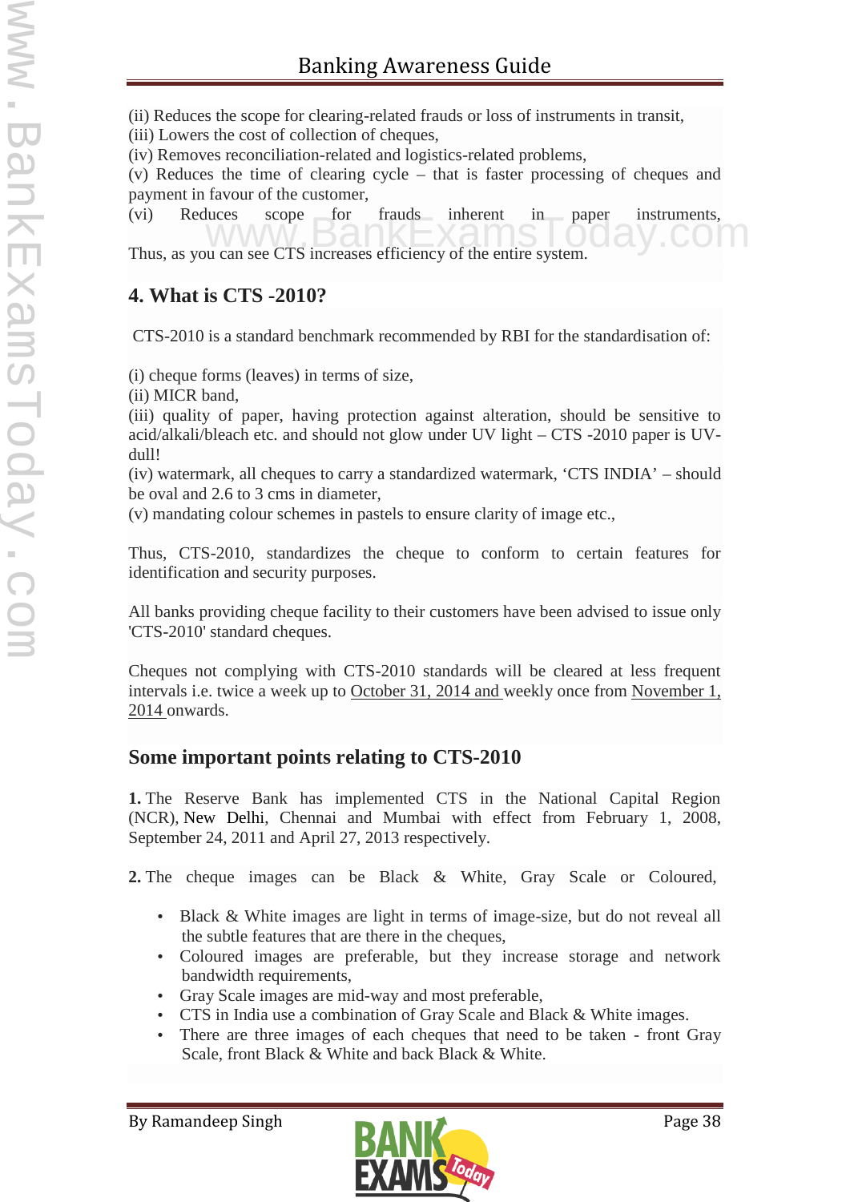(ii) Reduces the scope for clearing-related frauds or loss of instruments in transit,
(iii) Lowers the cost of collection of cheques,
(iv) Removes reconciliation-related and logistics-related problems,
(v) Reduces the time of clearing cycle – that is faster processing of cheques and payment in favour of the customer,
(vi) Reduces scope for frauds inherent in paper instruments,

Thus, as you can see CTS increases efficiency of the entire system.

## 4. What is CTS -2010?

CTS-2010 is a standard benchmark recommended by RBI for the standardisation of:

(i) cheque forms (leaves) in terms of size,
(ii) MICR band,
(iii) quality of paper, having protection against alteration, should be sensitive to acid/alkali/bleach etc. and should not glow under UV light – CTS -2010 paper is UV-dull!
(iv) watermark, all cheques to carry a standardized watermark, 'CTS INDIA' – should be oval and 2.6 to 3 cms in diameter,
(v) mandating colour schemes in pastels to ensure clarity of image etc.,

Thus, CTS-2010, standardizes the cheque to conform to certain features for identification and security purposes.

All banks providing cheque facility to their customers have been advised to issue only 'CTS-2010' standard cheques.

Cheques not complying with CTS-2010 standards will be cleared at less frequent intervals i.e. twice a week up to October 31, 2014 and weekly once from November 1, 2014 onwards.

## Some important points relating to CTS-2010

**1.** The Reserve Bank has implemented CTS in the National Capital Region (NCR), New Delhi, Chennai and Mumbai with effect from February 1, 2008, September 24, 2011 and April 27, 2013 respectively.

**2.** The cheque images can be Black & White, Gray Scale or Coloured,

- Black & White images are light in terms of image-size, but do not reveal all the subtle features that are there in the cheques,
- Coloured images are preferable, but they increase storage and network bandwidth requirements,
- Gray Scale images are mid-way and most preferable,
- CTS in India use a combination of Gray Scale and Black & White images.
- There are three images of each cheques that need to be taken - front Gray Scale, front Black & White and back Black & White.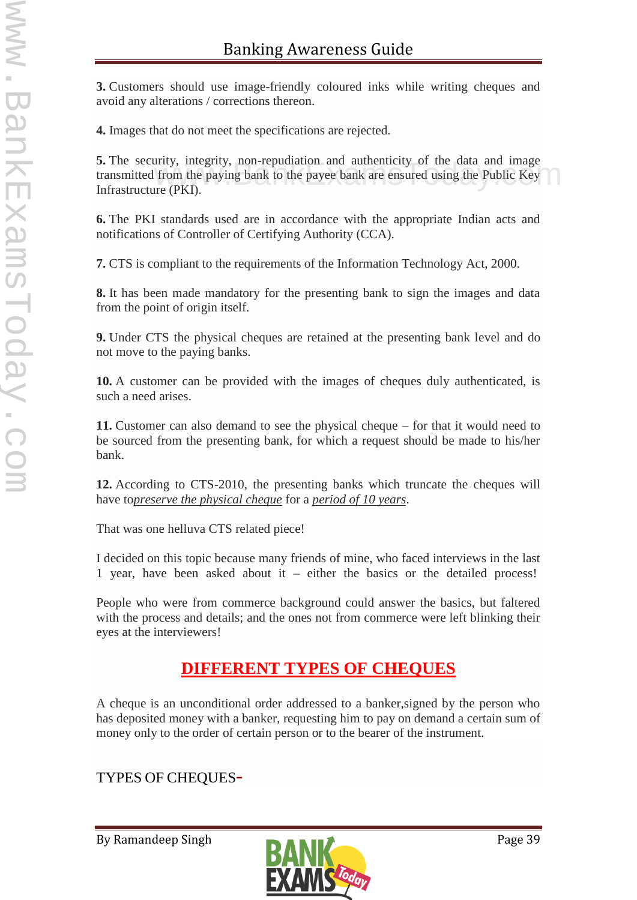**3.** Customers should use image-friendly coloured inks while writing cheques and avoid any alterations / corrections thereon.

**4.** Images that do not meet the specifications are rejected.

**5.** The security, integrity, non-repudiation and authenticity of the data and image transmitted from the paying bank to the payee bank are ensured using the Public Key Infrastructure (PKI).

**6.** The PKI standards used are in accordance with the appropriate Indian acts and notifications of Controller of Certifying Authority (CCA).

**7.** CTS is compliant to the requirements of the Information Technology Act, 2000.

**8.** It has been made mandatory for the presenting bank to sign the images and data from the point of origin itself.

**9.** Under CTS the physical cheques are retained at the presenting bank level and do not move to the paying banks.

**10.** A customer can be provided with the images of cheques duly authenticated, is such a need arises.

**11.** Customer can also demand to see the physical cheque – for that it would need to be sourced from the presenting bank, for which a request should be made to his/her bank.

**12.** According to CTS-2010, the presenting banks which truncate the cheques will have to*preserve the physical cheque* for a *period of 10 years*.

That was one helluva CTS related piece!

I decided on this topic because many friends of mine, who faced interviews in the last 1 year, have been asked about it – either the basics or the detailed process!

People who were from commerce background could answer the basics, but faltered with the process and details; and the ones not from commerce were left blinking their eyes at the interviewers!

## DIFFERENT TYPES OF CHEQUES

A cheque is an unconditional order addressed to a banker,signed by the person who has deposited money with a banker, requesting him to pay on demand a certain sum of money only to the order of certain person or to the bearer of the instrument.

TYPES OF CHEQUES-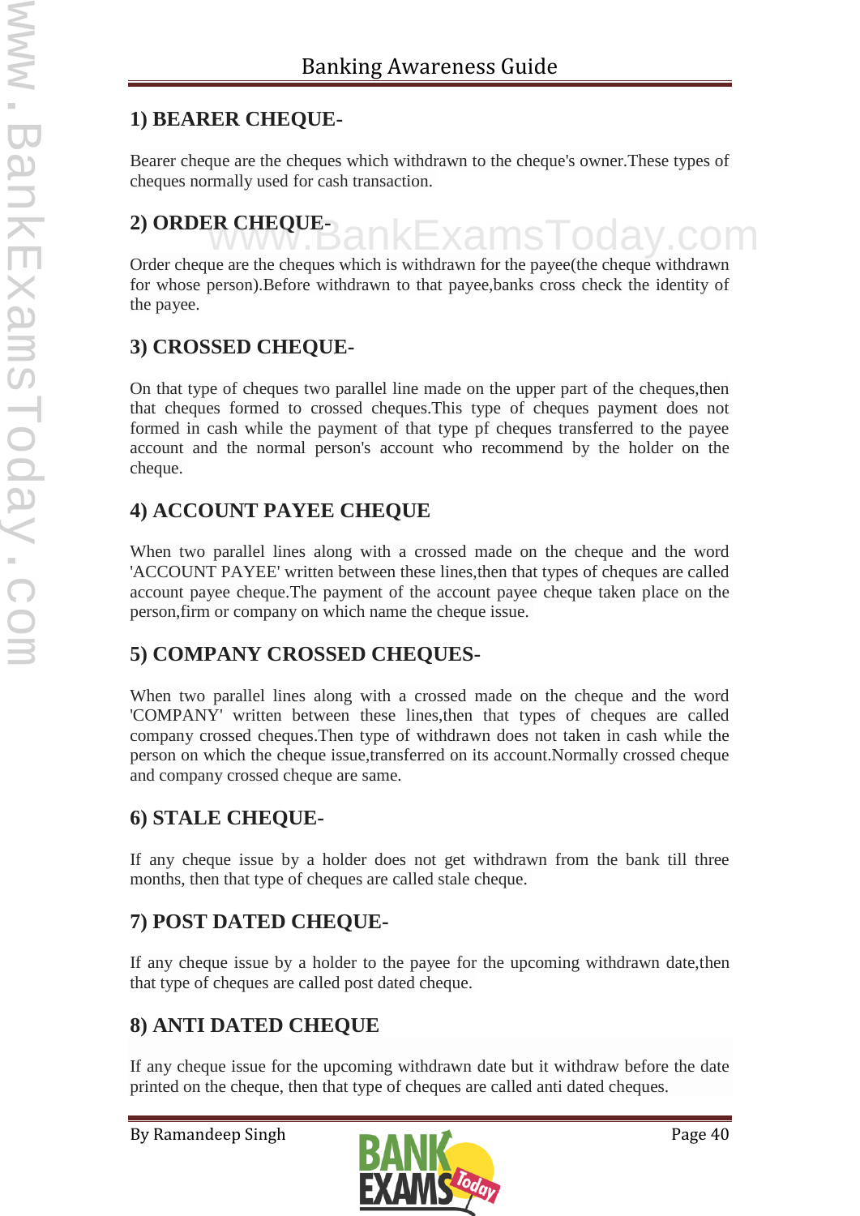## 1) BEARER CHEQUE-

Bearer cheque are the cheques which withdrawn to the cheque's owner.These types of cheques normally used for cash transaction.

## 2) ORDER CHEQUE-

Order cheque are the cheques which is withdrawn for the payee(the cheque withdrawn for whose person).Before withdrawn to that payee,banks cross check the identity of the payee.

## 3) CROSSED CHEQUE-

On that type of cheques two parallel line made on the upper part of the cheques,then that cheques formed to crossed cheques.This type of cheques payment does not formed in cash while the payment of that type pf cheques transferred to the payee account and the normal person's account who recommend by the holder on the cheque.

## 4) ACCOUNT PAYEE CHEQUE

When two parallel lines along with a crossed made on the cheque and the word 'ACCOUNT PAYEE' written between these lines,then that types of cheques are called account payee cheque.The payment of the account payee cheque taken place on the person,firm or company on which name the cheque issue.

## 5) COMPANY CROSSED CHEQUES-

When two parallel lines along with a crossed made on the cheque and the word 'COMPANY' written between these lines,then that types of cheques are called company crossed cheques.Then type of withdrawn does not taken in cash while the person on which the cheque issue,transferred on its account.Normally crossed cheque and company crossed cheque are same.

## 6) STALE CHEQUE-

If any cheque issue by a holder does not get withdrawn from the bank till three months, then that type of cheques are called stale cheque.

## 7) POST DATED CHEQUE-

If any cheque issue by a holder to the payee for the upcoming withdrawn date,then that type of cheques are called post dated cheque.

## 8) ANTI DATED CHEQUE

If any cheque issue for the upcoming withdrawn date but it withdraw before the date printed on the cheque, then that type of cheques are called anti dated cheques.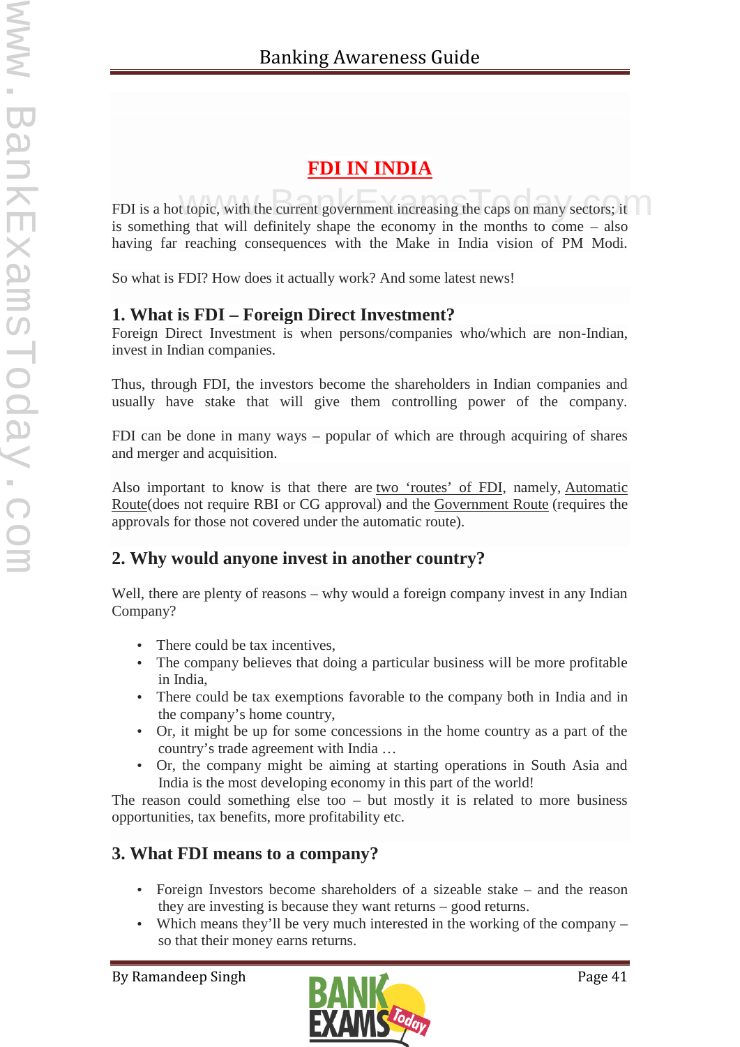# FDI IN INDIA

FDI is a hot topic, with the current government increasing the caps on many sectors; it is something that will definitely shape the economy in the months to come – also having far reaching consequences with the Make in India vision of PM Modi.

So what is FDI? How does it actually work? And some latest news!

## 1. What is FDI – Foreign Direct Investment?

Foreign Direct Investment is when persons/companies who/which are non-Indian, invest in Indian companies.

Thus, through FDI, the investors become the shareholders in Indian companies and usually have stake that will give them controlling power of the company.

FDI can be done in many ways – popular of which are through acquiring of shares and merger and acquisition.

Also important to know is that there are two 'routes' of FDI, namely, Automatic Route(does not require RBI or CG approval) and the Government Route (requires the approvals for those not covered under the automatic route).

## 2. Why would anyone invest in another country?

Well, there are plenty of reasons – why would a foreign company invest in any Indian Company?

- There could be tax incentives,
- The company believes that doing a particular business will be more profitable in India,
- There could be tax exemptions favorable to the company both in India and in the company's home country,
- Or, it might be up for some concessions in the home country as a part of the country's trade agreement with India …
- Or, the company might be aiming at starting operations in South Asia and India is the most developing economy in this part of the world!

The reason could something else too – but mostly it is related to more business opportunities, tax benefits, more profitability etc.

## 3. What FDI means to a company?

- Foreign Investors become shareholders of a sizeable stake – and the reason they are investing is because they want returns – good returns.
- Which means they'll be very much interested in the working of the company – so that their money earns returns.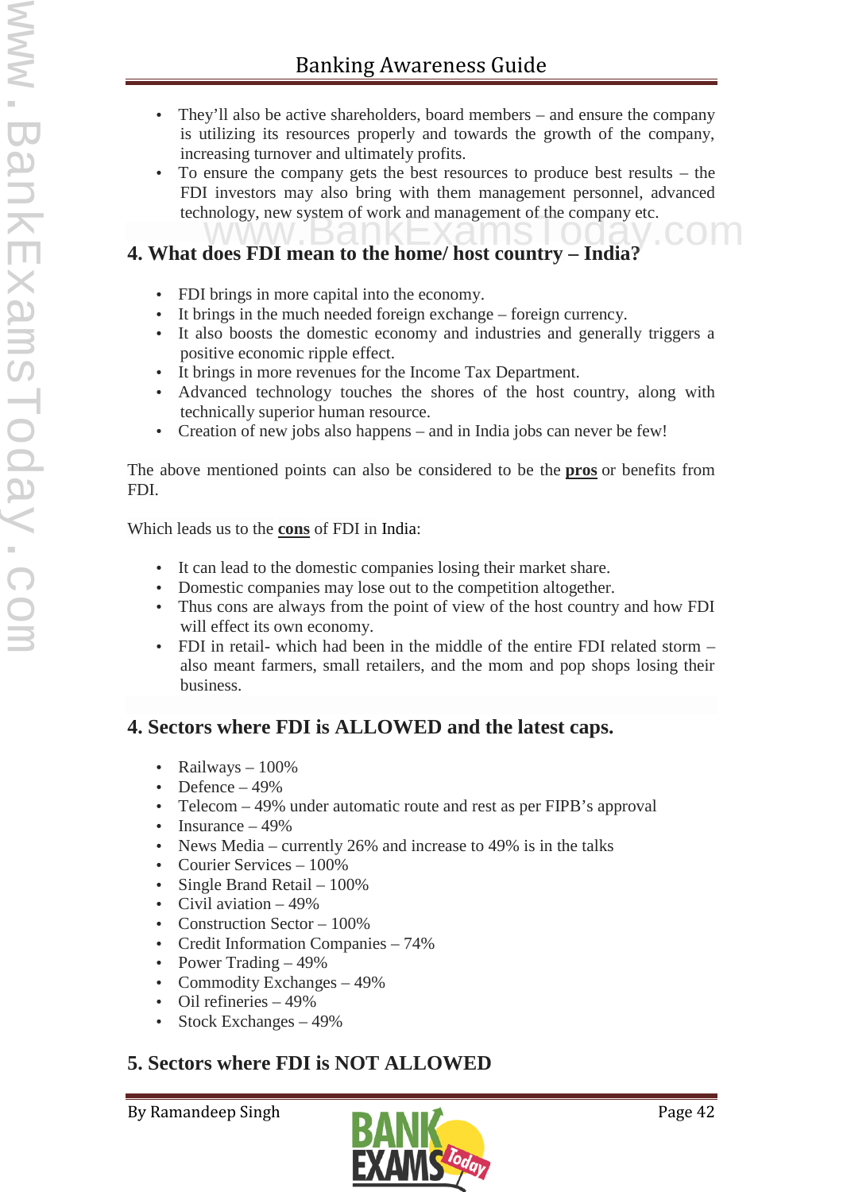- They'll also be active shareholders, board members – and ensure the company is utilizing its resources properly and towards the growth of the company, increasing turnover and ultimately profits.
- To ensure the company gets the best resources to produce best results – the FDI investors may also bring with them management personnel, advanced technology, new system of work and management of the company etc.

## 4. What does FDI mean to the home/ host country – India?

- FDI brings in more capital into the economy.
- It brings in the much needed foreign exchange – foreign currency.
- It also boosts the domestic economy and industries and generally triggers a positive economic ripple effect.
- It brings in more revenues for the Income Tax Department.
- Advanced technology touches the shores of the host country, along with technically superior human resource.
- Creation of new jobs also happens – and in India jobs can never be few!

The above mentioned points can also be considered to be the **pros** or benefits from FDI.

Which leads us to the **cons** of FDI in India:

- It can lead to the domestic companies losing their market share.
- Domestic companies may lose out to the competition altogether.
- Thus cons are always from the point of view of the host country and how FDI will effect its own economy.
- FDI in retail- which had been in the middle of the entire FDI related storm – also meant farmers, small retailers, and the mom and pop shops losing their business.

## 4. Sectors where FDI is ALLOWED and the latest caps.

- Railways – 100%
- Defence – 49%
- Telecom – 49% under automatic route and rest as per FIPB's approval
- Insurance – 49%
- News Media – currently 26% and increase to 49% is in the talks
- Courier Services – 100%
- Single Brand Retail – 100%
- Civil aviation – 49%
- Construction Sector – 100%
- Credit Information Companies – 74%
- Power Trading – 49%
- Commodity Exchanges – 49%
- Oil refineries – 49%
- Stock Exchanges – 49%

## 5. Sectors where FDI is NOT ALLOWED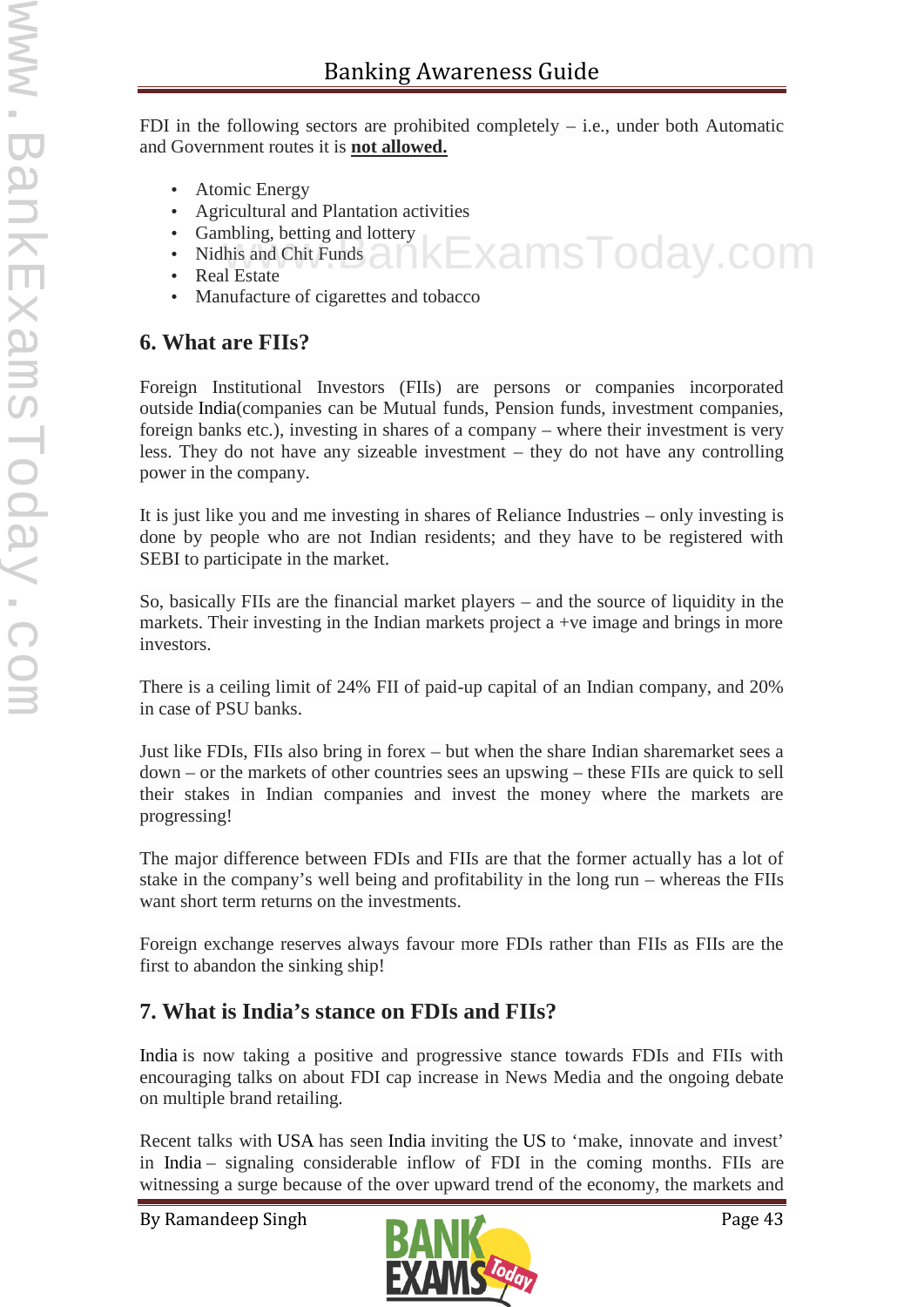FDI in the following sectors are prohibited completely – i.e., under both Automatic and Government routes it is **not allowed.**

- Atomic Energy
- Agricultural and Plantation activities
- Gambling, betting and lottery
- Nidhis and Chit Funds
- Real Estate
- Manufacture of cigarettes and tobacco

## 6. What are FIIs?

Foreign Institutional Investors (FIIs) are persons or companies incorporated outside India(companies can be Mutual funds, Pension funds, investment companies, foreign banks etc.), investing in shares of a company – where their investment is very less. They do not have any sizeable investment – they do not have any controlling power in the company.

It is just like you and me investing in shares of Reliance Industries – only investing is done by people who are not Indian residents; and they have to be registered with SEBI to participate in the market.

So, basically FIIs are the financial market players – and the source of liquidity in the markets. Their investing in the Indian markets project a +ve image and brings in more investors.

There is a ceiling limit of 24% FII of paid-up capital of an Indian company, and 20% in case of PSU banks.

Just like FDIs, FIIs also bring in forex – but when the share Indian sharemarket sees a down – or the markets of other countries sees an upswing – these FIIs are quick to sell their stakes in Indian companies and invest the money where the markets are progressing!

The major difference between FDIs and FIIs are that the former actually has a lot of stake in the company's well being and profitability in the long run – whereas the FIIs want short term returns on the investments.

Foreign exchange reserves always favour more FDIs rather than FIIs as FIIs are the first to abandon the sinking ship!

## 7. What is India's stance on FDIs and FIIs?

India is now taking a positive and progressive stance towards FDIs and FIIs with encouraging talks on about FDI cap increase in News Media and the ongoing debate on multiple brand retailing.

Recent talks with USA has seen India inviting the US to 'make, innovate and invest' in India – signaling considerable inflow of FDI in the coming months. FIIs are witnessing a surge because of the over upward trend of the economy, the markets and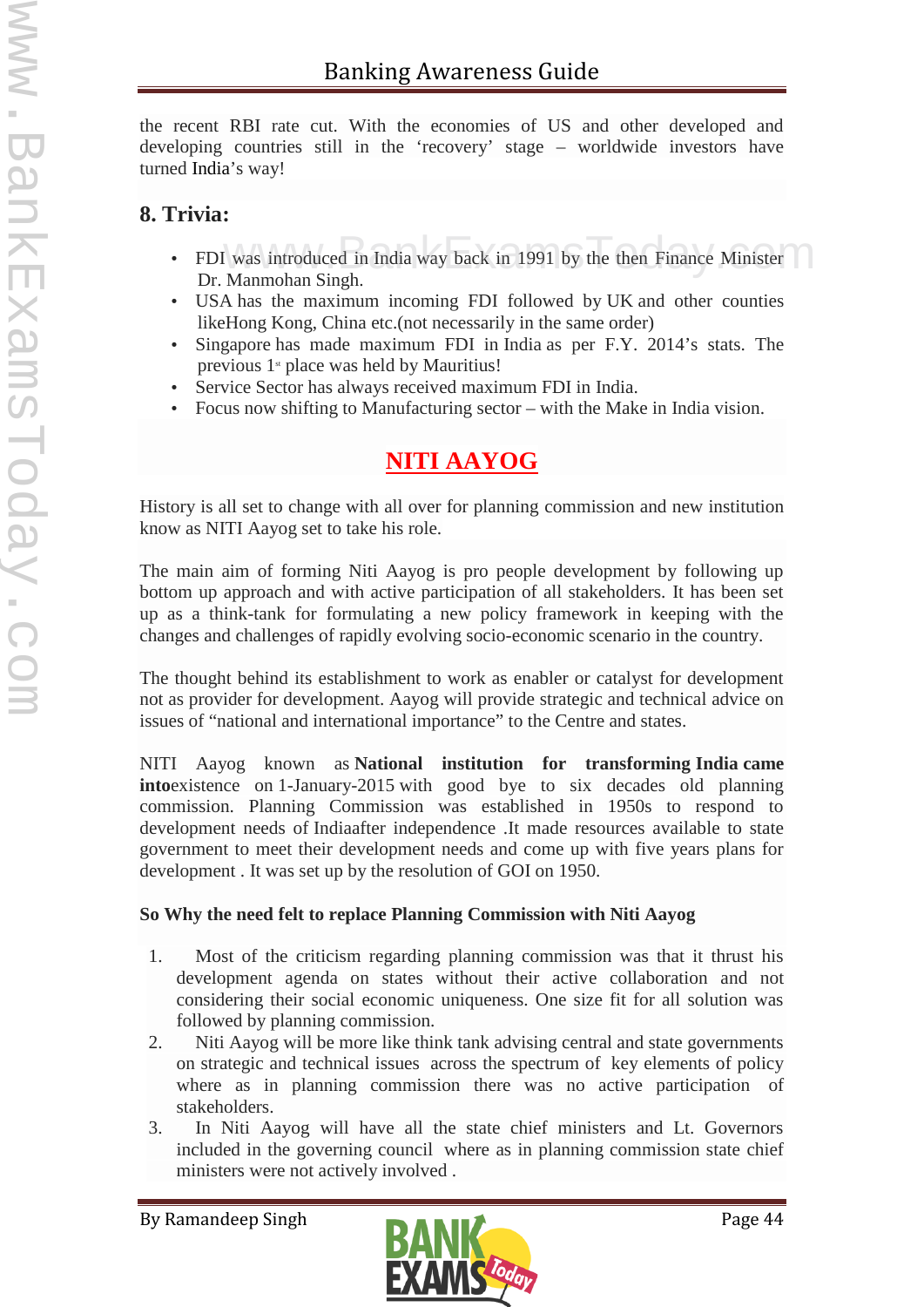the recent RBI rate cut. With the economies of US and other developed and developing countries still in the 'recovery' stage – worldwide investors have turned India's way!

### 8. Trivia:

- FDI was introduced in India way back in 1991 by the then Finance Minister Dr. Manmohan Singh.
- USA has the maximum incoming FDI followed by UK and other counties likeHong Kong, China etc.(not necessarily in the same order)
- Singapore has made maximum FDI in India as per F.Y. 2014's stats. The previous 1st place was held by Mauritius!
- Service Sector has always received maximum FDI in India.
- Focus now shifting to Manufacturing sector – with the Make in India vision.

## NITI AAYOG

History is all set to change with all over for planning commission and new institution know as NITI Aayog set to take his role.

The main aim of forming Niti Aayog is pro people development by following up bottom up approach and with active participation of all stakeholders. It has been set up as a think-tank for formulating a new policy framework in keeping with the changes and challenges of rapidly evolving socio-economic scenario in the country.

The thought behind its establishment to work as enabler or catalyst for development not as provider for development. Aayog will provide strategic and technical advice on issues of "national and international importance" to the Centre and states.

NITI Aayog known as **National institution for transforming India came into**existence on 1-January-2015 with good bye to six decades old planning commission. Planning Commission was established in 1950s to respond to development needs of Indiaafter independence .It made resources available to state government to meet their development needs and come up with five years plans for development . It was set up by the resolution of GOI on 1950.

**So Why the need felt to replace Planning Commission with Niti Aayog**

1. Most of the criticism regarding planning commission was that it thrust his development agenda on states without their active collaboration and not considering their social economic uniqueness. One size fit for all solution was followed by planning commission.
2. Niti Aayog will be more like think tank advising central and state governments on strategic and technical issues across the spectrum of key elements of policy where as in planning commission there was no active participation of stakeholders.
3. In Niti Aayog will have all the state chief ministers and Lt. Governors included in the governing council where as in planning commission state chief ministers were not actively involved .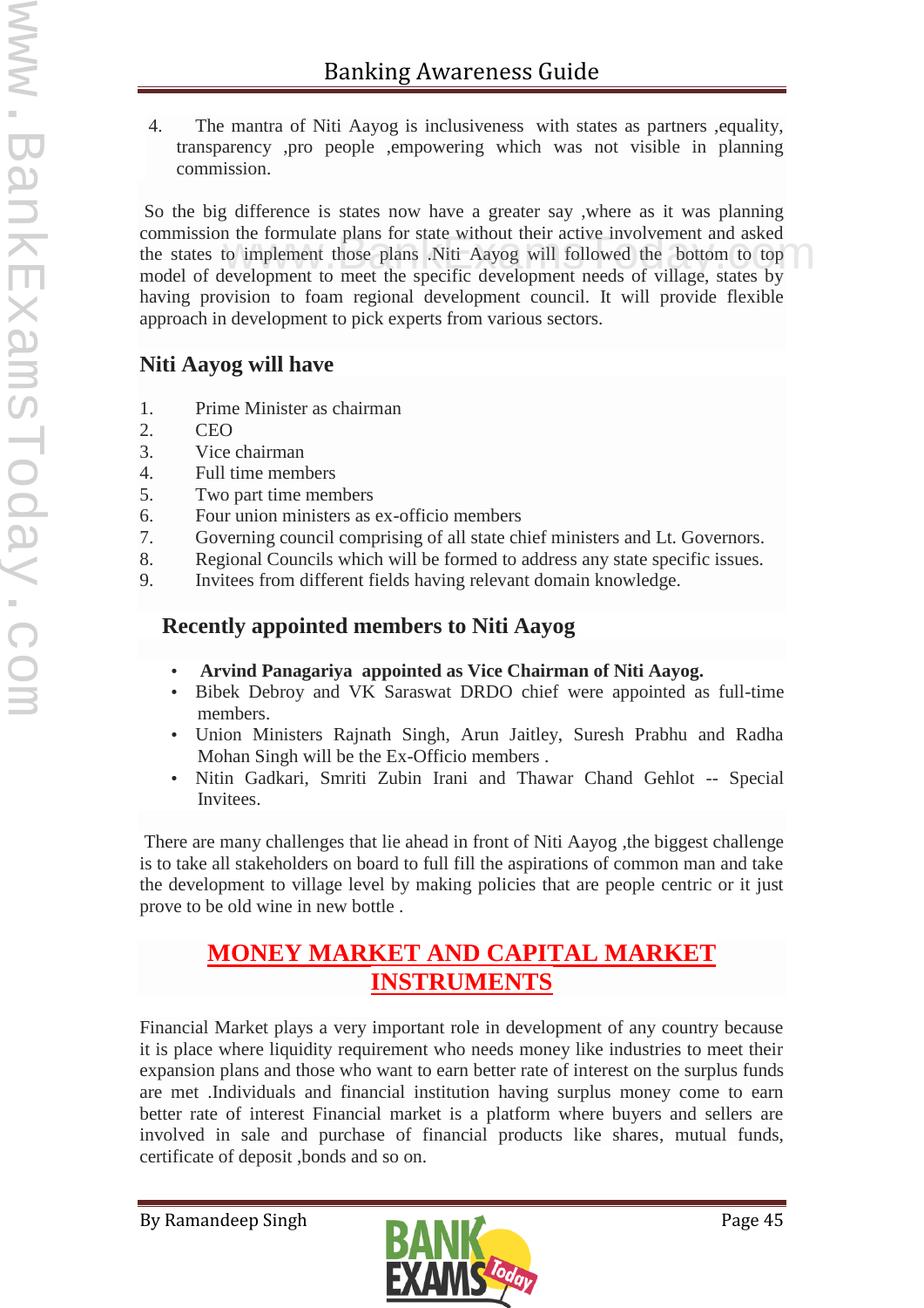4. The mantra of Niti Aayog is inclusiveness with states as partners ,equality, transparency ,pro people ,empowering which was not visible in planning commission.

So the big difference is states now have a greater say ,where as it was planning commission the formulate plans for state without their active involvement and asked the states to implement those plans .Niti Aayog will followed the bottom to top model of development to meet the specific development needs of village, states by having provision to foam regional development council. It will provide flexible approach in development to pick experts from various sectors.

### Niti Aayog will have

1. Prime Minister as chairman
2. CEO
3. Vice chairman
4. Full time members
5. Two part time members
6. Four union ministers as ex-officio members
7. Governing council comprising of all state chief ministers and Lt. Governors.
8. Regional Councils which will be formed to address any state specific issues.
9. Invitees from different fields having relevant domain knowledge.

### Recently appointed members to Niti Aayog

- **Arvind Panagariya appointed as Vice Chairman of Niti Aayog.**
- Bibek Debroy and VK Saraswat DRDO chief were appointed as full-time members.
- Union Ministers Rajnath Singh, Arun Jaitley, Suresh Prabhu and Radha Mohan Singh will be the Ex-Officio members .
- Nitin Gadkari, Smriti Zubin Irani and Thawar Chand Gehlot -- Special Invitees.

There are many challenges that lie ahead in front of Niti Aayog ,the biggest challenge is to take all stakeholders on board to full fill the aspirations of common man and take the development to village level by making policies that are people centric or it just prove to be old wine in new bottle .

## MONEY MARKET AND CAPITAL MARKET INSTRUMENTS

Financial Market plays a very important role in development of any country because it is place where liquidity requirement who needs money like industries to meet their expansion plans and those who want to earn better rate of interest on the surplus funds are met .Individuals and financial institution having surplus money come to earn better rate of interest Financial market is a platform where buyers and sellers are involved in sale and purchase of financial products like shares, mutual funds, certificate of deposit ,bonds and so on.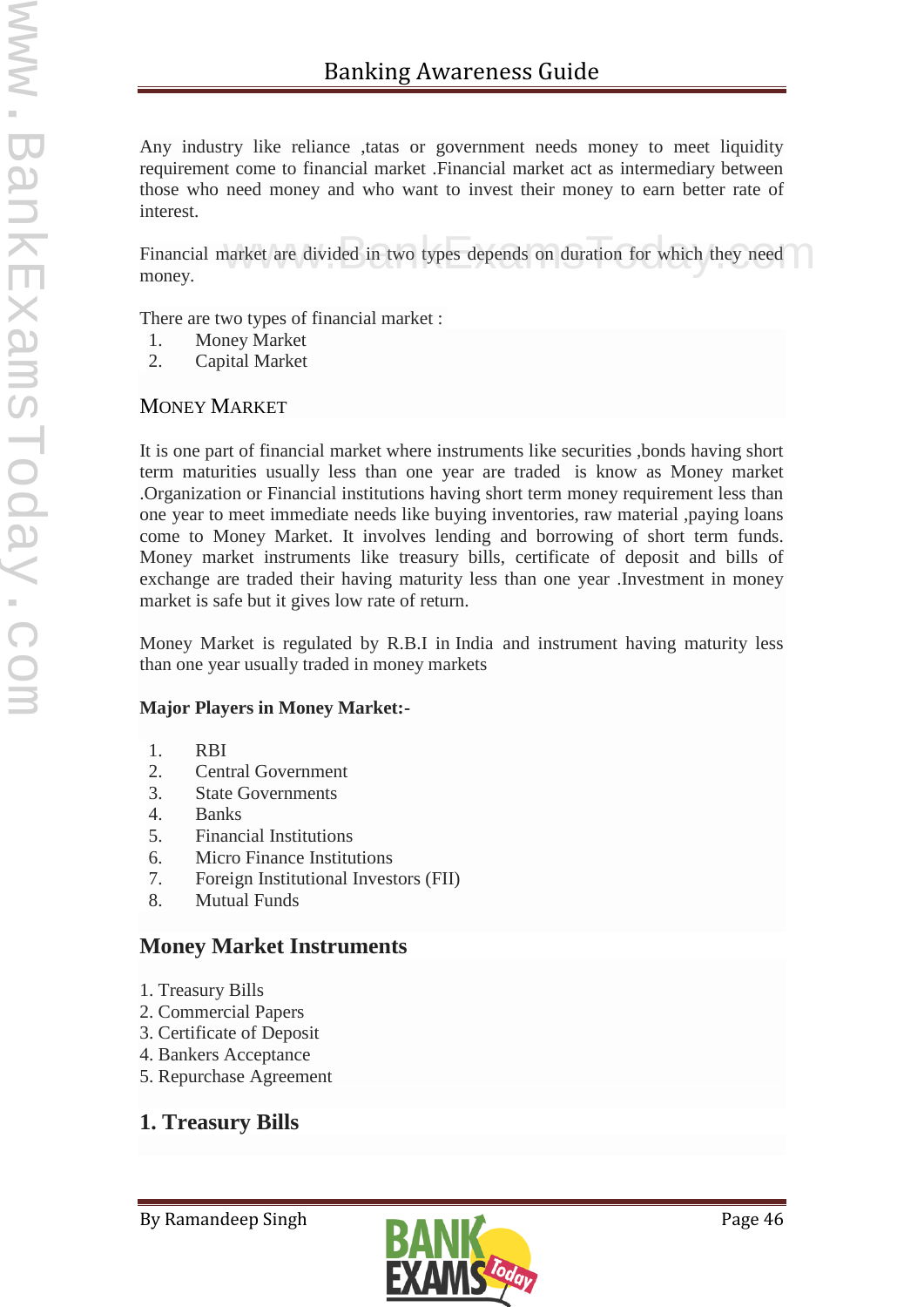Any industry like reliance ,tatas or government needs money to meet liquidity requirement come to financial market .Financial market act as intermediary between those who need money and who want to invest their money to earn better rate of interest.

Financial market are divided in two types depends on duration for which they need money.

There are two types of financial market :

1. Money Market
2. Capital Market

## MONEY MARKET

It is one part of financial market where instruments like securities ,bonds having short term maturities usually less than one year are traded is know as Money market .Organization or Financial institutions having short term money requirement less than one year to meet immediate needs like buying inventories, raw material ,paying loans come to Money Market. It involves lending and borrowing of short term funds. Money market instruments like treasury bills, certificate of deposit and bills of exchange are traded their having maturity less than one year .Investment in money market is safe but it gives low rate of return.

Money Market is regulated by R.B.I in India and instrument having maturity less than one year usually traded in money markets

**Major Players in Money Market:-**

1. RBI
2. Central Government
3. State Governments
4. Banks
5. Financial Institutions
6. Micro Finance Institutions
7. Foreign Institutional Investors (FII)
8. Mutual Funds

## Money Market Instruments

1. Treasury Bills
2. Commercial Papers
3. Certificate of Deposit
4. Bankers Acceptance
5. Repurchase Agreement

## 1. Treasury Bills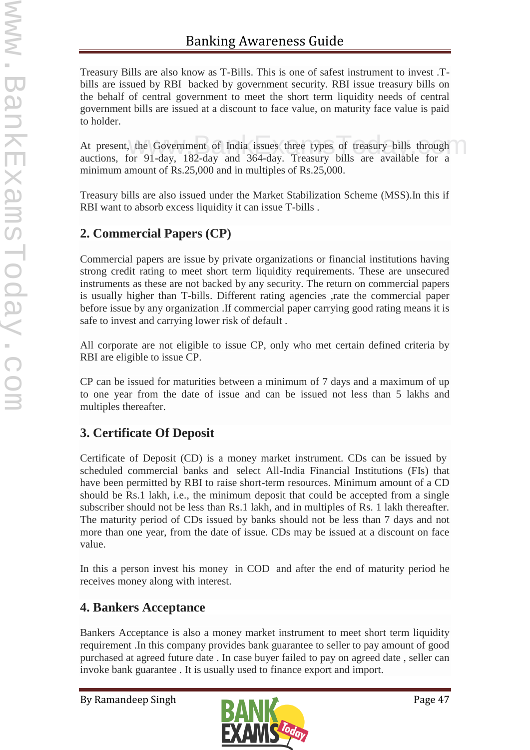Treasury Bills are also know as T-Bills. This is one of safest instrument to invest .T-bills are issued by RBI backed by government security. RBI issue treasury bills on the behalf of central government to meet the short term liquidity needs of central government bills are issued at a discount to face value, on maturity face value is paid to holder.

At present, the Government of India issues three types of treasury bills through auctions, for 91-day, 182-day and 364-day. Treasury bills are available for a minimum amount of Rs.25,000 and in multiples of Rs.25,000.

Treasury bills are also issued under the Market Stabilization Scheme (MSS).In this if RBI want to absorb excess liquidity it can issue T-bills .

## 2. Commercial Papers (CP)

Commercial papers are issue by private organizations or financial institutions having strong credit rating to meet short term liquidity requirements. These are unsecured instruments as these are not backed by any security. The return on commercial papers is usually higher than T-bills. Different rating agencies ,rate the commercial paper before issue by any organization .If commercial paper carrying good rating means it is safe to invest and carrying lower risk of default .

All corporate are not eligible to issue CP, only who met certain defined criteria by RBI are eligible to issue CP.

CP can be issued for maturities between a minimum of 7 days and a maximum of up to one year from the date of issue and can be issued not less than 5 lakhs and multiples thereafter.

## 3. Certificate Of Deposit

Certificate of Deposit (CD) is a money market instrument. CDs can be issued by scheduled commercial banks and select All-India Financial Institutions (FIs) that have been permitted by RBI to raise short-term resources. Minimum amount of a CD should be Rs.1 lakh, i.e., the minimum deposit that could be accepted from a single subscriber should not be less than Rs.1 lakh, and in multiples of Rs. 1 lakh thereafter. The maturity period of CDs issued by banks should not be less than 7 days and not more than one year, from the date of issue. CDs may be issued at a discount on face value.

In this a person invest his money in COD and after the end of maturity period he receives money along with interest.

## 4. Bankers Acceptance

Bankers Acceptance is also a money market instrument to meet short term liquidity requirement .In this company provides bank guarantee to seller to pay amount of good purchased at agreed future date . In case buyer failed to pay on agreed date , seller can invoke bank guarantee . It is usually used to finance export and import.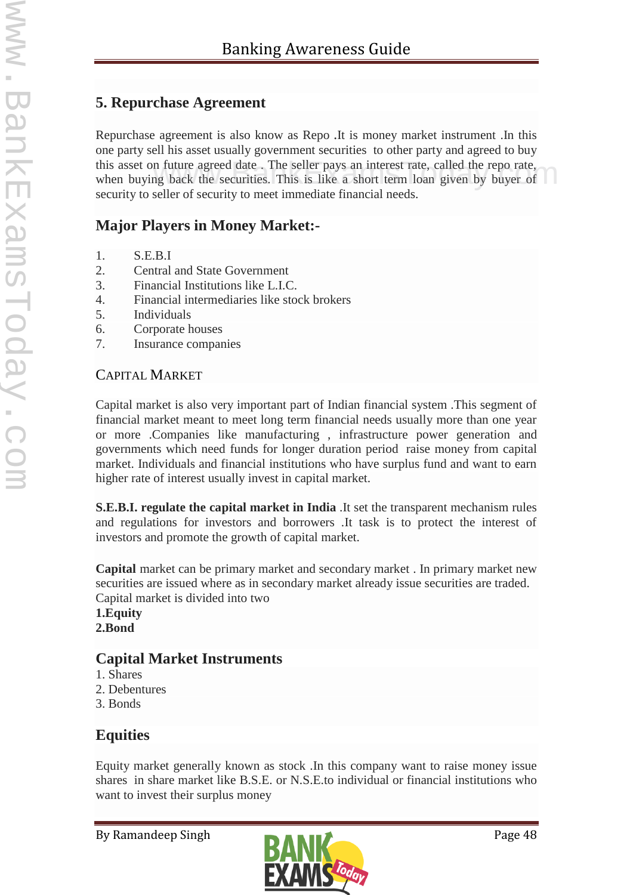## 5. Repurchase Agreement

Repurchase agreement is also know as Repo .It is money market instrument .In this one party sell his asset usually government securities to other party and agreed to buy this asset on future agreed date . The seller pays an interest rate, called the repo rate, when buying back the securities. This is like a short term loan given by buyer of security to seller of security to meet immediate financial needs.

## Major Players in Money Market:-

1. S.E.B.I
2. Central and State Government
3. Financial Institutions like L.I.C.
4. Financial intermediaries like stock brokers
5. Individuals
6. Corporate houses
7. Insurance companies

## CAPITAL MARKET

Capital market is also very important part of Indian financial system .This segment of financial market meant to meet long term financial needs usually more than one year or more .Companies like manufacturing , infrastructure power generation and governments which need funds for longer duration period raise money from capital market. Individuals and financial institutions who have surplus fund and want to earn higher rate of interest usually invest in capital market.

**S.E.B.I. regulate the capital market in India** .It set the transparent mechanism rules and regulations for investors and borrowers .It task is to protect the interest of investors and promote the growth of capital market.

**Capital** market can be primary market and secondary market . In primary market new securities are issued where as in secondary market already issue securities are traded. Capital market is divided into two

**1.Equity**
**2.Bond**

## Capital Market Instruments

1. Shares
2. Debentures
3. Bonds

## Equities

Equity market generally known as stock .In this company want to raise money issue shares in share market like B.S.E. or N.S.E.to individual or financial institutions who want to invest their surplus money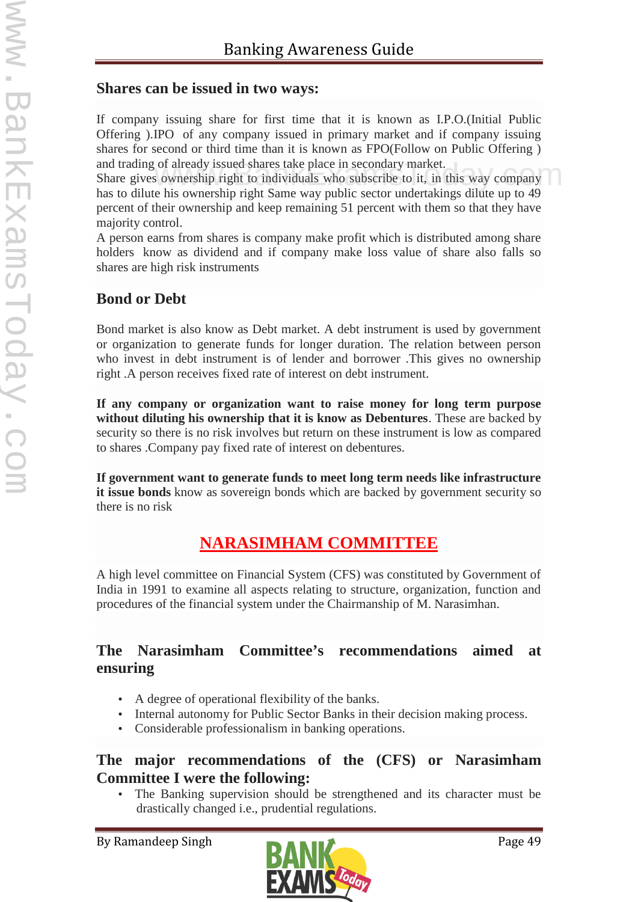## Shares can be issued in two ways:

If company issuing share for first time that it is known as I.P.O.(Initial Public Offering ).IPO of any company issued in primary market and if company issuing shares for second or third time than it is known as FPO(Follow on Public Offering ) and trading of already issued shares take place in secondary market.
Share gives ownership right to individuals who subscribe to it, in this way company has to dilute his ownership right Same way public sector undertakings dilute up to 49 percent of their ownership and keep remaining 51 percent with them so that they have majority control.
A person earns from shares is company make profit which is distributed among share holders know as dividend and if company make loss value of share also falls so shares are high risk instruments

## Bond or Debt

Bond market is also know as Debt market. A debt instrument is used by government or organization to generate funds for longer duration. The relation between person who invest in debt instrument is of lender and borrower .This gives no ownership right .A person receives fixed rate of interest on debt instrument.

**If any company or organization want to raise money for long term purpose without diluting his ownership that it is know as Debentures**. These are backed by security so there is no risk involves but return on these instrument is low as compared to shares .Company pay fixed rate of interest on debentures.

**If government want to generate funds to meet long term needs like infrastructure it issue bonds** know as sovereign bonds which are backed by government security so there is no risk

# NARASIMHAM COMMITTEE

A high level committee on Financial System (CFS) was constituted by Government of India in 1991 to examine all aspects relating to structure, organization, function and procedures of the financial system under the Chairmanship of M. Narasimhan.

## The Narasimham Committee's recommendations aimed at ensuring

- A degree of operational flexibility of the banks.
- Internal autonomy for Public Sector Banks in their decision making process.
- Considerable professionalism in banking operations.

## The major recommendations of the (CFS) or Narasimham Committee I were the following:

- The Banking supervision should be strengthened and its character must be drastically changed i.e., prudential regulations.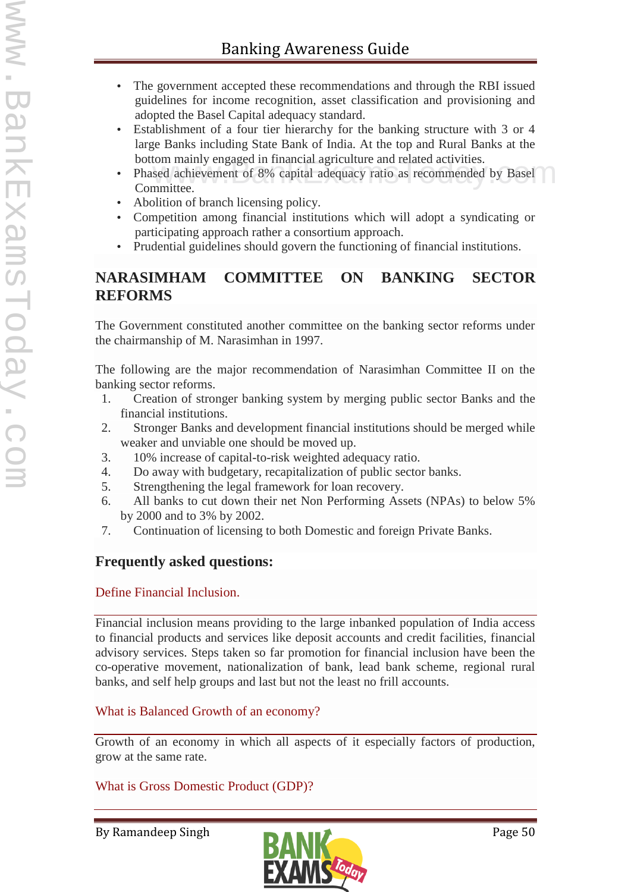- The government accepted these recommendations and through the RBI issued guidelines for income recognition, asset classification and provisioning and adopted the Basel Capital adequacy standard.
- Establishment of a four tier hierarchy for the banking structure with 3 or 4 large Banks including State Bank of India. At the top and Rural Banks at the bottom mainly engaged in financial agriculture and related activities.
- Phased achievement of 8% capital adequacy ratio as recommended by Basel Committee.
- Abolition of branch licensing policy.
- Competition among financial institutions which will adopt a syndicating or participating approach rather a consortium approach.
- Prudential guidelines should govern the functioning of financial institutions.

## NARASIMHAM COMMITTEE ON BANKING SECTOR REFORMS

The Government constituted another committee on the banking sector reforms under the chairmanship of M. Narasimhan in 1997.

The following are the major recommendation of Narasimhan Committee II on the banking sector reforms.

1. Creation of stronger banking system by merging public sector Banks and the financial institutions.
2. Stronger Banks and development financial institutions should be merged while weaker and unviable one should be moved up.
3. 10% increase of capital-to-risk weighted adequacy ratio.
4. Do away with budgetary, recapitalization of public sector banks.
5. Strengthening the legal framework for loan recovery.
6. All banks to cut down their net Non Performing Assets (NPAs) to below 5% by 2000 and to 3% by 2002.
7. Continuation of licensing to both Domestic and foreign Private Banks.

### Frequently asked questions:

Define Financial Inclusion.

Financial inclusion means providing to the large inbanked population of India access to financial products and services like deposit accounts and credit facilities, financial advisory services. Steps taken so far promotion for financial inclusion have been the co-operative movement, nationalization of bank, lead bank scheme, regional rural banks, and self help groups and last but not the least no frill accounts.

What is Balanced Growth of an economy?

Growth of an economy in which all aspects of it especially factors of production, grow at the same rate.

What is Gross Domestic Product (GDP)?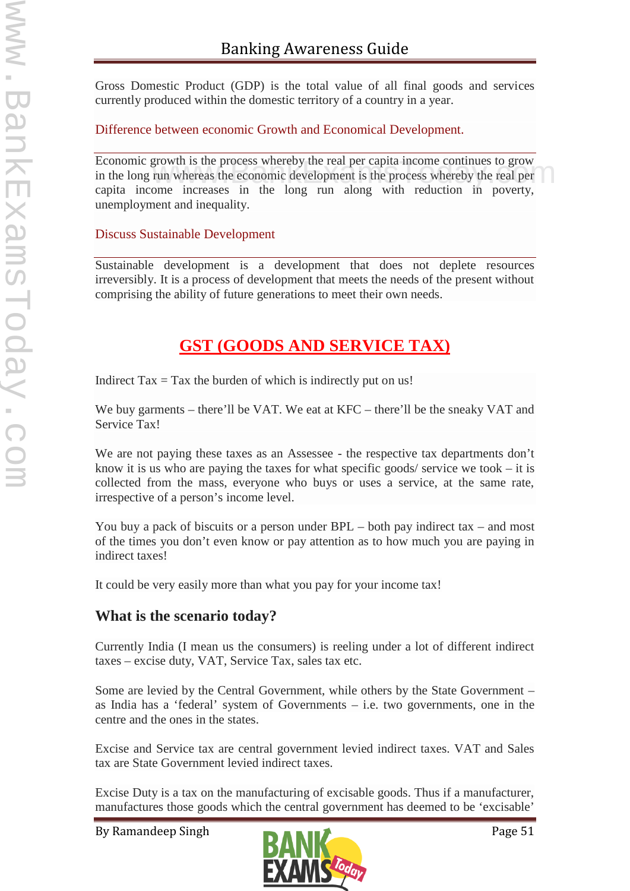Gross Domestic Product (GDP) is the total value of all final goods and services currently produced within the domestic territory of a country in a year.

Difference between economic Growth and Economical Development.

Economic growth is the process whereby the real per capita income continues to grow in the long run whereas the economic development is the process whereby the real per capita income increases in the long run along with reduction in poverty, unemployment and inequality.

Discuss Sustainable Development

Sustainable development is a development that does not deplete resources irreversibly. It is a process of development that meets the needs of the present without comprising the ability of future generations to meet their own needs.

## GST (GOODS AND SERVICE TAX)

Indirect Tax = Tax the burden of which is indirectly put on us!

We buy garments – there'll be VAT. We eat at KFC – there'll be the sneaky VAT and Service Tax!

We are not paying these taxes as an Assessee - the respective tax departments don't know it is us who are paying the taxes for what specific goods/ service we took – it is collected from the mass, everyone who buys or uses a service, at the same rate, irrespective of a person's income level.

You buy a pack of biscuits or a person under BPL – both pay indirect tax – and most of the times you don't even know or pay attention as to how much you are paying in indirect taxes!

It could be very easily more than what you pay for your income tax!

### What is the scenario today?

Currently India (I mean us the consumers) is reeling under a lot of different indirect taxes – excise duty, VAT, Service Tax, sales tax etc.

Some are levied by the Central Government, while others by the State Government – as India has a 'federal' system of Governments – i.e. two governments, one in the centre and the ones in the states.

Excise and Service tax are central government levied indirect taxes. VAT and Sales tax are State Government levied indirect taxes.

Excise Duty is a tax on the manufacturing of excisable goods. Thus if a manufacturer, manufactures those goods which the central government has deemed to be 'excisable'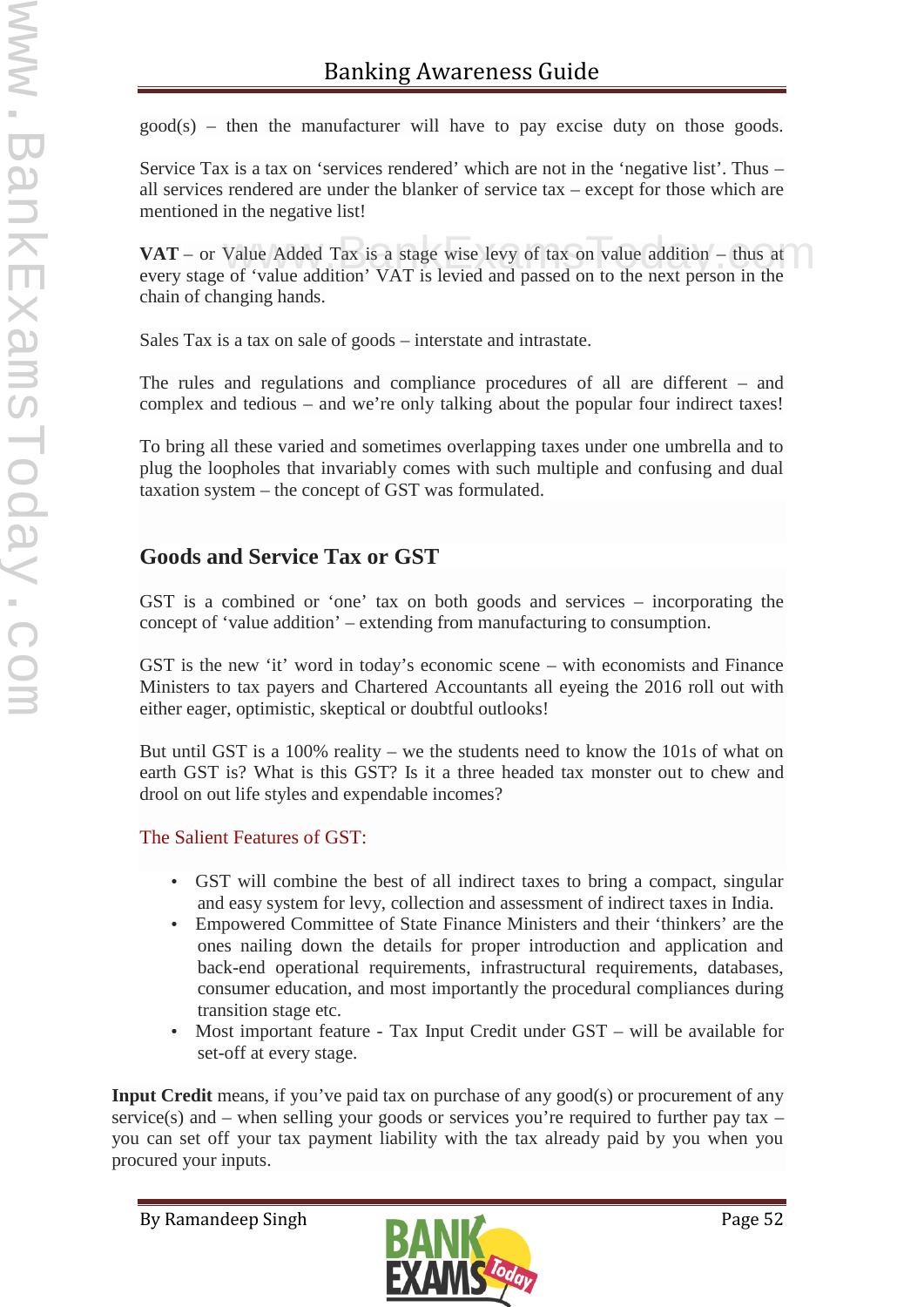good(s) – then the manufacturer will have to pay excise duty on those goods.

Service Tax is a tax on 'services rendered' which are not in the 'negative list'. Thus – all services rendered are under the blanker of service tax – except for those which are mentioned in the negative list!

**VAT** – or Value Added Tax is a stage wise levy of tax on value addition – thus at every stage of 'value addition' VAT is levied and passed on to the next person in the chain of changing hands.

Sales Tax is a tax on sale of goods – interstate and intrastate.

The rules and regulations and compliance procedures of all are different – and complex and tedious – and we're only talking about the popular four indirect taxes!

To bring all these varied and sometimes overlapping taxes under one umbrella and to plug the loopholes that invariably comes with such multiple and confusing and dual taxation system – the concept of GST was formulated.

## Goods and Service Tax or GST

GST is a combined or 'one' tax on both goods and services – incorporating the concept of 'value addition' – extending from manufacturing to consumption.

GST is the new 'it' word in today's economic scene – with economists and Finance Ministers to tax payers and Chartered Accountants all eyeing the 2016 roll out with either eager, optimistic, skeptical or doubtful outlooks!

But until GST is a 100% reality – we the students need to know the 101s of what on earth GST is? What is this GST? Is it a three headed tax monster out to chew and drool on out life styles and expendable incomes?

### The Salient Features of GST:

- GST will combine the best of all indirect taxes to bring a compact, singular and easy system for levy, collection and assessment of indirect taxes in India.
- Empowered Committee of State Finance Ministers and their 'thinkers' are the ones nailing down the details for proper introduction and application and back-end operational requirements, infrastructural requirements, databases, consumer education, and most importantly the procedural compliances during transition stage etc.
- Most important feature - Tax Input Credit under GST – will be available for set-off at every stage.

**Input Credit** means, if you've paid tax on purchase of any good(s) or procurement of any service(s) and – when selling your goods or services you're required to further pay tax – you can set off your tax payment liability with the tax already paid by you when you procured your inputs.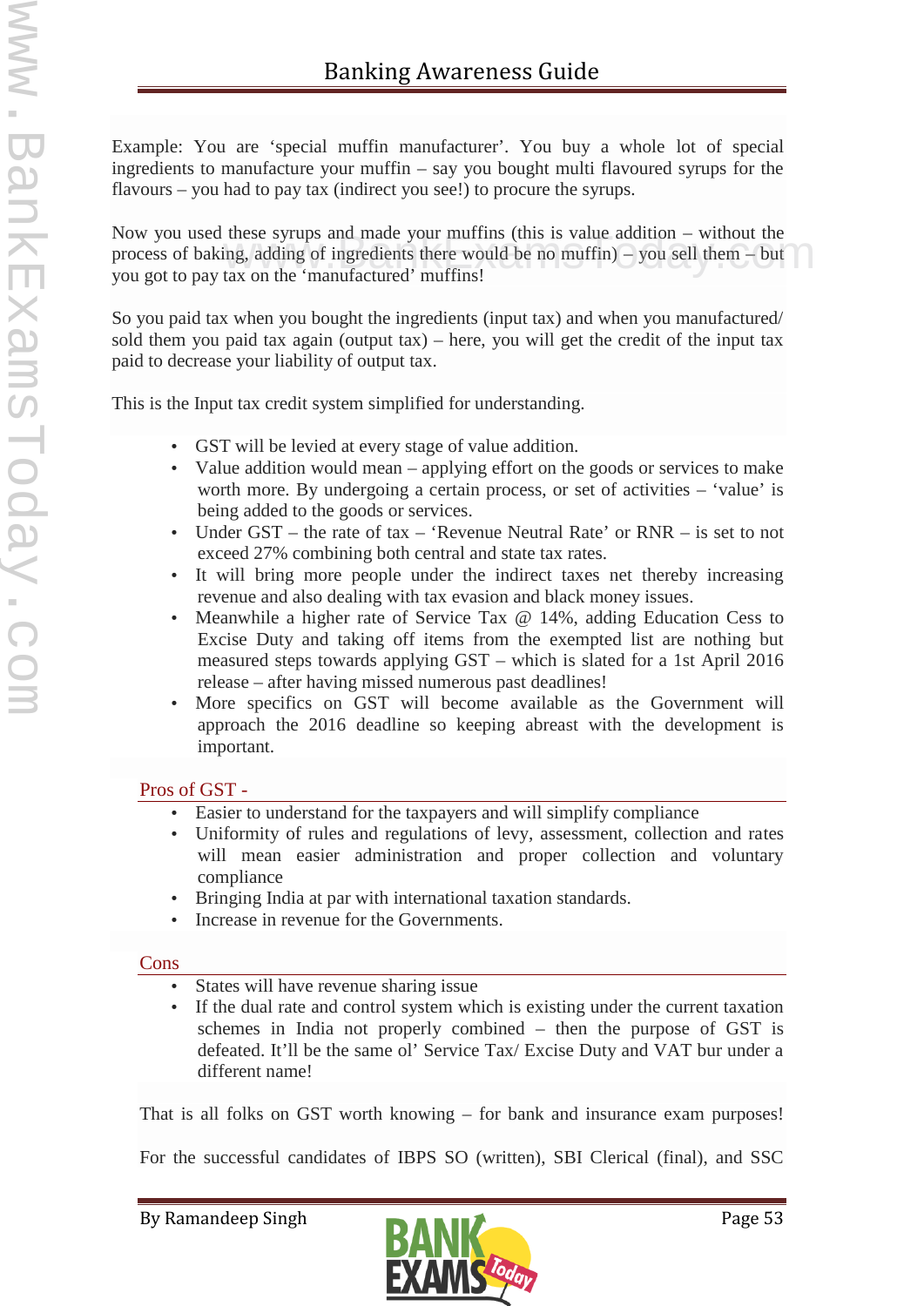Example: You are 'special muffin manufacturer'. You buy a whole lot of special ingredients to manufacture your muffin – say you bought multi flavoured syrups for the flavours – you had to pay tax (indirect you see!) to procure the syrups.

Now you used these syrups and made your muffins (this is value addition – without the process of baking, adding of ingredients there would be no muffin) – you sell them – but you got to pay tax on the 'manufactured' muffins!

So you paid tax when you bought the ingredients (input tax) and when you manufactured/ sold them you paid tax again (output tax) – here, you will get the credit of the input tax paid to decrease your liability of output tax.

This is the Input tax credit system simplified for understanding.

- GST will be levied at every stage of value addition.
- Value addition would mean – applying effort on the goods or services to make worth more. By undergoing a certain process, or set of activities – 'value' is being added to the goods or services.
- Under GST – the rate of tax – 'Revenue Neutral Rate' or RNR – is set to not exceed 27% combining both central and state tax rates.
- It will bring more people under the indirect taxes net thereby increasing revenue and also dealing with tax evasion and black money issues.
- Meanwhile a higher rate of Service Tax @ 14%, adding Education Cess to Excise Duty and taking off items from the exempted list are nothing but measured steps towards applying GST – which is slated for a 1st April 2016 release – after having missed numerous past deadlines!
- More specifics on GST will become available as the Government will approach the 2016 deadline so keeping abreast with the development is important.

## Pros of GST -

- Easier to understand for the taxpayers and will simplify compliance
- Uniformity of rules and regulations of levy, assessment, collection and rates will mean easier administration and proper collection and voluntary compliance
- Bringing India at par with international taxation standards.
- Increase in revenue for the Governments.

## Cons

- States will have revenue sharing issue
- If the dual rate and control system which is existing under the current taxation schemes in India not properly combined – then the purpose of GST is defeated. It'll be the same ol' Service Tax/ Excise Duty and VAT bur under a different name!

That is all folks on GST worth knowing – for bank and insurance exam purposes!

For the successful candidates of IBPS SO (written), SBI Clerical (final), and SSC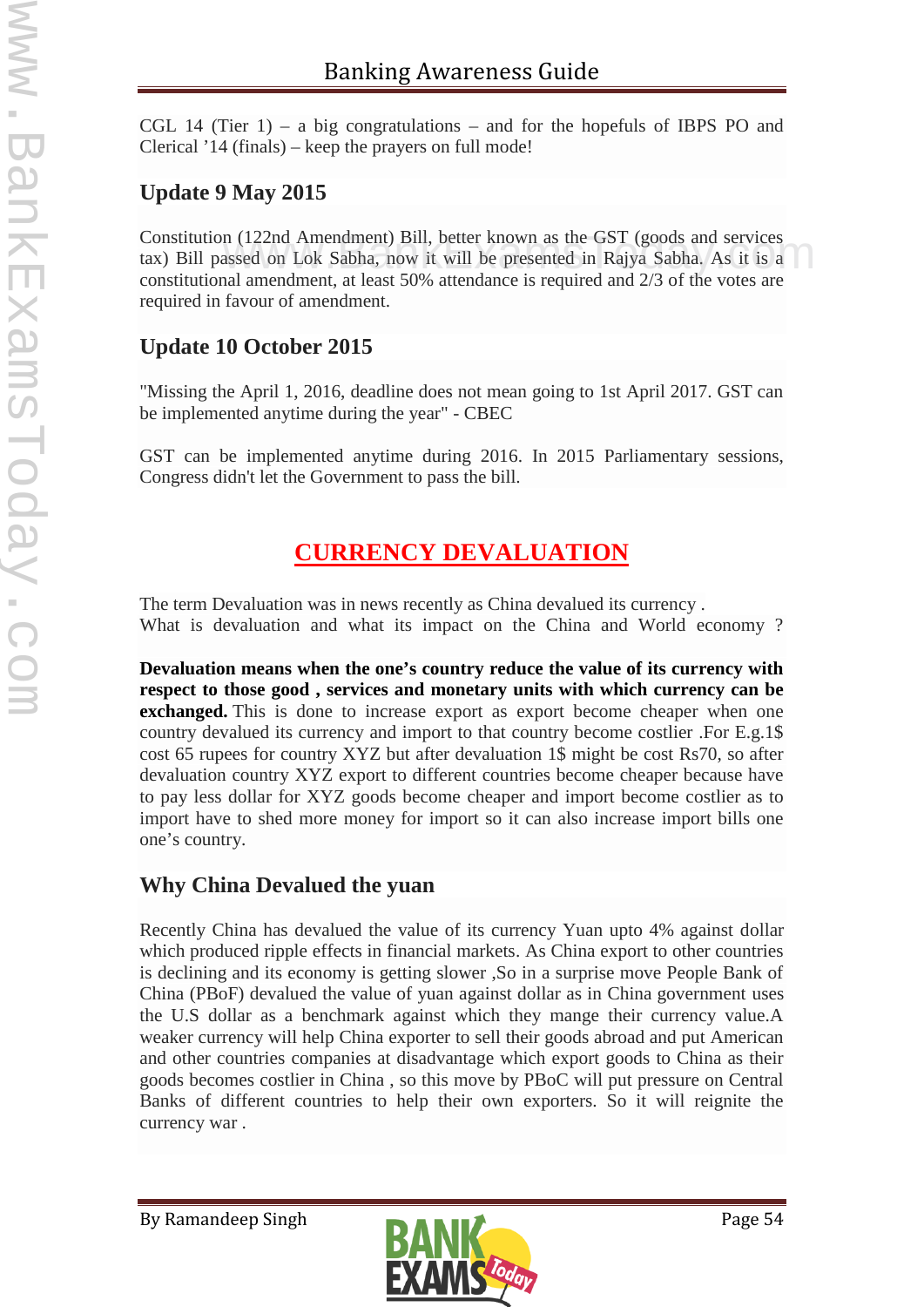CGL 14 (Tier 1) – a big congratulations – and for the hopefuls of IBPS PO and Clerical '14 (finals) – keep the prayers on full mode!

### Update 9 May 2015

Constitution (122nd Amendment) Bill, better known as the GST (goods and services tax) Bill passed on Lok Sabha, now it will be presented in Rajya Sabha. As it is a constitutional amendment, at least 50% attendance is required and 2/3 of the votes are required in favour of amendment.

### Update 10 October 2015

"Missing the April 1, 2016, deadline does not mean going to 1st April 2017. GST can be implemented anytime during the year" - CBEC

GST can be implemented anytime during 2016. In 2015 Parliamentary sessions, Congress didn't let the Government to pass the bill.

## CURRENCY DEVALUATION

The term Devaluation was in news recently as China devalued its currency .
What is devaluation and what its impact on the China and World economy ?

**Devaluation means when the one's country reduce the value of its currency with respect to those good , services and monetary units with which currency can be exchanged.** This is done to increase export as export become cheaper when one country devalued its currency and import to that country become costlier .For E.g.1$ cost 65 rupees for country XYZ but after devaluation 1$ might be cost Rs70, so after devaluation country XYZ export to different countries become cheaper because have to pay less dollar for XYZ goods become cheaper and import become costlier as to import have to shed more money for import so it can also increase import bills one one's country.

### Why China Devalued the yuan

Recently China has devalued the value of its currency Yuan upto 4% against dollar which produced ripple effects in financial markets. As China export to other countries is declining and its economy is getting slower ,So in a surprise move People Bank of China (PBoF) devalued the value of yuan against dollar as in China government uses the U.S dollar as a benchmark against which they mange their currency value.A weaker currency will help China exporter to sell their goods abroad and put American and other countries companies at disadvantage which export goods to China as their goods becomes costlier in China , so this move by PBoC will put pressure on Central Banks of different countries to help their own exporters. So it will reignite the currency war .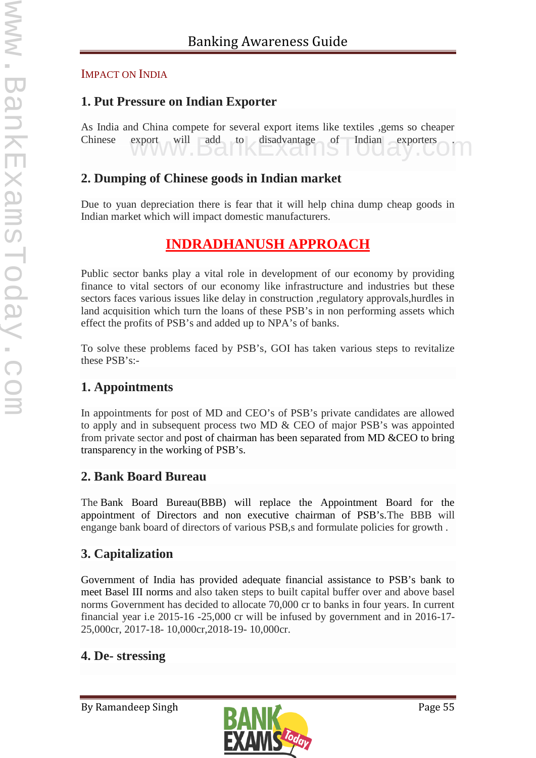### IMPACT ON INDIA

### 1. Put Pressure on Indian Exporter

As India and China compete for several export items like textiles ,gems so cheaper Chinese export will add to disadvantage of Indian exporters .

### 2. Dumping of Chinese goods in Indian market

Due to yuan depreciation there is fear that it will help china dump cheap goods in Indian market which will impact domestic manufacturers.

## INDRADHANUSH APPROACH

Public sector banks play a vital role in development of our economy by providing finance to vital sectors of our economy like infrastructure and industries but these sectors faces various issues like delay in construction ,regulatory approvals,hurdles in land acquisition which turn the loans of these PSB's in non performing assets which effect the profits of PSB's and added up to NPA's of banks.

To solve these problems faced by PSB's, GOI has taken various steps to revitalize these PSB's:-

### 1. Appointments

In appointments for post of MD and CEO's of PSB's private candidates are allowed to apply and in subsequent process two MD & CEO of major PSB's was appointed from private sector and post of chairman has been separated from MD &CEO to bring transparency in the working of PSB's.

### 2. Bank Board Bureau

The Bank Board Bureau(BBB) will replace the Appointment Board for the appointment of Directors and non executive chairman of PSB's.The BBB will engange bank board of directors of various PSB,s and formulate policies for growth .

### 3. Capitalization

Government of India has provided adequate financial assistance to PSB's bank to meet Basel III norms and also taken steps to built capital buffer over and above basel norms Government has decided to allocate 70,000 cr to banks in four years. In current financial year i.e 2015-16 -25,000 cr will be infused by government and in 2016-17- 25,000cr, 2017-18- 10,000cr,2018-19- 10,000cr.

### 4. De- stressing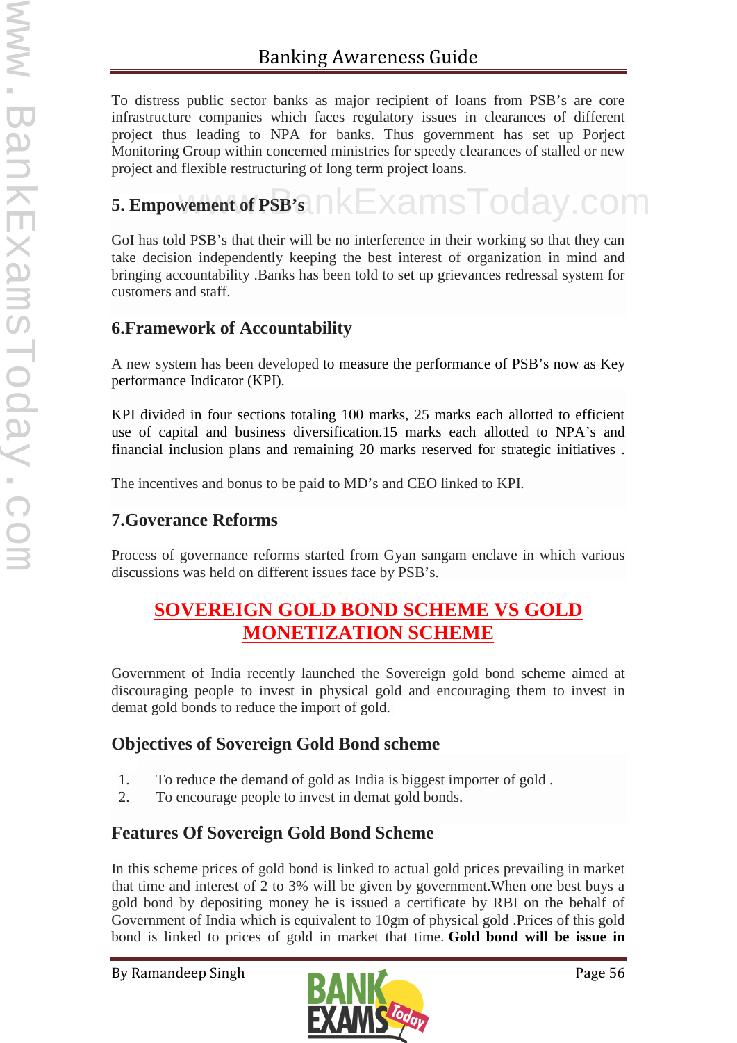To distress public sector banks as major recipient of loans from PSB's are core infrastructure companies which faces regulatory issues in clearances of different project thus leading to NPA for banks. Thus government has set up Porject Monitoring Group within concerned ministries for speedy clearances of stalled or new project and flexible restructuring of long term project loans.

### 5. Empowement of PSB's

GoI has told PSB's that their will be no interference in their working so that they can take decision independently keeping the best interest of organization in mind and bringing accountability .Banks has been told to set up grievances redressal system for customers and staff.

### 6.Framework of Accountability

A new system has been developed to measure the performance of PSB's now as Key performance Indicator (KPI).

KPI divided in four sections totaling 100 marks, 25 marks each allotted to efficient use of capital and business diversification.15 marks each allotted to NPA's and financial inclusion plans and remaining 20 marks reserved for strategic initiatives .

The incentives and bonus to be paid to MD's and CEO linked to KPI.

### 7.Goverance Reforms

Process of governance reforms started from Gyan sangam enclave in which various discussions was held on different issues face by PSB's.

## SOVEREIGN GOLD BOND SCHEME VS GOLD MONETIZATION SCHEME

Government of India recently launched the Sovereign gold bond scheme aimed at discouraging people to invest in physical gold and encouraging them to invest in demat gold bonds to reduce the import of gold.

### Objectives of Sovereign Gold Bond scheme

1. To reduce the demand of gold as India is biggest importer of gold .
2. To encourage people to invest in demat gold bonds.

### Features Of Sovereign Gold Bond Scheme

In this scheme prices of gold bond is linked to actual gold prices prevailing in market that time and interest of 2 to 3% will be given by government.When one best buys a gold bond by depositing money he is issued a certificate by RBI on the behalf of Government of India which is equivalent to 10gm of physical gold .Prices of this gold bond is linked to prices of gold in market that time. **Gold bond will be issue in**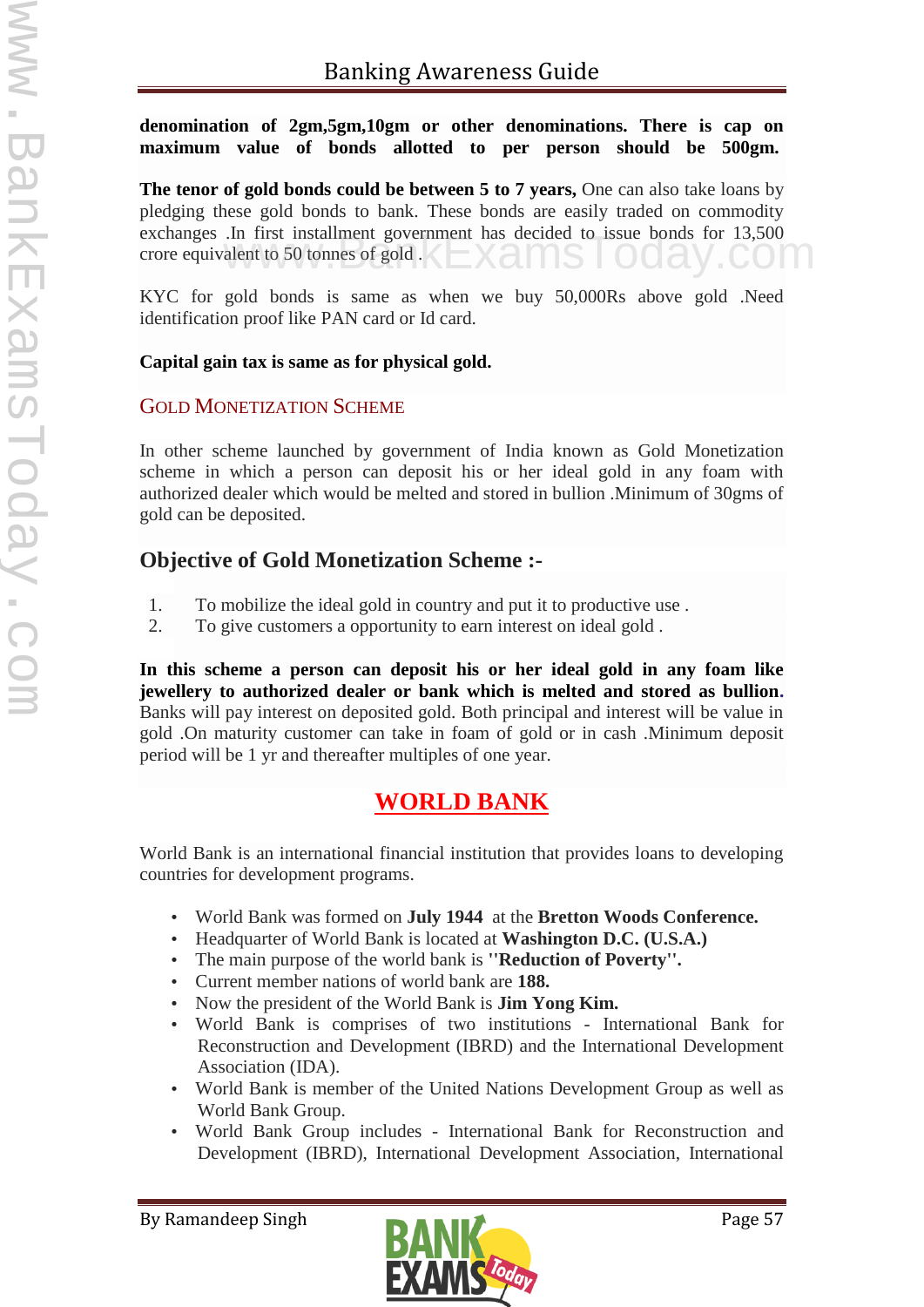**denomination of 2gm,5gm,10gm or other denominations. There is cap on maximum value of bonds allotted to per person should be 500gm.**

**The tenor of gold bonds could be between 5 to 7 years,** One can also take loans by pledging these gold bonds to bank. These bonds are easily traded on commodity exchanges .In first installment government has decided to issue bonds for 13,500 crore equivalent to 50 tonnes of gold .

KYC for gold bonds is same as when we buy 50,000Rs above gold .Need identification proof like PAN card or Id card.

**Capital gain tax is same as for physical gold.**

### GOLD MONETIZATION SCHEME

In other scheme launched by government of India known as Gold Monetization scheme in which a person can deposit his or her ideal gold in any foam with authorized dealer which would be melted and stored in bullion .Minimum of 30gms of gold can be deposited.

### Objective of Gold Monetization Scheme :-

1. To mobilize the ideal gold in country and put it to productive use .
2. To give customers a opportunity to earn interest on ideal gold .

**In this scheme a person can deposit his or her ideal gold in any foam like jewellery to authorized dealer or bank which is melted and stored as bullion.** Banks will pay interest on deposited gold. Both principal and interest will be value in gold .On maturity customer can take in foam of gold or in cash .Minimum deposit period will be 1 yr and thereafter multiples of one year.

## WORLD BANK

World Bank is an international financial institution that provides loans to developing countries for development programs.

- World Bank was formed on **July 1944** at the **Bretton Woods Conference.**
- Headquarter of World Bank is located at **Washington D.C. (U.S.A.)**
- The main purpose of the world bank is **"Reduction of Poverty".**
- Current member nations of world bank are **188.**
- Now the president of the World Bank is **Jim Yong Kim.**
- World Bank is comprises of two institutions - International Bank for Reconstruction and Development (IBRD) and the International Development Association (IDA).
- World Bank is member of the United Nations Development Group as well as World Bank Group.
- World Bank Group includes - International Bank for Reconstruction and Development (IBRD), International Development Association, International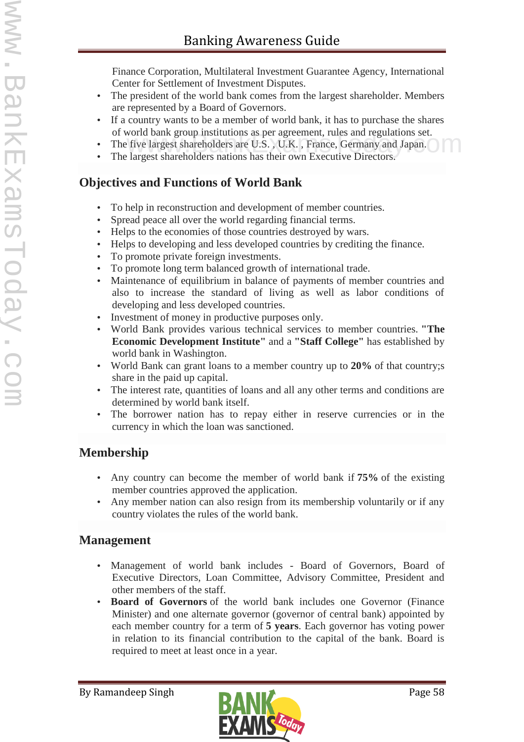Finance Corporation, Multilateral Investment Guarantee Agency, International Center for Settlement of Investment Disputes.

- The president of the world bank comes from the largest shareholder. Members are represented by a Board of Governors.
- If a country wants to be a member of world bank, it has to purchase the shares of world bank group institutions as per agreement, rules and regulations set.
- The five largest shareholders are U.S. , U.K. , France, Germany and Japan.
- The largest shareholders nations has their own Executive Directors.

## Objectives and Functions of World Bank

- To help in reconstruction and development of member countries.
- Spread peace all over the world regarding financial terms.
- Helps to the economies of those countries destroyed by wars.
- Helps to developing and less developed countries by crediting the finance.
- To promote private foreign investments.
- To promote long term balanced growth of international trade.
- Maintenance of equilibrium in balance of payments of member countries and also to increase the standard of living as well as labor conditions of developing and less developed countries.
- Investment of money in productive purposes only.
- World Bank provides various technical services to member countries. **"The Economic Development Institute"** and a **"Staff College"** has established by world bank in Washington.
- World Bank can grant loans to a member country up to **20%** of that country;s share in the paid up capital.
- The interest rate, quantities of loans and all any other terms and conditions are determined by world bank itself.
- The borrower nation has to repay either in reserve currencies or in the currency in which the loan was sanctioned.

## Membership

- Any country can become the member of world bank if **75%** of the existing member countries approved the application.
- Any member nation can also resign from its membership voluntarily or if any country violates the rules of the world bank.

## Management

- Management of world bank includes - Board of Governors, Board of Executive Directors, Loan Committee, Advisory Committee, President and other members of the staff.
- **Board of Governors** of the world bank includes one Governor (Finance Minister) and one alternate governor (governor of central bank) appointed by each member country for a term of **5 years**. Each governor has voting power in relation to its financial contribution to the capital of the bank. Board is required to meet at least once in a year.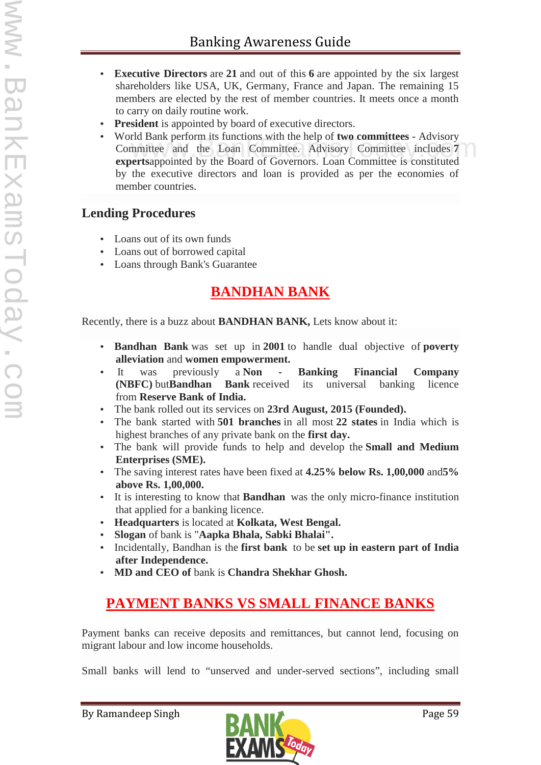- **Executive Directors** are **21** and out of this **6** are appointed by the six largest shareholders like USA, UK, Germany, France and Japan. The remaining 15 members are elected by the rest of member countries. It meets once a month to carry on daily routine work.
- **President** is appointed by board of executive directors.
- World Bank perform its functions with the help of **two committees** - Advisory Committee and the Loan Committee. Advisory Committee includes **7 experts**appointed by the Board of Governors. Loan Committee is constituted by the executive directors and loan is provided as per the economies of member countries.

### Lending Procedures

- Loans out of its own funds
- Loans out of borrowed capital
- Loans through Bank's Guarantee

## BANDHAN BANK

Recently, there is a buzz about **BANDHAN BANK,** Lets know about it:

- **Bandhan Bank** was set up in **2001** to handle dual objective of **poverty alleviation** and **women empowerment.**
- It was previously a **Non - Banking Financial Company (NBFC)** but**Bandhan Bank** received its universal banking licence from **Reserve Bank of India.**
- The bank rolled out its services on **23rd August, 2015 (Founded).**
- The bank started with **501 branches** in all most **22 states** in India which is highest branches of any private bank on the **first day.**
- The bank will provide funds to help and develop the **Small and Medium Enterprises (SME).**
- The saving interest rates have been fixed at **4.25% below Rs. 1,00,000** and**5% above Rs. 1,00,000.**
- It is interesting to know that **Bandhan** was the only micro-finance institution that applied for a banking licence.
- **Headquarters** is located at **Kolkata, West Bengal.**
- **Slogan** of bank is "**Aapka Bhala, Sabki Bhalai**".
- Incidentally, Bandhan is the **first bank** to be **set up in eastern part of India after Independence.**
- **MD and CEO of** bank is **Chandra Shekhar Ghosh.**

## PAYMENT BANKS VS SMALL FINANCE BANKS

Payment banks can receive deposits and remittances, but cannot lend, focusing on migrant labour and low income households.

Small banks will lend to "unserved and under-served sections", including small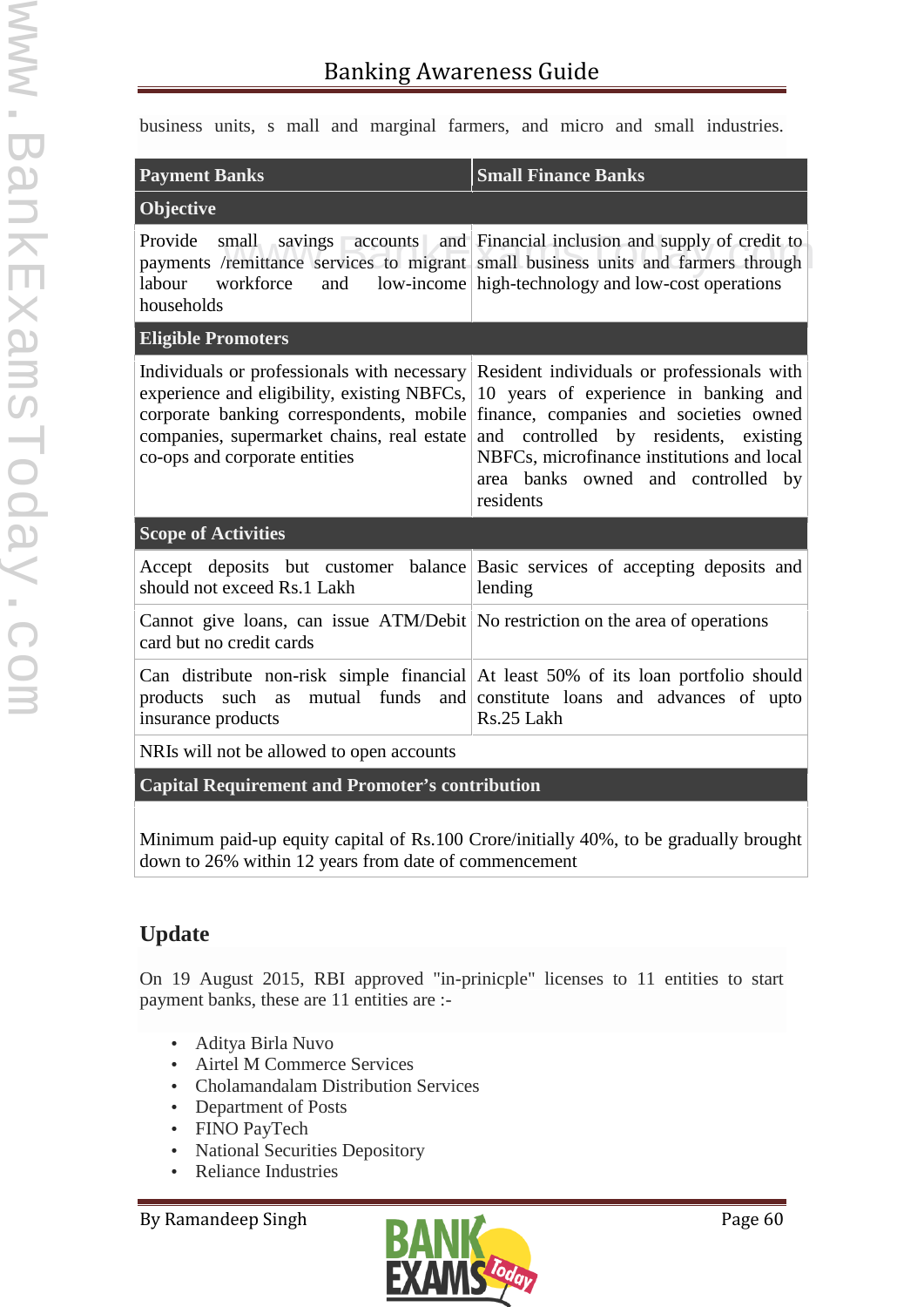business units, s mall and marginal farmers, and micro and small industries.

| Payment Banks | Small Finance Banks |
|---|---|
| **Objective** | |
| Provide small savings accounts and payments /remittance services to migrant labour workforce and low-income households | Financial inclusion and supply of credit to small business units and farmers through high-technology and low-cost operations |
| **Eligible Promoters** | |
| Individuals or professionals with necessary experience and eligibility, existing NBFCs, corporate banking correspondents, mobile companies, supermarket chains, real estate co-ops and corporate entities | Resident individuals or professionals with 10 years of experience in banking and finance, companies and societies owned and controlled by residents, existing NBFCs, microfinance institutions and local area banks owned and controlled by residents |
| **Scope of Activities** | |
| Accept deposits but customer balance should not exceed Rs.1 Lakh | Basic services of accepting deposits and lending |
| Cannot give loans, can issue ATM/Debit card but no credit cards | No restriction on the area of operations |
| Can distribute non-risk simple financial products such as mutual funds and insurance products | At least 50% of its loan portfolio should constitute loans and advances of upto Rs.25 Lakh |
| NRIs will not be allowed to open accounts | |
| **Capital Requirement and Promoter's contribution** | |
| Minimum paid-up equity capital of Rs.100 Crore/initially 40%, to be gradually brought down to 26% within 12 years from date of commencement | |

## Update

On 19 August 2015, RBI approved "in-prinicple" licenses to 11 entities to start payment banks, these are 11 entities are :-

- Aditya Birla Nuvo
- Airtel M Commerce Services
- Cholamandalam Distribution Services
- Department of Posts
- FINO PayTech
- National Securities Depository
- Reliance Industries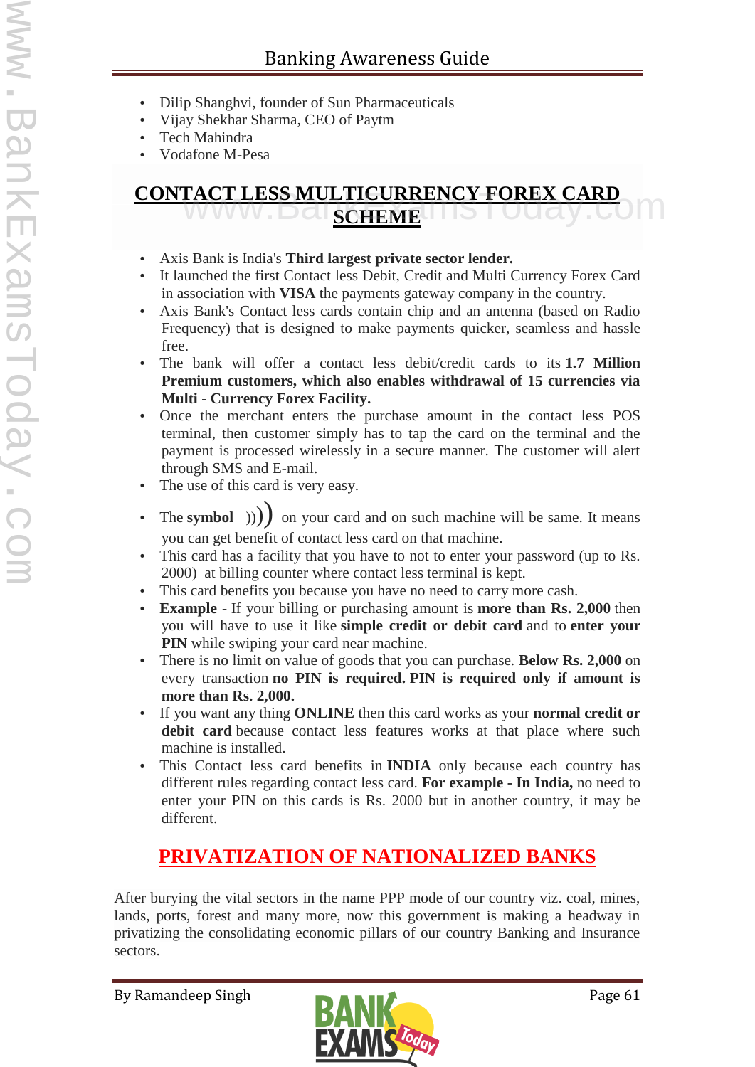- Dilip Shanghvi, founder of Sun Pharmaceuticals
- Vijay Shekhar Sharma, CEO of Paytm
- Tech Mahindra
- Vodafone M-Pesa

## CONTACT LESS MULTICURRENCY FOREX CARD SCHEME

- Axis Bank is India's **Third largest private sector lender.**
- It launched the first Contact less Debit, Credit and Multi Currency Forex Card in association with **VISA** the payments gateway company in the country.
- Axis Bank's Contact less cards contain chip and an antenna (based on Radio Frequency) that is designed to make payments quicker, seamless and hassle free.
- The bank will offer a contact less debit/credit cards to its **1.7 Million Premium customers, which also enables withdrawal of 15 currencies via Multi - Currency Forex Facility.**
- Once the merchant enters the purchase amount in the contact less POS terminal, then customer simply has to tap the card on the terminal and the payment is processed wirelessly in a secure manner. The customer will alert through SMS and E-mail.
- The use of this card is very easy.
- The **symbol** ))) on your card and on such machine will be same. It means you can get benefit of contact less card on that machine.
- This card has a facility that you have to not to enter your password (up to Rs. 2000) at billing counter where contact less terminal is kept.
- This card benefits you because you have no need to carry more cash.
- **Example** - If your billing or purchasing amount is **more than Rs. 2,000** then you will have to use it like **simple credit or debit card** and to **enter your PIN** while swiping your card near machine.
- There is no limit on value of goods that you can purchase. **Below Rs. 2,000** on every transaction **no PIN is required. PIN is required only if amount is more than Rs. 2,000.**
- If you want any thing **ONLINE** then this card works as your **normal credit or debit card** because contact less features works at that place where such machine is installed.
- This Contact less card benefits in **INDIA** only because each country has different rules regarding contact less card. **For example - In India,** no need to enter your PIN on this cards is Rs. 2000 but in another country, it may be different.

## PRIVATIZATION OF NATIONALIZED BANKS

After burying the vital sectors in the name PPP mode of our country viz. coal, mines, lands, ports, forest and many more, now this government is making a headway in privatizing the consolidating economic pillars of our country Banking and Insurance sectors.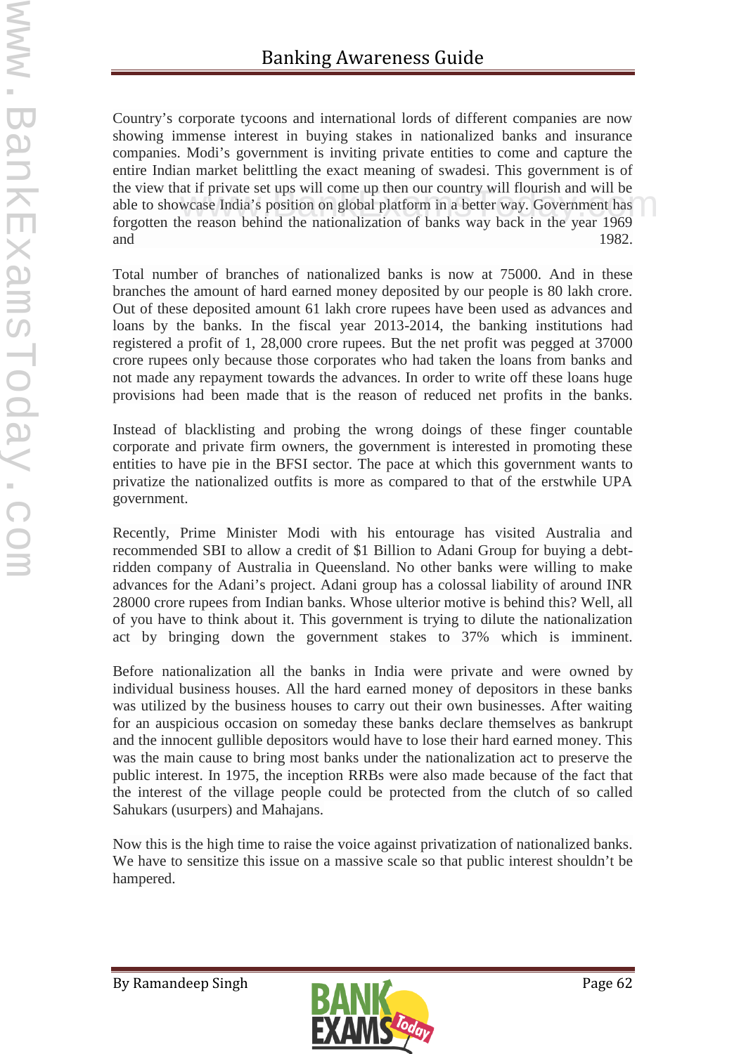Country's corporate tycoons and international lords of different companies are now showing immense interest in buying stakes in nationalized banks and insurance companies. Modi's government is inviting private entities to come and capture the entire Indian market belittling the exact meaning of swadesi. This government is of the view that if private set ups will come up then our country will flourish and will be able to showcase India's position on global platform in a better way. Government has forgotten the reason behind the nationalization of banks way back in the year 1969 and 1982.

Total number of branches of nationalized banks is now at 75000. And in these branches the amount of hard earned money deposited by our people is 80 lakh crore. Out of these deposited amount 61 lakh crore rupees have been used as advances and loans by the banks. In the fiscal year 2013-2014, the banking institutions had registered a profit of 1, 28,000 crore rupees. But the net profit was pegged at 37000 crore rupees only because those corporates who had taken the loans from banks and not made any repayment towards the advances. In order to write off these loans huge provisions had been made that is the reason of reduced net profits in the banks.

Instead of blacklisting and probing the wrong doings of these finger countable corporate and private firm owners, the government is interested in promoting these entities to have pie in the BFSI sector. The pace at which this government wants to privatize the nationalized outfits is more as compared to that of the erstwhile UPA government.

Recently, Prime Minister Modi with his entourage has visited Australia and recommended SBI to allow a credit of $1 Billion to Adani Group for buying a debt-ridden company of Australia in Queensland. No other banks were willing to make advances for the Adani's project. Adani group has a colossal liability of around INR 28000 crore rupees from Indian banks. Whose ulterior motive is behind this? Well, all of you have to think about it. This government is trying to dilute the nationalization act by bringing down the government stakes to 37% which is imminent.

Before nationalization all the banks in India were private and were owned by individual business houses. All the hard earned money of depositors in these banks was utilized by the business houses to carry out their own businesses. After waiting for an auspicious occasion on someday these banks declare themselves as bankrupt and the innocent gullible depositors would have to lose their hard earned money. This was the main cause to bring most banks under the nationalization act to preserve the public interest. In 1975, the inception RRBs were also made because of the fact that the interest of the village people could be protected from the clutch of so called Sahukars (usurpers) and Mahajans.

Now this is the high time to raise the voice against privatization of nationalized banks. We have to sensitize this issue on a massive scale so that public interest shouldn't be hampered.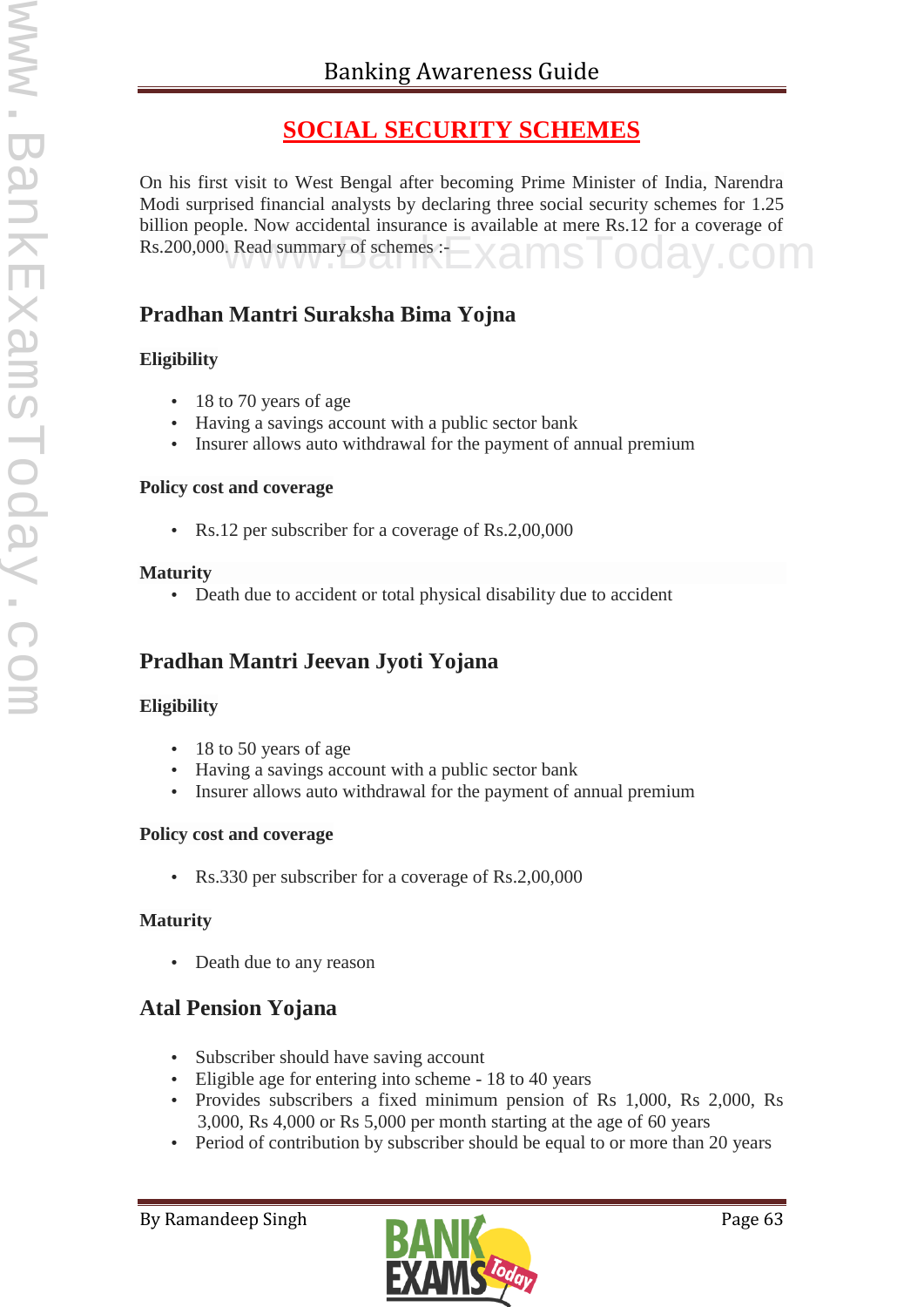# SOCIAL SECURITY SCHEMES

On his first visit to West Bengal after becoming Prime Minister of India, Narendra Modi surprised financial analysts by declaring three social security schemes for 1.25 billion people. Now accidental insurance is available at mere Rs.12 for a coverage of Rs.200,000. Read summary of schemes :-

## Pradhan Mantri Suraksha Bima Yojna

**Eligibility**

- 18 to 70 years of age
- Having a savings account with a public sector bank
- Insurer allows auto withdrawal for the payment of annual premium

**Policy cost and coverage**

- Rs.12 per subscriber for a coverage of Rs.2,00,000

**Maturity**

- Death due to accident or total physical disability due to accident

## Pradhan Mantri Jeevan Jyoti Yojana

**Eligibility**

- 18 to 50 years of age
- Having a savings account with a public sector bank
- Insurer allows auto withdrawal for the payment of annual premium

**Policy cost and coverage**

- Rs.330 per subscriber for a coverage of Rs.2,00,000

**Maturity**

- Death due to any reason

## Atal Pension Yojana

- Subscriber should have saving account
- Eligible age for entering into scheme - 18 to 40 years
- Provides subscribers a fixed minimum pension of Rs 1,000, Rs 2,000, Rs 3,000, Rs 4,000 or Rs 5,000 per month starting at the age of 60 years
- Period of contribution by subscriber should be equal to or more than 20 years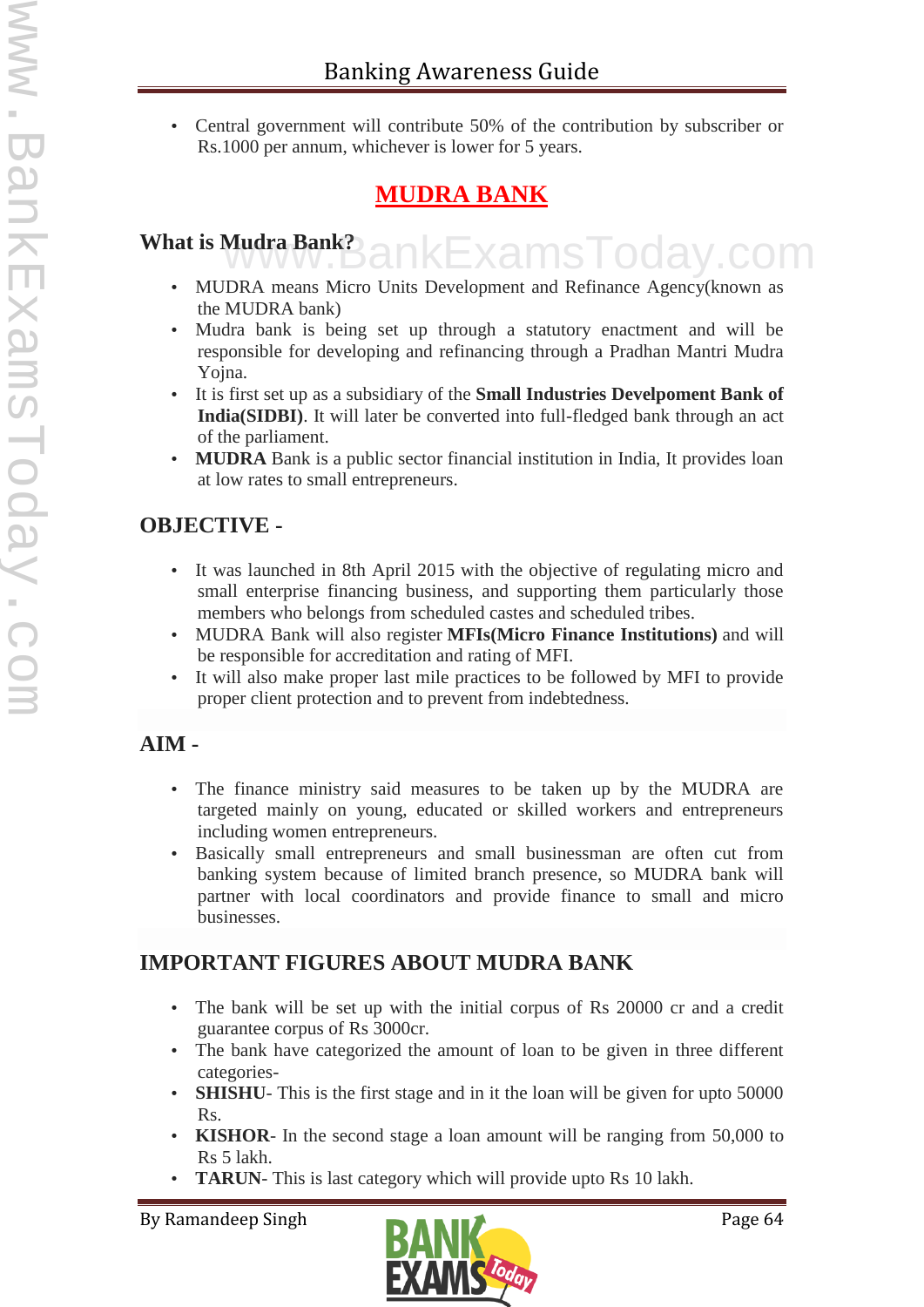- Central government will contribute 50% of the contribution by subscriber or Rs.1000 per annum, whichever is lower for 5 years.

## MUDRA BANK

### What is Mudra Bank?

- MUDRA means Micro Units Development and Refinance Agency(known as the MUDRA bank)
- Mudra bank is being set up through a statutory enactment and will be responsible for developing and refinancing through a Pradhan Mantri Mudra Yojna.
- It is first set up as a subsidiary of the **Small Industries Develpoment Bank of India(SIDBI)**. It will later be converted into full-fledged bank through an act of the parliament.
- **MUDRA** Bank is a public sector financial institution in India, It provides loan at low rates to small entrepreneurs.

### OBJECTIVE -

- It was launched in 8th April 2015 with the objective of regulating micro and small enterprise financing business, and supporting them particularly those members who belongs from scheduled castes and scheduled tribes.
- MUDRA Bank will also register **MFIs(Micro Finance Institutions)** and will be responsible for accreditation and rating of MFI.
- It will also make proper last mile practices to be followed by MFI to provide proper client protection and to prevent from indebtedness.

### AIM -

- The finance ministry said measures to be taken up by the MUDRA are targeted mainly on young, educated or skilled workers and entrepreneurs including women entrepreneurs.
- Basically small entrepreneurs and small businessman are often cut from banking system because of limited branch presence, so MUDRA bank will partner with local coordinators and provide finance to small and micro businesses.

### IMPORTANT FIGURES ABOUT MUDRA BANK

- The bank will be set up with the initial corpus of Rs 20000 cr and a credit guarantee corpus of Rs 3000cr.
- The bank have categorized the amount of loan to be given in three different categories-
- **SHISHU**- This is the first stage and in it the loan will be given for upto 50000 Rs.
- **KISHOR**- In the second stage a loan amount will be ranging from 50,000 to Rs 5 lakh.
- **TARUN**- This is last category which will provide upto Rs 10 lakh.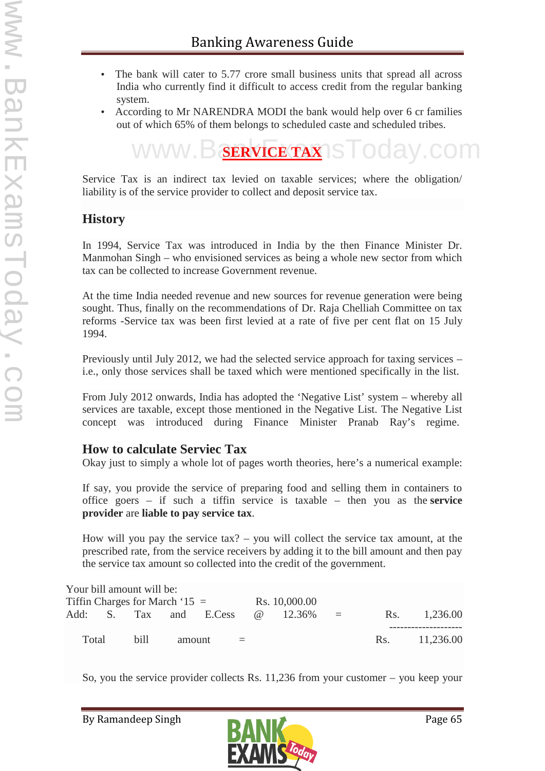- The bank will cater to 5.77 crore small business units that spread all across India who currently find it difficult to access credit from the regular banking system.
- According to Mr NARENDRA MODI the bank would help over 6 cr families out of which 65% of them belongs to scheduled caste and scheduled tribes.

## SERVICE TAX

Service Tax is an indirect tax levied on taxable services; where the obligation/ liability is of the service provider to collect and deposit service tax.

### History

In 1994, Service Tax was introduced in India by the then Finance Minister Dr. Manmohan Singh – who envisioned services as being a whole new sector from which tax can be collected to increase Government revenue.

At the time India needed revenue and new sources for revenue generation were being sought. Thus, finally on the recommendations of Dr. Raja Chelliah Committee on tax reforms -Service tax was been first levied at a rate of five per cent flat on 15 July 1994.

Previously until July 2012, we had the selected service approach for taxing services – i.e., only those services shall be taxed which were mentioned specifically in the list.

From July 2012 onwards, India has adopted the 'Negative List' system – whereby all services are taxable, except those mentioned in the Negative List. The Negative List concept was introduced during Finance Minister Pranab Ray's regime.

### How to calculate Serviec Tax

Okay just to simply a whole lot of pages worth theories, here's a numerical example:

If say, you provide the service of preparing food and selling them in containers to office goers – if such a tiffin service is taxable – then you as the **service provider** are **liable to pay service tax**.

How will you pay the service tax? – you will collect the service tax amount, at the prescribed rate, from the service receivers by adding it to the bill amount and then pay the service tax amount so collected into the credit of the government.

Your bill amount will be:

| | | |
|---|---|---|
| Tiffin Charges for March '15 = | Rs. 10,000.00 | |
| Add: S. Tax and E.Cess @ 12.36% = | | Rs. 1,236.00 |
| Total bill amount = | | Rs. 11,236.00 |

So, you the service provider collects Rs. 11,236 from your customer – you keep your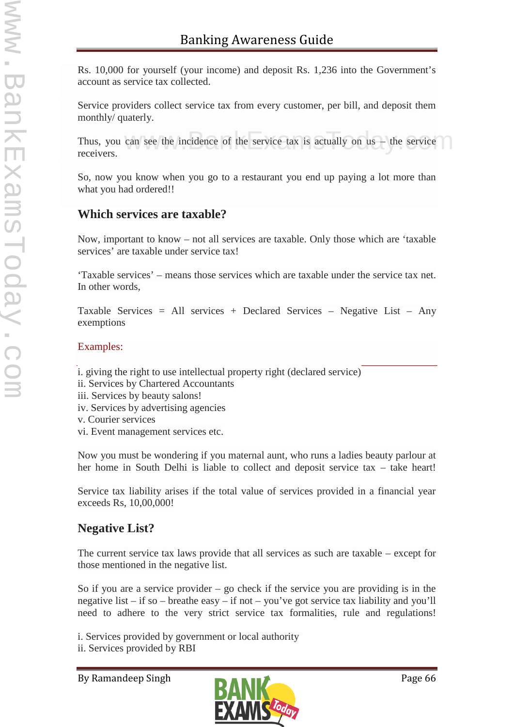Rs. 10,000 for yourself (your income) and deposit Rs. 1,236 into the Government's account as service tax collected.

Service providers collect service tax from every customer, per bill, and deposit them monthly/ quaterly.

Thus, you can see the incidence of the service tax is actually on us – the service receivers.

So, now you know when you go to a restaurant you end up paying a lot more than what you had ordered!!

### Which services are taxable?

Now, important to know – not all services are taxable. Only those which are 'taxable services' are taxable under service tax!

'Taxable services' – means those services which are taxable under the service tax net. In other words,

Taxable Services = All services + Declared Services – Negative List – Any exemptions

Examples:

i. giving the right to use intellectual property right (declared service)
ii. Services by Chartered Accountants
iii. Services by beauty salons!
iv. Services by advertising agencies
v. Courier services
vi. Event management services etc.

Now you must be wondering if you maternal aunt, who runs a ladies beauty parlour at her home in South Delhi is liable to collect and deposit service tax – take heart!

Service tax liability arises if the total value of services provided in a financial year exceeds Rs, 10,00,000!

### Negative List?

The current service tax laws provide that all services as such are taxable – except for those mentioned in the negative list.

So if you are a service provider – go check if the service you are providing is in the negative list – if so – breathe easy – if not – you've got service tax liability and you'll need to adhere to the very strict service tax formalities, rule and regulations!

i. Services provided by government or local authority
ii. Services provided by RBI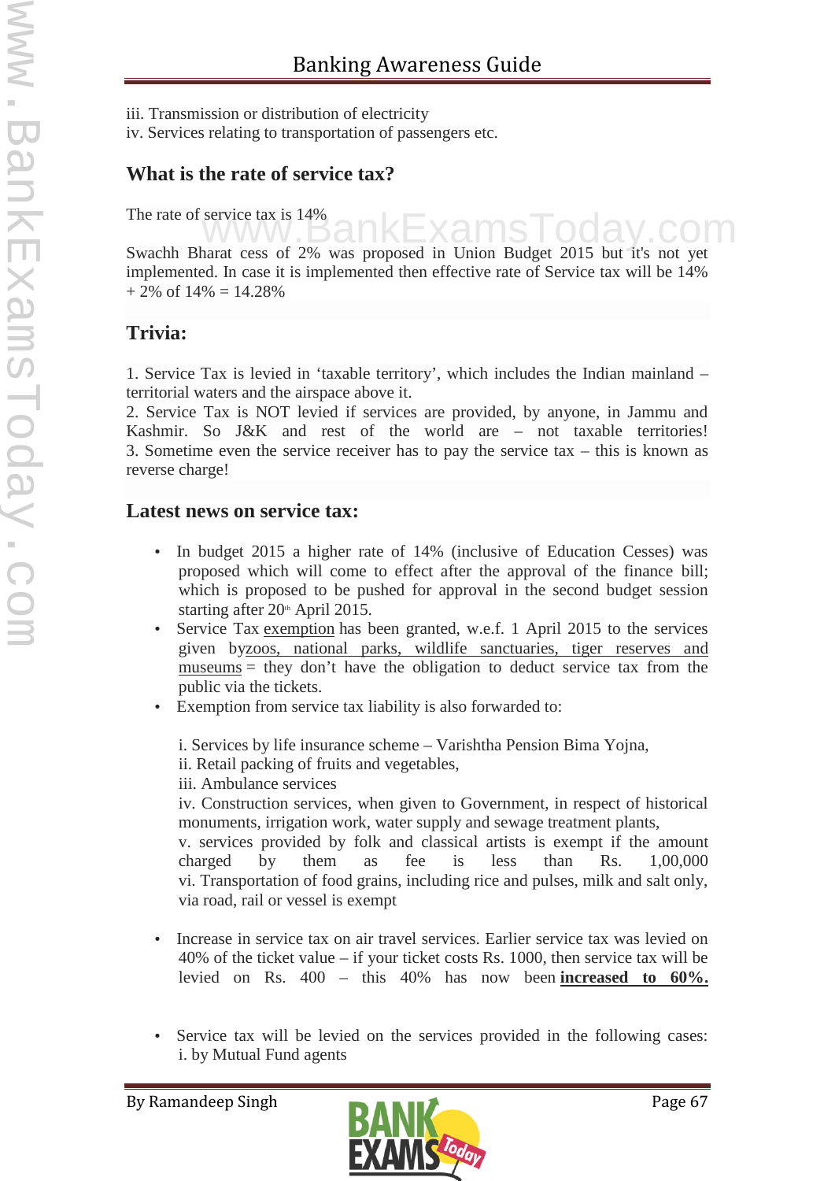iii. Transmission or distribution of electricity
iv. Services relating to transportation of passengers etc.

## What is the rate of service tax?

The rate of service tax is 14%

Swachh Bharat cess of 2% was proposed in Union Budget 2015 but it's not yet implemented. In case it is implemented then effective rate of Service tax will be 14% + 2% of 14% = 14.28%

## Trivia:

1. Service Tax is levied in 'taxable territory', which includes the Indian mainland – territorial waters and the airspace above it.
2. Service Tax is NOT levied if services are provided, by anyone, in Jammu and Kashmir. So J&K and rest of the world are – not taxable territories!
3. Sometime even the service receiver has to pay the service tax – this is known as reverse charge!

## Latest news on service tax:

- In budget 2015 a higher rate of 14% (inclusive of Education Cesses) was proposed which will come to effect after the approval of the finance bill; which is proposed to be pushed for approval in the second budget session starting after 20th April 2015.
- Service Tax exemption has been granted, w.e.f. 1 April 2015 to the services given by zoos, national parks, wildlife sanctuaries, tiger reserves and museums = they don't have the obligation to deduct service tax from the public via the tickets.
- Exemption from service tax liability is also forwarded to:

  i. Services by life insurance scheme – Varishtha Pension Bima Yojna,
  ii. Retail packing of fruits and vegetables,
  iii. Ambulance services
  iv. Construction services, when given to Government, in respect of historical monuments, irrigation work, water supply and sewage treatment plants,
  v. services provided by folk and classical artists is exempt if the amount charged by them as fee is less than Rs. 1,00,000
  vi. Transportation of food grains, including rice and pulses, milk and salt only, via road, rail or vessel is exempt

- Increase in service tax on air travel services. Earlier service tax was levied on 40% of the ticket value – if your ticket costs Rs. 1000, then service tax will be levied on Rs. 400 – this 40% has now been **increased to 60%.**

- Service tax will be levied on the services provided in the following cases:
  i. by Mutual Fund agents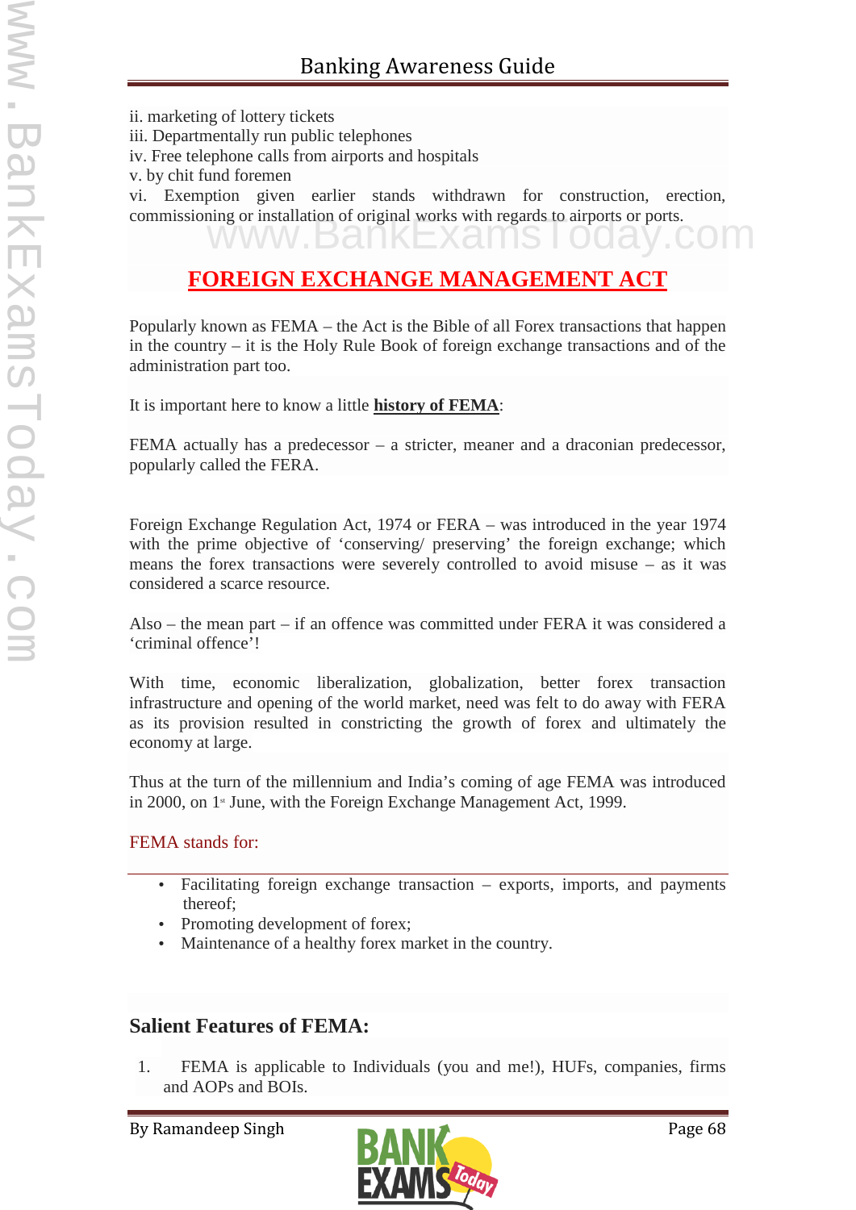ii. marketing of lottery tickets
iii. Departmentally run public telephones
iv. Free telephone calls from airports and hospitals
v. by chit fund foremen
vi. Exemption given earlier stands withdrawn for construction, erection, commissioning or installation of original works with regards to airports or ports.

## FOREIGN EXCHANGE MANAGEMENT ACT

Popularly known as FEMA – the Act is the Bible of all Forex transactions that happen in the country – it is the Holy Rule Book of foreign exchange transactions and of the administration part too.

It is important here to know a little **history of FEMA**:

FEMA actually has a predecessor – a stricter, meaner and a draconian predecessor, popularly called the FERA.

Foreign Exchange Regulation Act, 1974 or FERA – was introduced in the year 1974 with the prime objective of 'conserving/ preserving' the foreign exchange; which means the forex transactions were severely controlled to avoid misuse – as it was considered a scarce resource.

Also – the mean part – if an offence was committed under FERA it was considered a 'criminal offence'!

With time, economic liberalization, globalization, better forex transaction infrastructure and opening of the world market, need was felt to do away with FERA as its provision resulted in constricting the growth of forex and ultimately the economy at large.

Thus at the turn of the millennium and India's coming of age FEMA was introduced in 2000, on 1st June, with the Foreign Exchange Management Act, 1999.

FEMA stands for:

- Facilitating foreign exchange transaction – exports, imports, and payments thereof;
- Promoting development of forex;
- Maintenance of a healthy forex market in the country.

### Salient Features of FEMA:

1. FEMA is applicable to Individuals (you and me!), HUFs, companies, firms and AOPs and BOIs.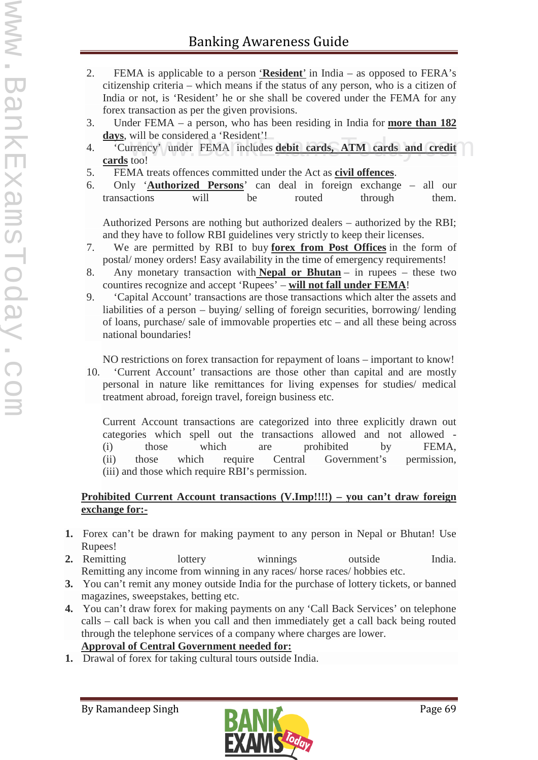2. FEMA is applicable to a person **'Resident'** in India – as opposed to FERA's citizenship criteria – which means if the status of any person, who is a citizen of India or not, is 'Resident' he or she shall be covered under the FEMA for any forex transaction as per the given provisions.
3. Under FEMA – a person, who has been residing in India for **more than 182 days**, will be considered a 'Resident'!
4. 'Currency' under FEMA includes **debit cards, ATM cards and credit cards** too!
5. FEMA treats offences committed under the Act as **civil offences**.
6. Only '**Authorized Persons**' can deal in foreign exchange – all our transactions will be routed through them.

   Authorized Persons are nothing but authorized dealers – authorized by the RBI; and they have to follow RBI guidelines very strictly to keep their licenses.
7. We are permitted by RBI to buy **forex from Post Offices** in the form of postal/ money orders! Easy availability in the time of emergency requirements!
8. Any monetary transaction with **Nepal or Bhutan** – in rupees – these two countires recognize and accept 'Rupees' – **will not fall under FEMA**!
9. 'Capital Account' transactions are those transactions which alter the assets and liabilities of a person – buying/ selling of foreign securities, borrowing/ lending of loans, purchase/ sale of immovable properties etc – and all these being across national boundaries!

   NO restrictions on forex transaction for repayment of loans – important to know!
10. 'Current Account' transactions are those other than capital and are mostly personal in nature like remittances for living expenses for studies/ medical treatment abroad, foreign travel, foreign business etc.

    Current Account transactions are categorized into three explicitly drawn out categories which spell out the transactions allowed and not allowed -
    (i) those which are prohibited by FEMA,
    (ii) those which require Central Government's permission,
    (iii) and those which require RBI's permission.

**Prohibited Current Account transactions (V.Imp!!!!) – you can't draw foreign exchange for:-**

1. Forex can't be drawn for making payment to any person in Nepal or Bhutan! Use Rupees!
2. Remitting lottery winnings outside India. Remitting any income from winning in any races/ horse races/ hobbies etc.
3. You can't remit any money outside India for the purchase of lottery tickets, or banned magazines, sweepstakes, betting etc.
4. You can't draw forex for making payments on any 'Call Back Services' on telephone calls – call back is when you call and then immediately get a call back being routed through the telephone services of a company where charges are lower.

**Approval of Central Government needed for:**

1. Drawal of forex for taking cultural tours outside India.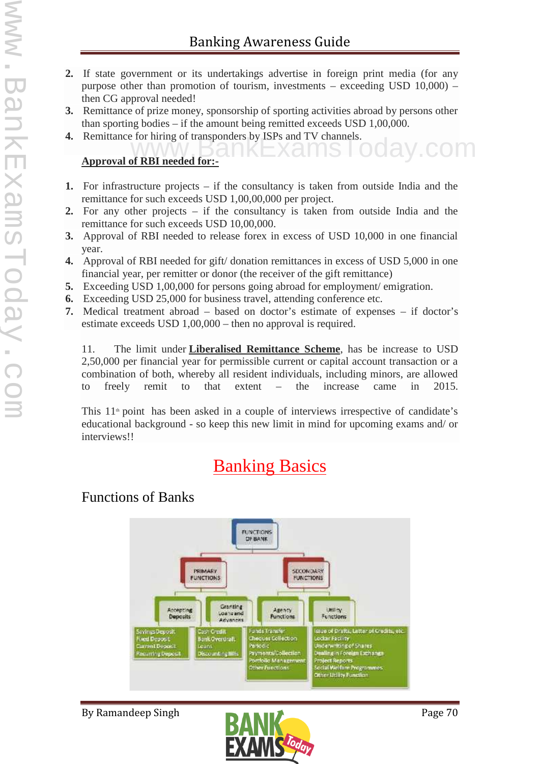2. If state government or its undertakings advertise in foreign print media (for any purpose other than promotion of tourism, investments – exceeding USD 10,000) – then CG approval needed!
3. Remittance of prize money, sponsorship of sporting activities abroad by persons other than sporting bodies – if the amount being remitted exceeds USD 1,00,000.
4. Remittance for hiring of transponders by ISPs and TV channels.

**Approval of RBI needed for:-**

1. For infrastructure projects – if the consultancy is taken from outside India and the remittance for such exceeds USD 1,00,00,000 per project.
2. For any other projects – if the consultancy is taken from outside India and the remittance for such exceeds USD 10,00,000.
3. Approval of RBI needed to release forex in excess of USD 10,000 in one financial year.
4. Approval of RBI needed for gift/ donation remittances in excess of USD 5,000 in one financial year, per remitter or donor (the receiver of the gift remittance)
5. Exceeding USD 1,00,000 for persons going abroad for employment/ emigration.
6. Exceeding USD 25,000 for business travel, attending conference etc.
7. Medical treatment abroad – based on doctor's estimate of expenses – if doctor's estimate exceeds USD 1,00,000 – then no approval is required.

11. The limit under **Liberalised Remittance Scheme**, has be increase to USD 2,50,000 per financial year for permissible current or capital account transaction or a combination of both, whereby all resident individuals, including minors, are allowed to freely remit to that extent – the increase came in 2015.

This 11th point has been asked in a couple of interviews irrespective of candidate's educational background - so keep this new limit in mind for upcoming exams and/ or interviews!!

# Banking Basics

## Functions of Banks

- FUNCTIONS OF BANK
  - PRIMARY FUNCTIONS
    - Accepting Deposits: Savings Deposit, Fixed Deposit, Current Deposit, Recurring Deposit
    - Granting Loans and Advances: Cash Credit, Bank Overdraft, Loans, Discounting Bills
  - SECONDARY FUNCTIONS
    - Agency Functions: Funds Transfer, Cheques Collection, Periodic Payments/Collection, Portfolio Management, Other Functions
    - Utility Functions: Issue of Drafts, Letter of Credits, etc., Locker Facility, Underwriting of Shares, Dealing in Foreign Exchange, Project Reports, Social Welfare Programmes, Other Utility Function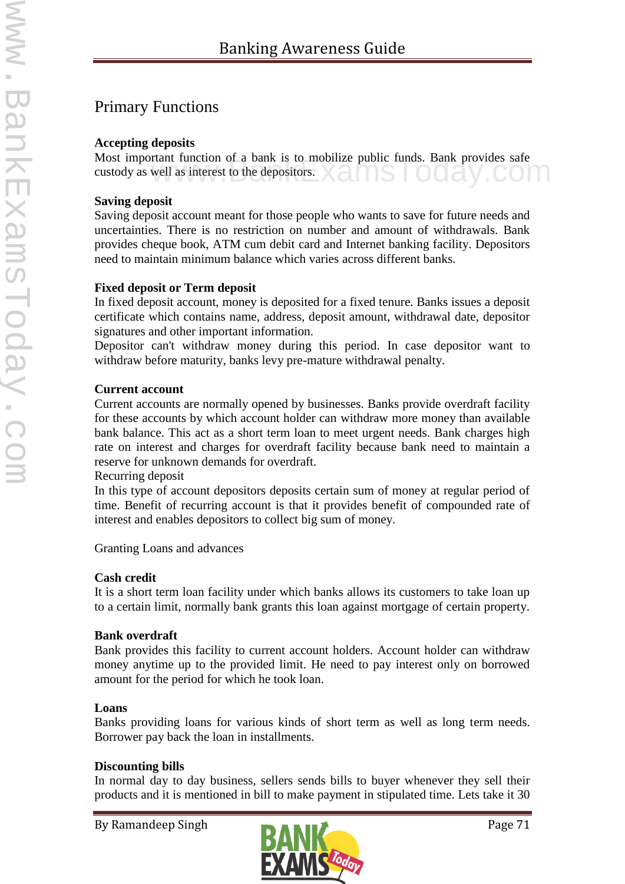## Primary Functions

**Accepting deposits**

Most important function of a bank is to mobilize public funds. Bank provides safe custody as well as interest to the depositors.

**Saving deposit**

Saving deposit account meant for those people who wants to save for future needs and uncertainties. There is no restriction on number and amount of withdrawals. Bank provides cheque book, ATM cum debit card and Internet banking facility. Depositors need to maintain minimum balance which varies across different banks.

**Fixed deposit or Term deposit**

In fixed deposit account, money is deposited for a fixed tenure. Banks issues a deposit certificate which contains name, address, deposit amount, withdrawal date, depositor signatures and other important information.

Depositor can't withdraw money during this period. In case depositor want to withdraw before maturity, banks levy pre-mature withdrawal penalty.

**Current account**

Current accounts are normally opened by businesses. Banks provide overdraft facility for these accounts by which account holder can withdraw more money than available bank balance. This act as a short term loan to meet urgent needs. Bank charges high rate on interest and charges for overdraft facility because bank need to maintain a reserve for unknown demands for overdraft.

Recurring deposit

In this type of account depositors deposits certain sum of money at regular period of time. Benefit of recurring account is that it provides benefit of compounded rate of interest and enables depositors to collect big sum of money.

Granting Loans and advances

**Cash credit**

It is a short term loan facility under which banks allows its customers to take loan up to a certain limit, normally bank grants this loan against mortgage of certain property.

**Bank overdraft**

Bank provides this facility to current account holders. Account holder can withdraw money anytime up to the provided limit. He need to pay interest only on borrowed amount for the period for which he took loan.

**Loans**

Banks providing loans for various kinds of short term as well as long term needs. Borrower pay back the loan in installments.

**Discounting bills**

In normal day to day business, sellers sends bills to buyer whenever they sell their products and it is mentioned in bill to make payment in stipulated time. Lets take it 30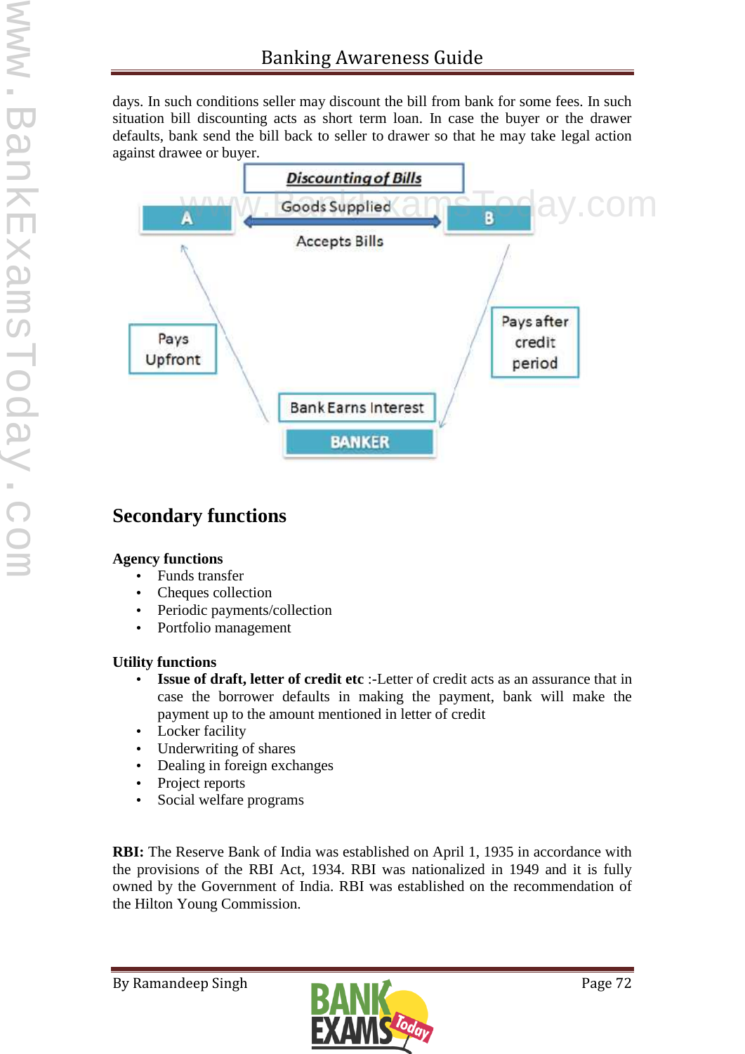days. In such conditions seller may discount the bill from bank for some fees. In such situation bill discounting acts as short term loan. In case the buyer or the drawer defaults, bank send the bill back to seller to drawer so that he may take legal action against drawee or buyer.

**Discounting of Bills**

A — Goods Supplied → B

Accepts Bills

Pays Upfront

Pays after credit period

Bank Earns Interest

BANKER

## Secondary functions

**Agency functions**

- Funds transfer
- Cheques collection
- Periodic payments/collection
- Portfolio management

**Utility functions**

- **Issue of draft, letter of credit etc** :-Letter of credit acts as an assurance that in case the borrower defaults in making the payment, bank will make the payment up to the amount mentioned in letter of credit
- Locker facility
- Underwriting of shares
- Dealing in foreign exchanges
- Project reports
- Social welfare programs

**RBI:** The Reserve Bank of India was established on April 1, 1935 in accordance with the provisions of the RBI Act, 1934. RBI was nationalized in 1949 and it is fully owned by the Government of India. RBI was established on the recommendation of the Hilton Young Commission.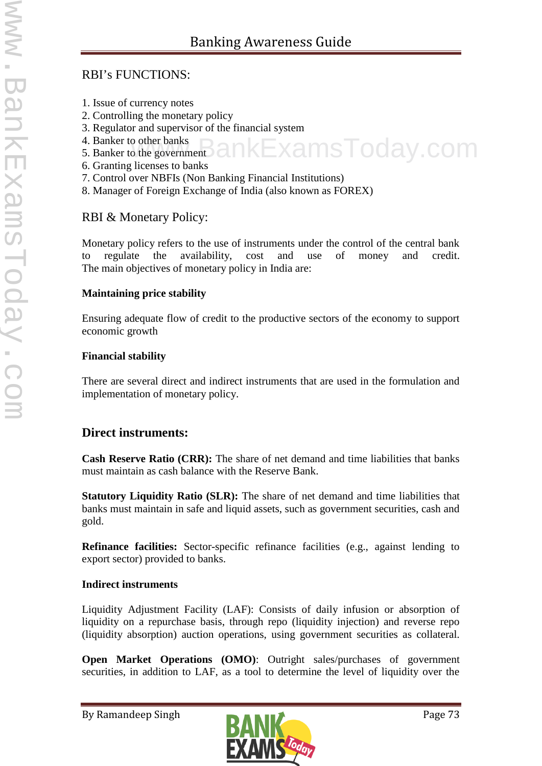## RBI's FUNCTIONS:

1. Issue of currency notes
2. Controlling the monetary policy
3. Regulator and supervisor of the financial system
4. Banker to other banks
5. Banker to the government
6. Granting licenses to banks
7. Control over NBFIs (Non Banking Financial Institutions)
8. Manager of Foreign Exchange of India (also known as FOREX)

## RBI & Monetary Policy:

Monetary policy refers to the use of instruments under the control of the central bank to regulate the availability, cost and use of money and credit. The main objectives of monetary policy in India are:

**Maintaining price stability**

Ensuring adequate flow of credit to the productive sectors of the economy to support economic growth

**Financial stability**

There are several direct and indirect instruments that are used in the formulation and implementation of monetary policy.

## Direct instruments:

**Cash Reserve Ratio (CRR):** The share of net demand and time liabilities that banks must maintain as cash balance with the Reserve Bank.

**Statutory Liquidity Ratio (SLR):** The share of net demand and time liabilities that banks must maintain in safe and liquid assets, such as government securities, cash and gold.

**Refinance facilities:** Sector-specific refinance facilities (e.g., against lending to export sector) provided to banks.

**Indirect instruments**

Liquidity Adjustment Facility (LAF): Consists of daily infusion or absorption of liquidity on a repurchase basis, through repo (liquidity injection) and reverse repo (liquidity absorption) auction operations, using government securities as collateral.

**Open Market Operations (OMO)**: Outright sales/purchases of government securities, in addition to LAF, as a tool to determine the level of liquidity over the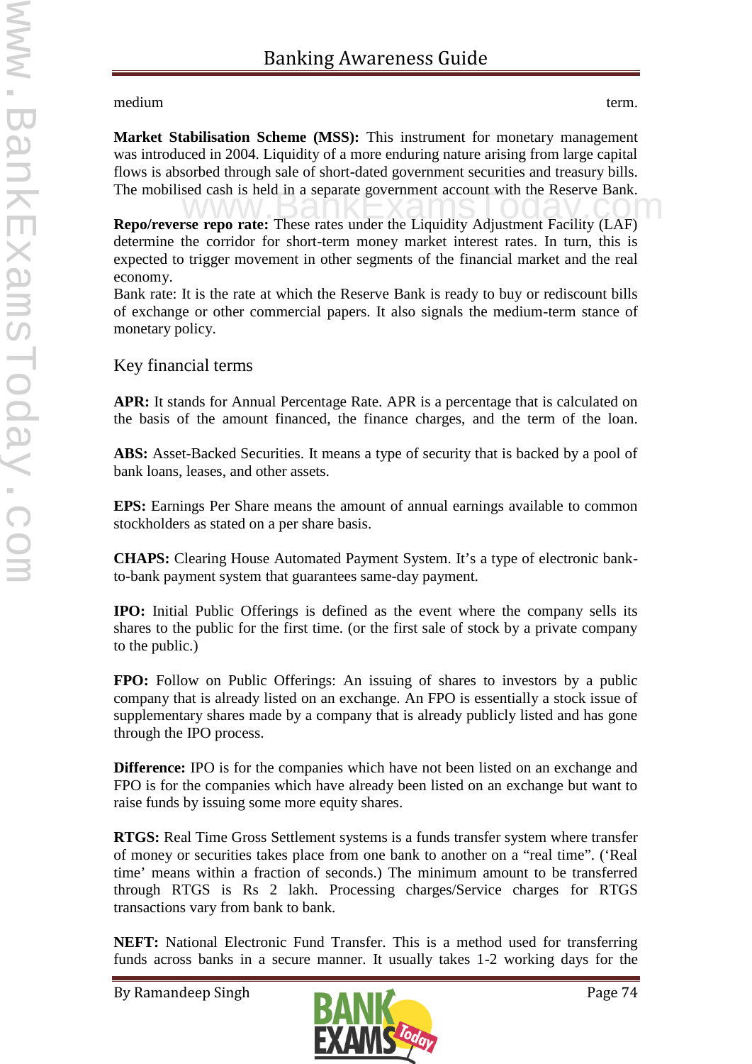medium term.

**Market Stabilisation Scheme (MSS):** This instrument for monetary management was introduced in 2004. Liquidity of a more enduring nature arising from large capital flows is absorbed through sale of short-dated government securities and treasury bills. The mobilised cash is held in a separate government account with the Reserve Bank.

**Repo/reverse repo rate:** These rates under the Liquidity Adjustment Facility (LAF) determine the corridor for short-term money market interest rates. In turn, this is expected to trigger movement in other segments of the financial market and the real economy.

Bank rate: It is the rate at which the Reserve Bank is ready to buy or rediscount bills of exchange or other commercial papers. It also signals the medium-term stance of monetary policy.

## Key financial terms

**APR:** It stands for Annual Percentage Rate. APR is a percentage that is calculated on the basis of the amount financed, the finance charges, and the term of the loan.

**ABS:** Asset-Backed Securities. It means a type of security that is backed by a pool of bank loans, leases, and other assets.

**EPS:** Earnings Per Share means the amount of annual earnings available to common stockholders as stated on a per share basis.

**CHAPS:** Clearing House Automated Payment System. It's a type of electronic bank-to-bank payment system that guarantees same-day payment.

**IPO:** Initial Public Offerings is defined as the event where the company sells its shares to the public for the first time. (or the first sale of stock by a private company to the public.)

**FPO:** Follow on Public Offerings: An issuing of shares to investors by a public company that is already listed on an exchange. An FPO is essentially a stock issue of supplementary shares made by a company that is already publicly listed and has gone through the IPO process.

**Difference:** IPO is for the companies which have not been listed on an exchange and FPO is for the companies which have already been listed on an exchange but want to raise funds by issuing some more equity shares.

**RTGS:** Real Time Gross Settlement systems is a funds transfer system where transfer of money or securities takes place from one bank to another on a "real time". ('Real time' means within a fraction of seconds.) The minimum amount to be transferred through RTGS is Rs 2 lakh. Processing charges/Service charges for RTGS transactions vary from bank to bank.

**NEFT:** National Electronic Fund Transfer. This is a method used for transferring funds across banks in a secure manner. It usually takes 1-2 working days for the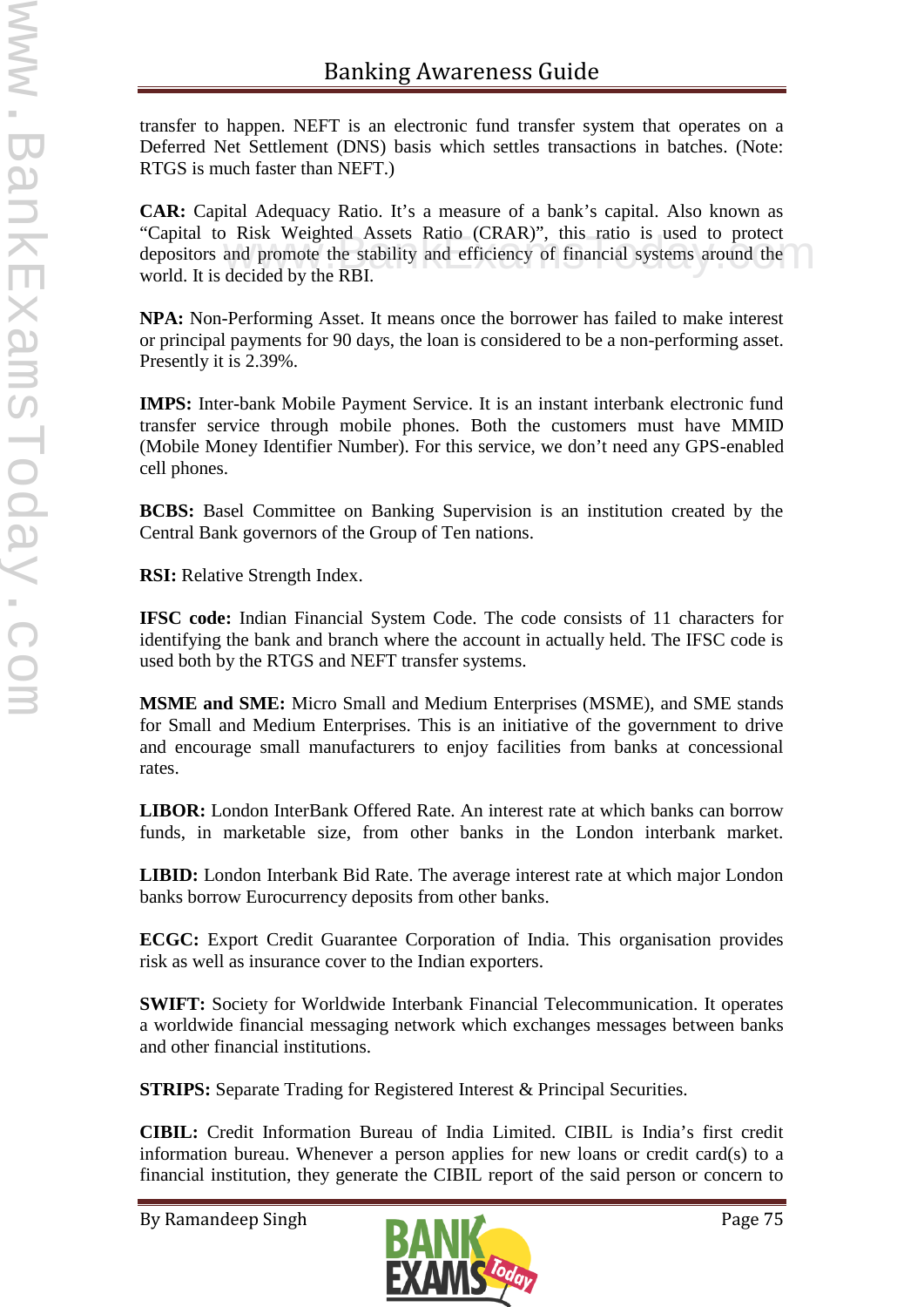transfer to happen. NEFT is an electronic fund transfer system that operates on a Deferred Net Settlement (DNS) basis which settles transactions in batches. (Note: RTGS is much faster than NEFT.)

**CAR:** Capital Adequacy Ratio. It's a measure of a bank's capital. Also known as "Capital to Risk Weighted Assets Ratio (CRAR)", this ratio is used to protect depositors and promote the stability and efficiency of financial systems around the world. It is decided by the RBI.

**NPA:** Non-Performing Asset. It means once the borrower has failed to make interest or principal payments for 90 days, the loan is considered to be a non-performing asset. Presently it is 2.39%.

**IMPS:** Inter-bank Mobile Payment Service. It is an instant interbank electronic fund transfer service through mobile phones. Both the customers must have MMID (Mobile Money Identifier Number). For this service, we don't need any GPS-enabled cell phones.

**BCBS:** Basel Committee on Banking Supervision is an institution created by the Central Bank governors of the Group of Ten nations.

**RSI:** Relative Strength Index.

**IFSC code:** Indian Financial System Code. The code consists of 11 characters for identifying the bank and branch where the account in actually held. The IFSC code is used both by the RTGS and NEFT transfer systems.

**MSME and SME:** Micro Small and Medium Enterprises (MSME), and SME stands for Small and Medium Enterprises. This is an initiative of the government to drive and encourage small manufacturers to enjoy facilities from banks at concessional rates.

**LIBOR:** London InterBank Offered Rate. An interest rate at which banks can borrow funds, in marketable size, from other banks in the London interbank market.

**LIBID:** London Interbank Bid Rate. The average interest rate at which major London banks borrow Eurocurrency deposits from other banks.

**ECGC:** Export Credit Guarantee Corporation of India. This organisation provides risk as well as insurance cover to the Indian exporters.

**SWIFT:** Society for Worldwide Interbank Financial Telecommunication. It operates a worldwide financial messaging network which exchanges messages between banks and other financial institutions.

**STRIPS:** Separate Trading for Registered Interest & Principal Securities.

**CIBIL:** Credit Information Bureau of India Limited. CIBIL is India's first credit information bureau. Whenever a person applies for new loans or credit card(s) to a financial institution, they generate the CIBIL report of the said person or concern to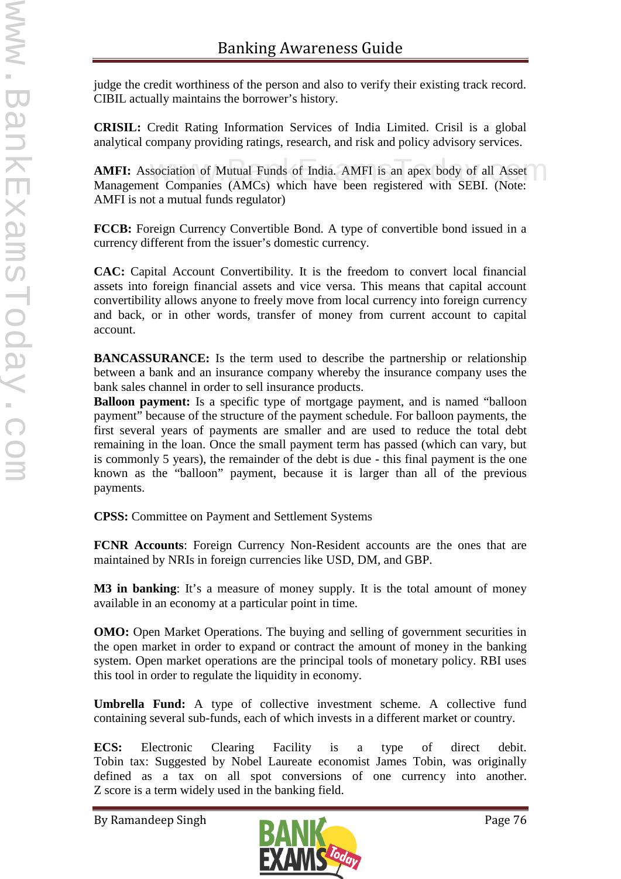judge the credit worthiness of the person and also to verify their existing track record. CIBIL actually maintains the borrower's history.

**CRISIL:** Credit Rating Information Services of India Limited. Crisil is a global analytical company providing ratings, research, and risk and policy advisory services.

**AMFI:** Association of Mutual Funds of India. AMFI is an apex body of all Asset Management Companies (AMCs) which have been registered with SEBI. (Note: AMFI is not a mutual funds regulator)

**FCCB:** Foreign Currency Convertible Bond. A type of convertible bond issued in a currency different from the issuer's domestic currency.

**CAC:** Capital Account Convertibility. It is the freedom to convert local financial assets into foreign financial assets and vice versa. This means that capital account convertibility allows anyone to freely move from local currency into foreign currency and back, or in other words, transfer of money from current account to capital account.

**BANCASSURANCE:** Is the term used to describe the partnership or relationship between a bank and an insurance company whereby the insurance company uses the bank sales channel in order to sell insurance products.

**Balloon payment:** Is a specific type of mortgage payment, and is named "balloon payment" because of the structure of the payment schedule. For balloon payments, the first several years of payments are smaller and are used to reduce the total debt remaining in the loan. Once the small payment term has passed (which can vary, but is commonly 5 years), the remainder of the debt is due - this final payment is the one known as the "balloon" payment, because it is larger than all of the previous payments.

**CPSS:** Committee on Payment and Settlement Systems

**FCNR Accounts**: Foreign Currency Non-Resident accounts are the ones that are maintained by NRIs in foreign currencies like USD, DM, and GBP.

**M3 in banking**: It's a measure of money supply. It is the total amount of money available in an economy at a particular point in time.

**OMO:** Open Market Operations. The buying and selling of government securities in the open market in order to expand or contract the amount of money in the banking system. Open market operations are the principal tools of monetary policy. RBI uses this tool in order to regulate the liquidity in economy.

**Umbrella Fund:** A type of collective investment scheme. A collective fund containing several sub-funds, each of which invests in a different market or country.

**ECS:** Electronic Clearing Facility is a type of direct debit. Tobin tax: Suggested by Nobel Laureate economist James Tobin, was originally defined as a tax on all spot conversions of one currency into another. Z score is a term widely used in the banking field.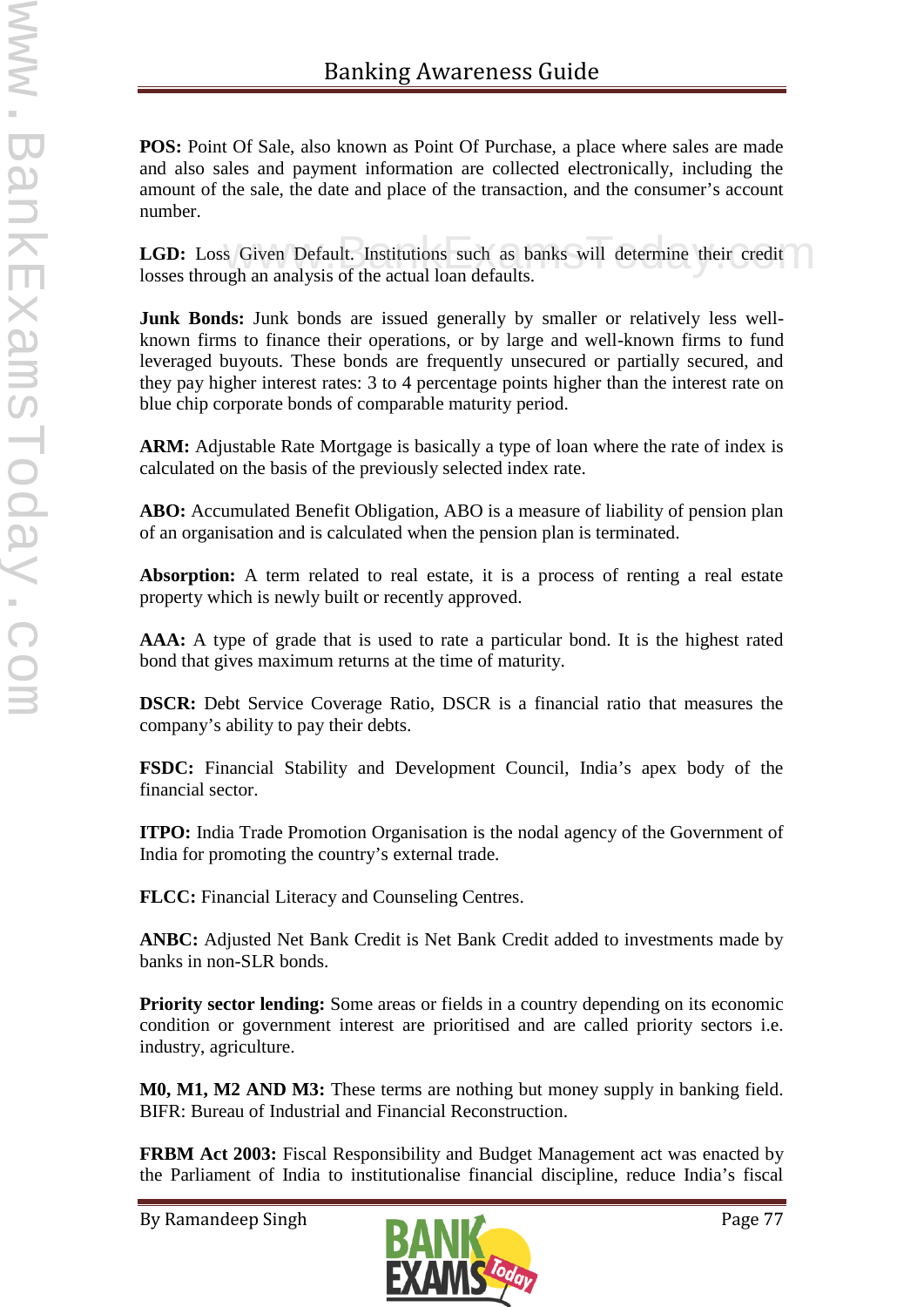**POS:** Point Of Sale, also known as Point Of Purchase, a place where sales are made and also sales and payment information are collected electronically, including the amount of the sale, the date and place of the transaction, and the consumer's account number.

**LGD:** Loss Given Default. Institutions such as banks will determine their credit losses through an analysis of the actual loan defaults.

**Junk Bonds:** Junk bonds are issued generally by smaller or relatively less well-known firms to finance their operations, or by large and well-known firms to fund leveraged buyouts. These bonds are frequently unsecured or partially secured, and they pay higher interest rates: 3 to 4 percentage points higher than the interest rate on blue chip corporate bonds of comparable maturity period.

**ARM:** Adjustable Rate Mortgage is basically a type of loan where the rate of index is calculated on the basis of the previously selected index rate.

**ABO:** Accumulated Benefit Obligation, ABO is a measure of liability of pension plan of an organisation and is calculated when the pension plan is terminated.

**Absorption:** A term related to real estate, it is a process of renting a real estate property which is newly built or recently approved.

**AAA:** A type of grade that is used to rate a particular bond. It is the highest rated bond that gives maximum returns at the time of maturity.

**DSCR:** Debt Service Coverage Ratio, DSCR is a financial ratio that measures the company's ability to pay their debts.

**FSDC:** Financial Stability and Development Council, India's apex body of the financial sector.

**ITPO:** India Trade Promotion Organisation is the nodal agency of the Government of India for promoting the country's external trade.

**FLCC:** Financial Literacy and Counseling Centres.

**ANBC:** Adjusted Net Bank Credit is Net Bank Credit added to investments made by banks in non-SLR bonds.

**Priority sector lending:** Some areas or fields in a country depending on its economic condition or government interest are prioritised and are called priority sectors i.e. industry, agriculture.

**M0, M1, M2 AND M3:** These terms are nothing but money supply in banking field. BIFR: Bureau of Industrial and Financial Reconstruction.

**FRBM Act 2003:** Fiscal Responsibility and Budget Management act was enacted by the Parliament of India to institutionalise financial discipline, reduce India's fiscal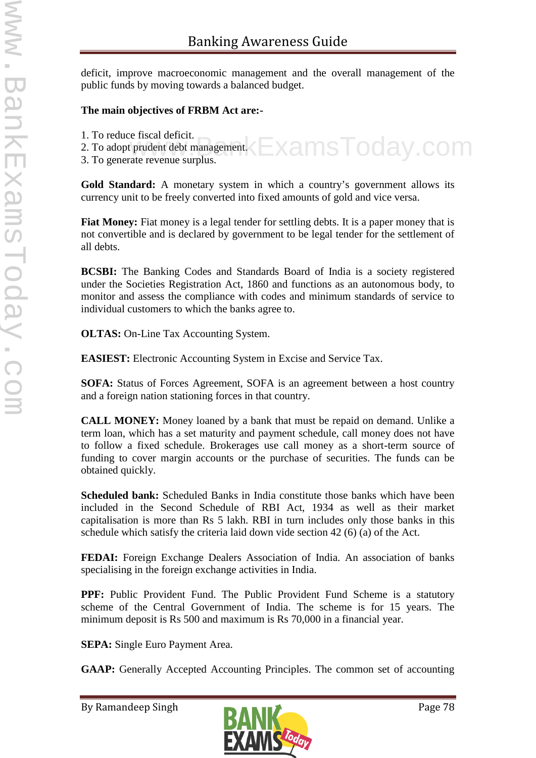deficit, improve macroeconomic management and the overall management of the public funds by moving towards a balanced budget.

**The main objectives of FRBM Act are:-**

1. To reduce fiscal deficit.
2. To adopt prudent debt management.
3. To generate revenue surplus.

**Gold Standard:** A monetary system in which a country's government allows its currency unit to be freely converted into fixed amounts of gold and vice versa.

**Fiat Money:** Fiat money is a legal tender for settling debts. It is a paper money that is not convertible and is declared by government to be legal tender for the settlement of all debts.

**BCSBI:** The Banking Codes and Standards Board of India is a society registered under the Societies Registration Act, 1860 and functions as an autonomous body, to monitor and assess the compliance with codes and minimum standards of service to individual customers to which the banks agree to.

**OLTAS:** On-Line Tax Accounting System.

**EASIEST:** Electronic Accounting System in Excise and Service Tax.

**SOFA:** Status of Forces Agreement, SOFA is an agreement between a host country and a foreign nation stationing forces in that country.

**CALL MONEY:** Money loaned by a bank that must be repaid on demand. Unlike a term loan, which has a set maturity and payment schedule, call money does not have to follow a fixed schedule. Brokerages use call money as a short-term source of funding to cover margin accounts or the purchase of securities. The funds can be obtained quickly.

**Scheduled bank:** Scheduled Banks in India constitute those banks which have been included in the Second Schedule of RBI Act, 1934 as well as their market capitalisation is more than Rs 5 lakh. RBI in turn includes only those banks in this schedule which satisfy the criteria laid down vide section 42 (6) (a) of the Act.

**FEDAI:** Foreign Exchange Dealers Association of India. An association of banks specialising in the foreign exchange activities in India.

**PPF:** Public Provident Fund. The Public Provident Fund Scheme is a statutory scheme of the Central Government of India. The scheme is for 15 years. The minimum deposit is Rs 500 and maximum is Rs 70,000 in a financial year.

**SEPA:** Single Euro Payment Area.

**GAAP:** Generally Accepted Accounting Principles. The common set of accounting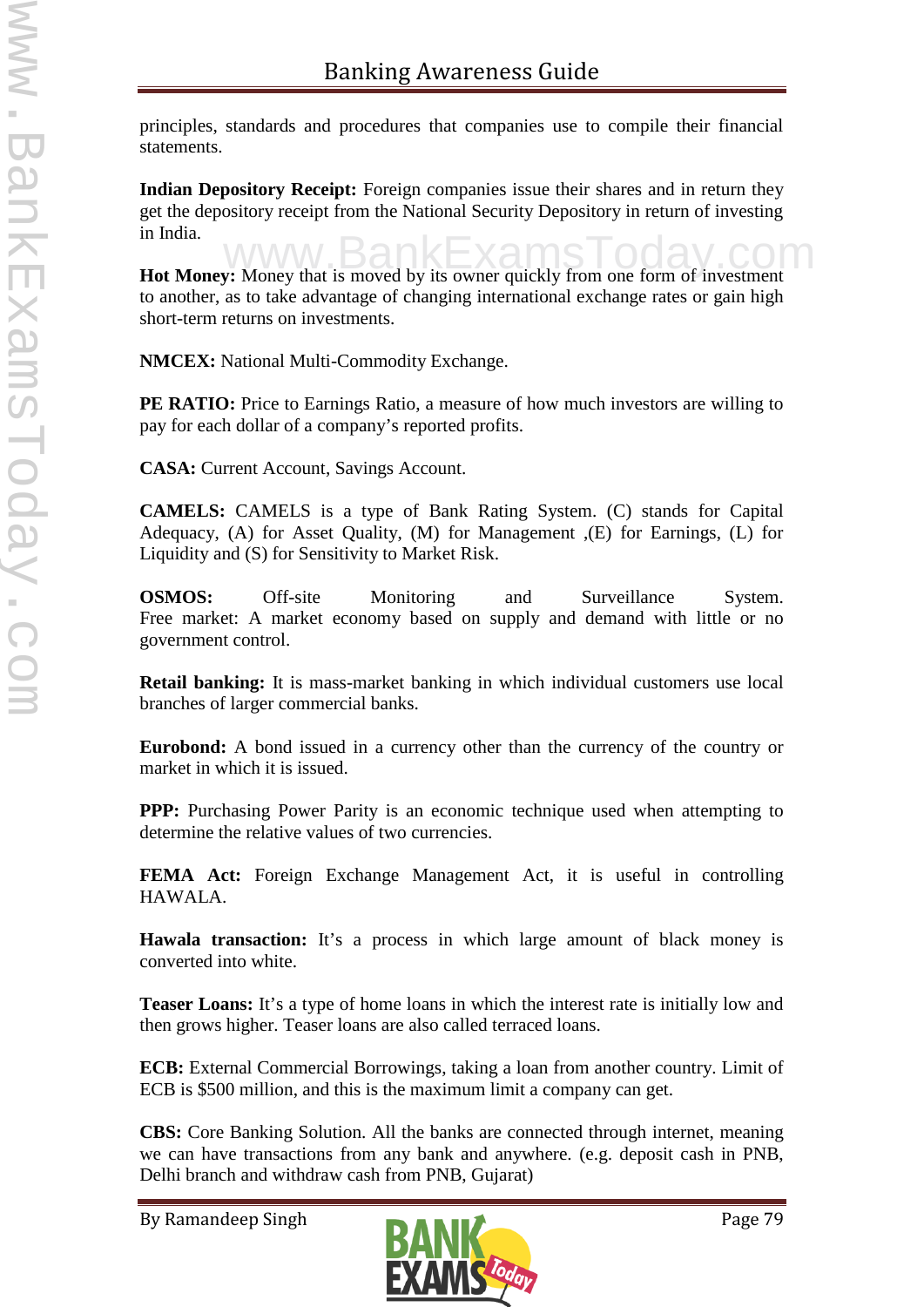principles, standards and procedures that companies use to compile their financial statements.

**Indian Depository Receipt:** Foreign companies issue their shares and in return they get the depository receipt from the National Security Depository in return of investing in India.

**Hot Money:** Money that is moved by its owner quickly from one form of investment to another, as to take advantage of changing international exchange rates or gain high short-term returns on investments.

**NMCEX:** National Multi-Commodity Exchange.

**PE RATIO:** Price to Earnings Ratio, a measure of how much investors are willing to pay for each dollar of a company's reported profits.

**CASA:** Current Account, Savings Account.

**CAMELS:** CAMELS is a type of Bank Rating System. (C) stands for Capital Adequacy, (A) for Asset Quality, (M) for Management ,(E) for Earnings, (L) for Liquidity and (S) for Sensitivity to Market Risk.

**OSMOS:** Off-site Monitoring and Surveillance System.
Free market: A market economy based on supply and demand with little or no government control.

**Retail banking:** It is mass-market banking in which individual customers use local branches of larger commercial banks.

**Eurobond:** A bond issued in a currency other than the currency of the country or market in which it is issued.

**PPP:** Purchasing Power Parity is an economic technique used when attempting to determine the relative values of two currencies.

**FEMA Act:** Foreign Exchange Management Act, it is useful in controlling HAWALA.

**Hawala transaction:** It's a process in which large amount of black money is converted into white.

**Teaser Loans:** It's a type of home loans in which the interest rate is initially low and then grows higher. Teaser loans are also called terraced loans.

**ECB:** External Commercial Borrowings, taking a loan from another country. Limit of ECB is $500 million, and this is the maximum limit a company can get.

**CBS:** Core Banking Solution. All the banks are connected through internet, meaning we can have transactions from any bank and anywhere. (e.g. deposit cash in PNB, Delhi branch and withdraw cash from PNB, Gujarat)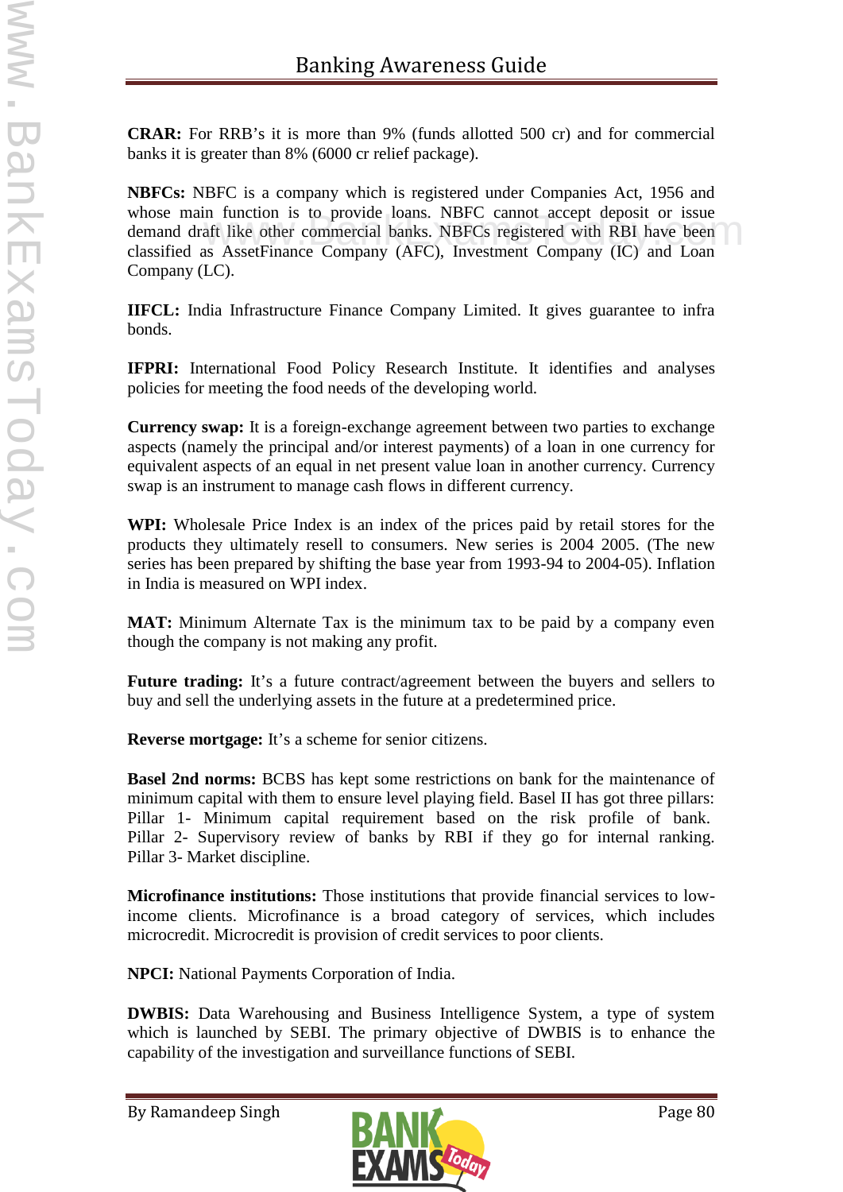**CRAR:** For RRB's it is more than 9% (funds allotted 500 cr) and for commercial banks it is greater than 8% (6000 cr relief package).

**NBFCs:** NBFC is a company which is registered under Companies Act, 1956 and whose main function is to provide loans. NBFC cannot accept deposit or issue demand draft like other commercial banks. NBFCs registered with RBI have been classified as AssetFinance Company (AFC), Investment Company (IC) and Loan Company (LC).

**IIFCL:** India Infrastructure Finance Company Limited. It gives guarantee to infra bonds.

**IFPRI:** International Food Policy Research Institute. It identifies and analyses policies for meeting the food needs of the developing world.

**Currency swap:** It is a foreign-exchange agreement between two parties to exchange aspects (namely the principal and/or interest payments) of a loan in one currency for equivalent aspects of an equal in net present value loan in another currency. Currency swap is an instrument to manage cash flows in different currency.

**WPI:** Wholesale Price Index is an index of the prices paid by retail stores for the products they ultimately resell to consumers. New series is 2004 2005. (The new series has been prepared by shifting the base year from 1993-94 to 2004-05). Inflation in India is measured on WPI index.

**MAT:** Minimum Alternate Tax is the minimum tax to be paid by a company even though the company is not making any profit.

**Future trading:** It's a future contract/agreement between the buyers and sellers to buy and sell the underlying assets in the future at a predetermined price.

**Reverse mortgage:** It's a scheme for senior citizens.

**Basel 2nd norms:** BCBS has kept some restrictions on bank for the maintenance of minimum capital with them to ensure level playing field. Basel II has got three pillars: Pillar 1- Minimum capital requirement based on the risk profile of bank. Pillar 2- Supervisory review of banks by RBI if they go for internal ranking. Pillar 3- Market discipline.

**Microfinance institutions:** Those institutions that provide financial services to low-income clients. Microfinance is a broad category of services, which includes microcredit. Microcredit is provision of credit services to poor clients.

**NPCI:** National Payments Corporation of India.

**DWBIS:** Data Warehousing and Business Intelligence System, a type of system which is launched by SEBI. The primary objective of DWBIS is to enhance the capability of the investigation and surveillance functions of SEBI.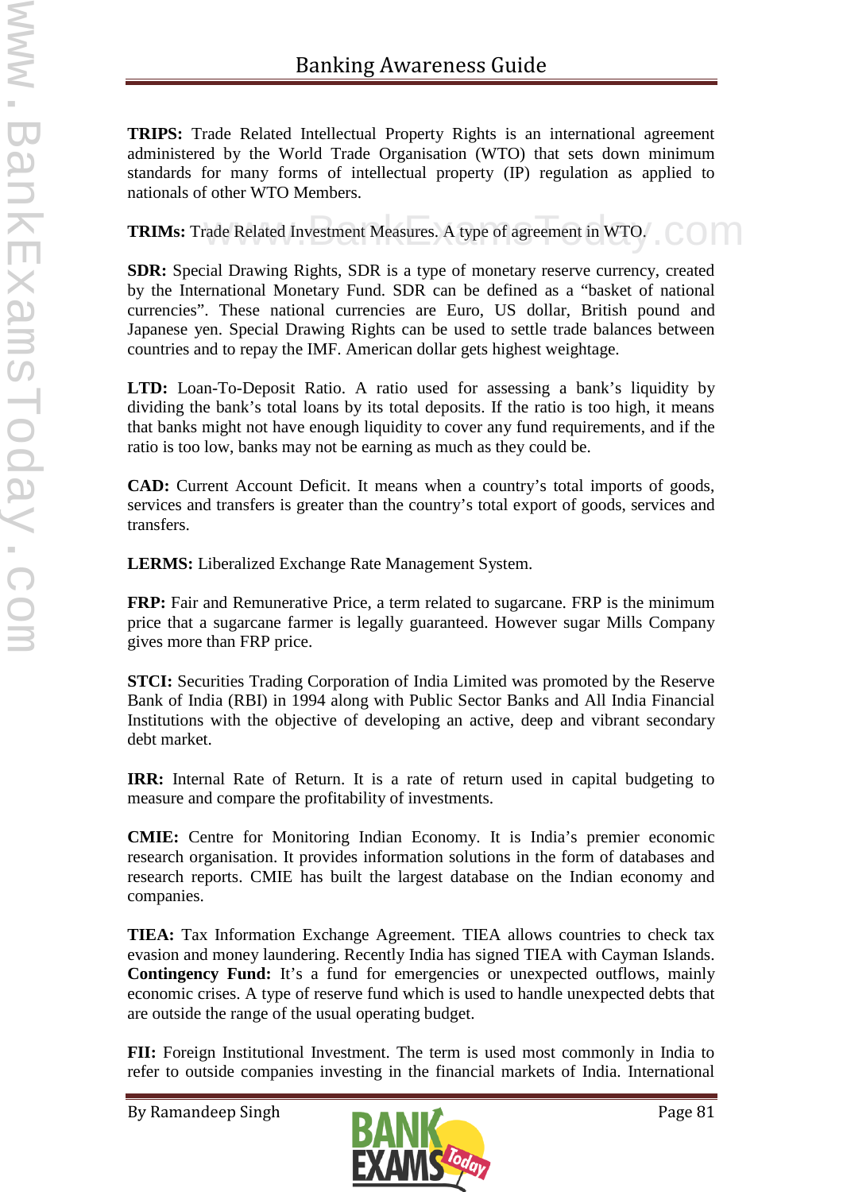**TRIPS:** Trade Related Intellectual Property Rights is an international agreement administered by the World Trade Organisation (WTO) that sets down minimum standards for many forms of intellectual property (IP) regulation as applied to nationals of other WTO Members.

**TRIMs:** Trade Related Investment Measures. A type of agreement in WTO.

**SDR:** Special Drawing Rights, SDR is a type of monetary reserve currency, created by the International Monetary Fund. SDR can be defined as a "basket of national currencies". These national currencies are Euro, US dollar, British pound and Japanese yen. Special Drawing Rights can be used to settle trade balances between countries and to repay the IMF. American dollar gets highest weightage.

**LTD:** Loan-To-Deposit Ratio. A ratio used for assessing a bank's liquidity by dividing the bank's total loans by its total deposits. If the ratio is too high, it means that banks might not have enough liquidity to cover any fund requirements, and if the ratio is too low, banks may not be earning as much as they could be.

**CAD:** Current Account Deficit. It means when a country's total imports of goods, services and transfers is greater than the country's total export of goods, services and transfers.

**LERMS:** Liberalized Exchange Rate Management System.

**FRP:** Fair and Remunerative Price, a term related to sugarcane. FRP is the minimum price that a sugarcane farmer is legally guaranteed. However sugar Mills Company gives more than FRP price.

**STCI:** Securities Trading Corporation of India Limited was promoted by the Reserve Bank of India (RBI) in 1994 along with Public Sector Banks and All India Financial Institutions with the objective of developing an active, deep and vibrant secondary debt market.

**IRR:** Internal Rate of Return. It is a rate of return used in capital budgeting to measure and compare the profitability of investments.

**CMIE:** Centre for Monitoring Indian Economy. It is India's premier economic research organisation. It provides information solutions in the form of databases and research reports. CMIE has built the largest database on the Indian economy and companies.

**TIEA:** Tax Information Exchange Agreement. TIEA allows countries to check tax evasion and money laundering. Recently India has signed TIEA with Cayman Islands.
**Contingency Fund:** It's a fund for emergencies or unexpected outflows, mainly economic crises. A type of reserve fund which is used to handle unexpected debts that are outside the range of the usual operating budget.

**FII:** Foreign Institutional Investment. The term is used most commonly in India to refer to outside companies investing in the financial markets of India. International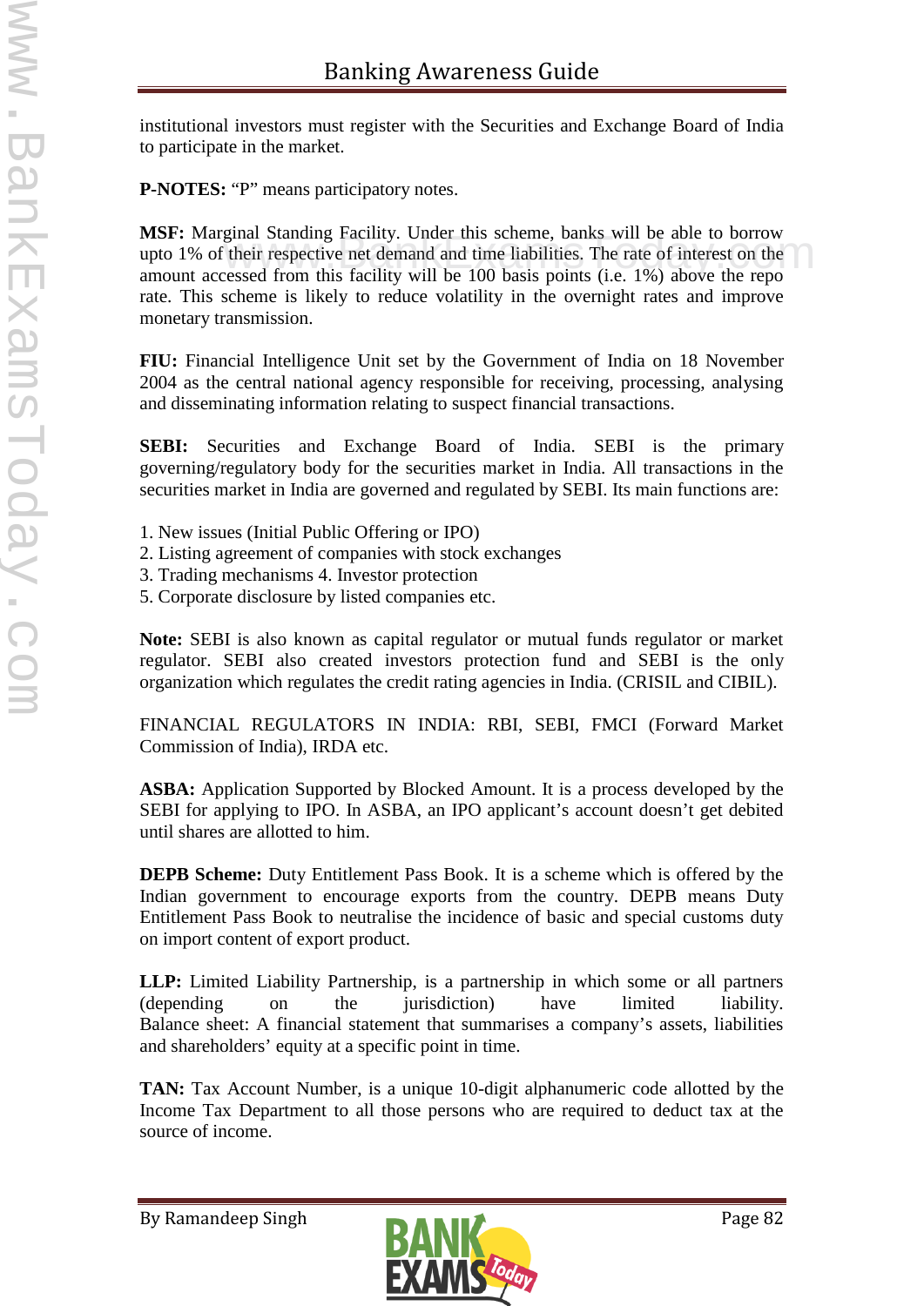institutional investors must register with the Securities and Exchange Board of India to participate in the market.

**P-NOTES:** "P" means participatory notes.

**MSF:** Marginal Standing Facility. Under this scheme, banks will be able to borrow upto 1% of their respective net demand and time liabilities. The rate of interest on the amount accessed from this facility will be 100 basis points (i.e. 1%) above the repo rate. This scheme is likely to reduce volatility in the overnight rates and improve monetary transmission.

**FIU:** Financial Intelligence Unit set by the Government of India on 18 November 2004 as the central national agency responsible for receiving, processing, analysing and disseminating information relating to suspect financial transactions.

**SEBI:** Securities and Exchange Board of India. SEBI is the primary governing/regulatory body for the securities market in India. All transactions in the securities market in India are governed and regulated by SEBI. Its main functions are:

1. New issues (Initial Public Offering or IPO)
2. Listing agreement of companies with stock exchanges
3. Trading mechanisms 4. Investor protection
5. Corporate disclosure by listed companies etc.

**Note:** SEBI is also known as capital regulator or mutual funds regulator or market regulator. SEBI also created investors protection fund and SEBI is the only organization which regulates the credit rating agencies in India. (CRISIL and CIBIL).

FINANCIAL REGULATORS IN INDIA: RBI, SEBI, FMCI (Forward Market Commission of India), IRDA etc.

**ASBA:** Application Supported by Blocked Amount. It is a process developed by the SEBI for applying to IPO. In ASBA, an IPO applicant's account doesn't get debited until shares are allotted to him.

**DEPB Scheme:** Duty Entitlement Pass Book. It is a scheme which is offered by the Indian government to encourage exports from the country. DEPB means Duty Entitlement Pass Book to neutralise the incidence of basic and special customs duty on import content of export product.

**LLP:** Limited Liability Partnership, is a partnership in which some or all partners (depending on the jurisdiction) have limited liability. Balance sheet: A financial statement that summarises a company's assets, liabilities and shareholders' equity at a specific point in time.

**TAN:** Tax Account Number, is a unique 10-digit alphanumeric code allotted by the Income Tax Department to all those persons who are required to deduct tax at the source of income.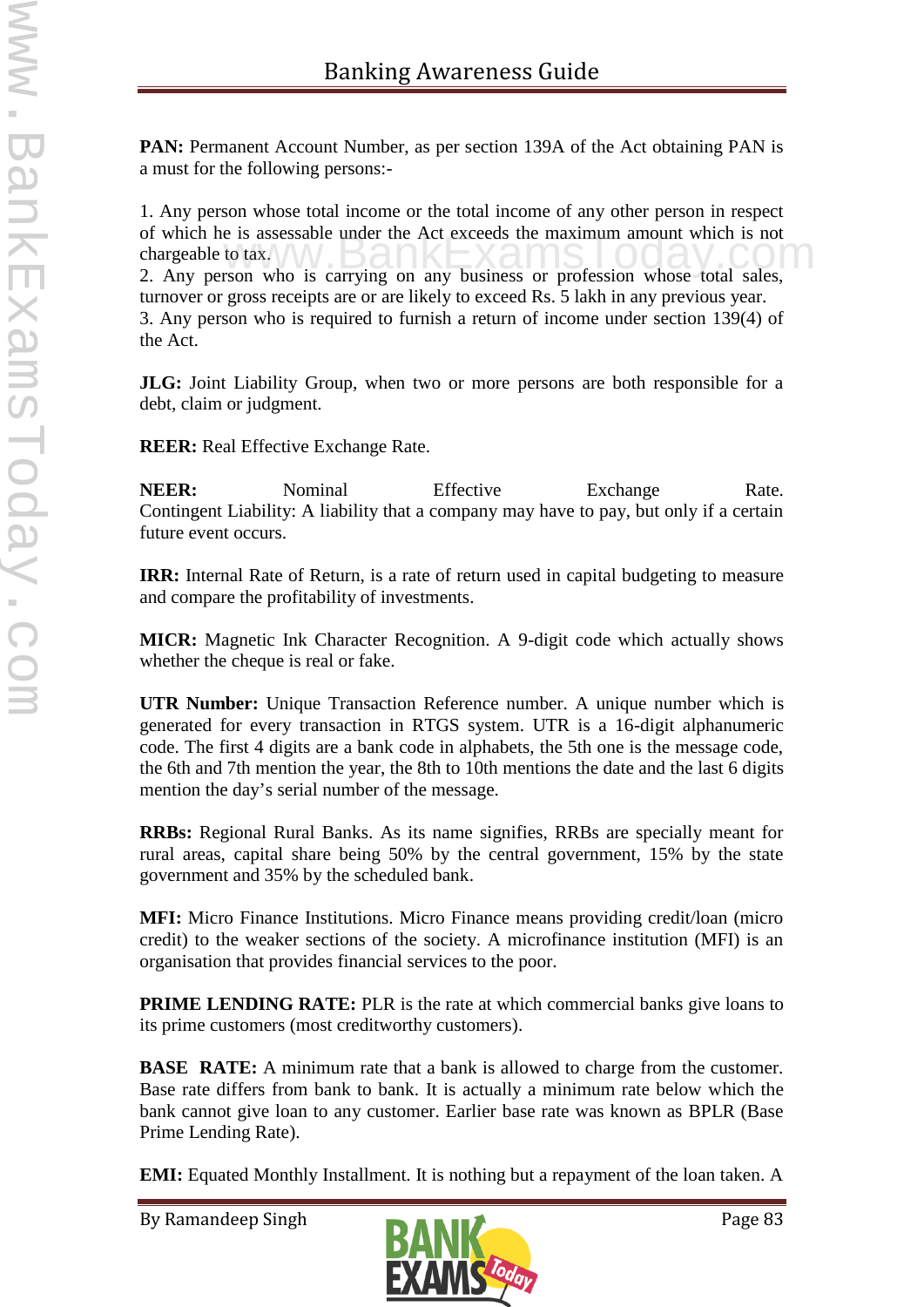**PAN:** Permanent Account Number, as per section 139A of the Act obtaining PAN is a must for the following persons:-

1. Any person whose total income or the total income of any other person in respect of which he is assessable under the Act exceeds the maximum amount which is not chargeable to tax.
2. Any person who is carrying on any business or profession whose total sales, turnover or gross receipts are or are likely to exceed Rs. 5 lakh in any previous year.
3. Any person who is required to furnish a return of income under section 139(4) of the Act.

**JLG:** Joint Liability Group, when two or more persons are both responsible for a debt, claim or judgment.

**REER:** Real Effective Exchange Rate.

**NEER:** Nominal Effective Exchange Rate.
Contingent Liability: A liability that a company may have to pay, but only if a certain future event occurs.

**IRR:** Internal Rate of Return, is a rate of return used in capital budgeting to measure and compare the profitability of investments.

**MICR:** Magnetic Ink Character Recognition. A 9-digit code which actually shows whether the cheque is real or fake.

**UTR Number:** Unique Transaction Reference number. A unique number which is generated for every transaction in RTGS system. UTR is a 16-digit alphanumeric code. The first 4 digits are a bank code in alphabets, the 5th one is the message code, the 6th and 7th mention the year, the 8th to 10th mentions the date and the last 6 digits mention the day's serial number of the message.

**RRBs:** Regional Rural Banks. As its name signifies, RRBs are specially meant for rural areas, capital share being 50% by the central government, 15% by the state government and 35% by the scheduled bank.

**MFI:** Micro Finance Institutions. Micro Finance means providing credit/loan (micro credit) to the weaker sections of the society. A microfinance institution (MFI) is an organisation that provides financial services to the poor.

**PRIME LENDING RATE:** PLR is the rate at which commercial banks give loans to its prime customers (most creditworthy customers).

**BASE RATE:** A minimum rate that a bank is allowed to charge from the customer. Base rate differs from bank to bank. It is actually a minimum rate below which the bank cannot give loan to any customer. Earlier base rate was known as BPLR (Base Prime Lending Rate).

**EMI:** Equated Monthly Installment. It is nothing but a repayment of the loan taken. A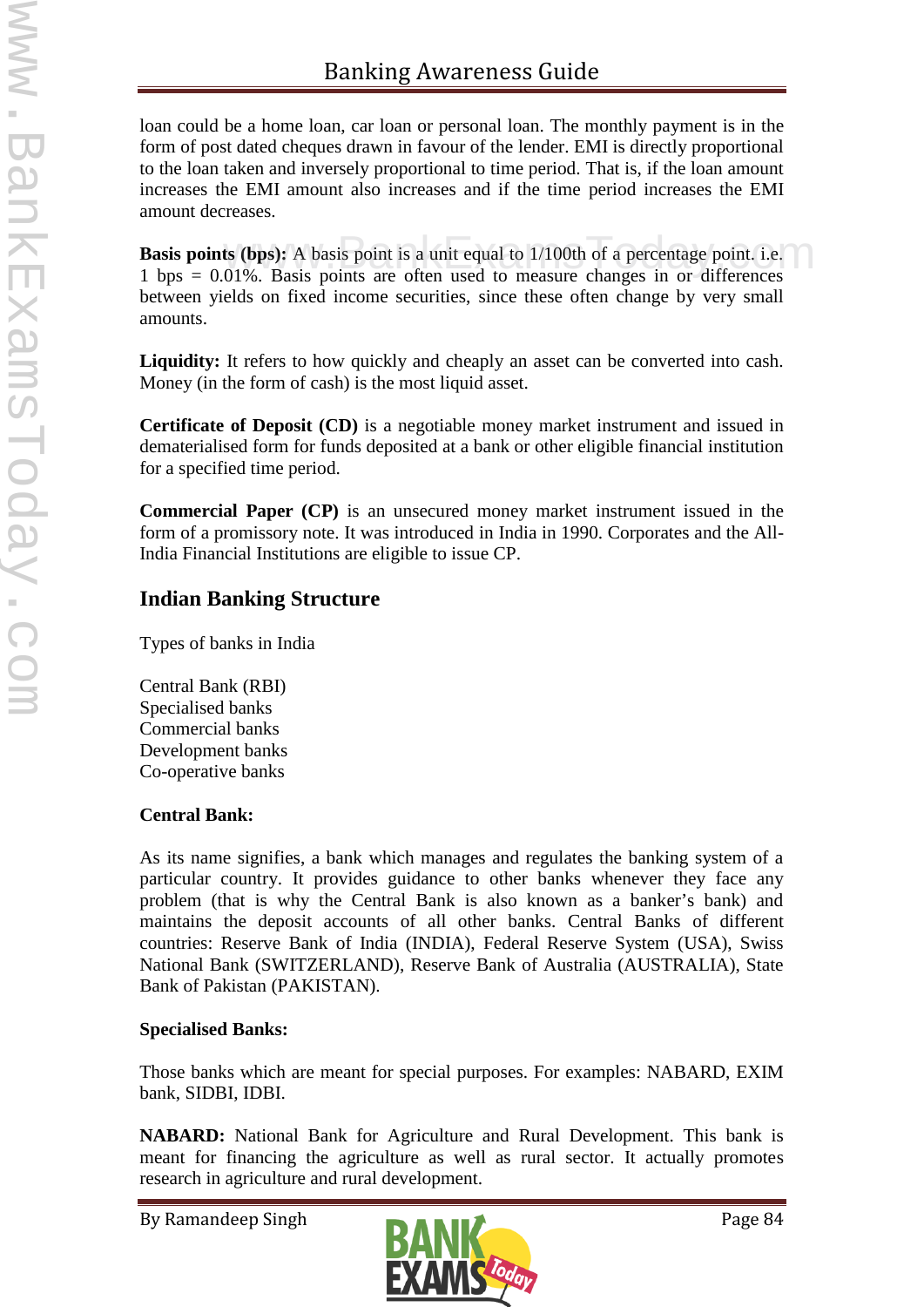loan could be a home loan, car loan or personal loan. The monthly payment is in the form of post dated cheques drawn in favour of the lender. EMI is directly proportional to the loan taken and inversely proportional to time period. That is, if the loan amount increases the EMI amount also increases and if the time period increases the EMI amount decreases.

**Basis points (bps):** A basis point is a unit equal to 1/100th of a percentage point. i.e. 1 bps = 0.01%. Basis points are often used to measure changes in or differences between yields on fixed income securities, since these often change by very small amounts.

**Liquidity:** It refers to how quickly and cheaply an asset can be converted into cash. Money (in the form of cash) is the most liquid asset.

**Certificate of Deposit (CD)** is a negotiable money market instrument and issued in dematerialised form for funds deposited at a bank or other eligible financial institution for a specified time period.

**Commercial Paper (CP)** is an unsecured money market instrument issued in the form of a promissory note. It was introduced in India in 1990. Corporates and the All-India Financial Institutions are eligible to issue CP.

## Indian Banking Structure

Types of banks in India

Central Bank (RBI)
Specialised banks
Commercial banks
Development banks
Co-operative banks

**Central Bank:**

As its name signifies, a bank which manages and regulates the banking system of a particular country. It provides guidance to other banks whenever they face any problem (that is why the Central Bank is also known as a banker's bank) and maintains the deposit accounts of all other banks. Central Banks of different countries: Reserve Bank of India (INDIA), Federal Reserve System (USA), Swiss National Bank (SWITZERLAND), Reserve Bank of Australia (AUSTRALIA), State Bank of Pakistan (PAKISTAN).

**Specialised Banks:**

Those banks which are meant for special purposes. For examples: NABARD, EXIM bank, SIDBI, IDBI.

**NABARD:** National Bank for Agriculture and Rural Development. This bank is meant for financing the agriculture as well as rural sector. It actually promotes research in agriculture and rural development.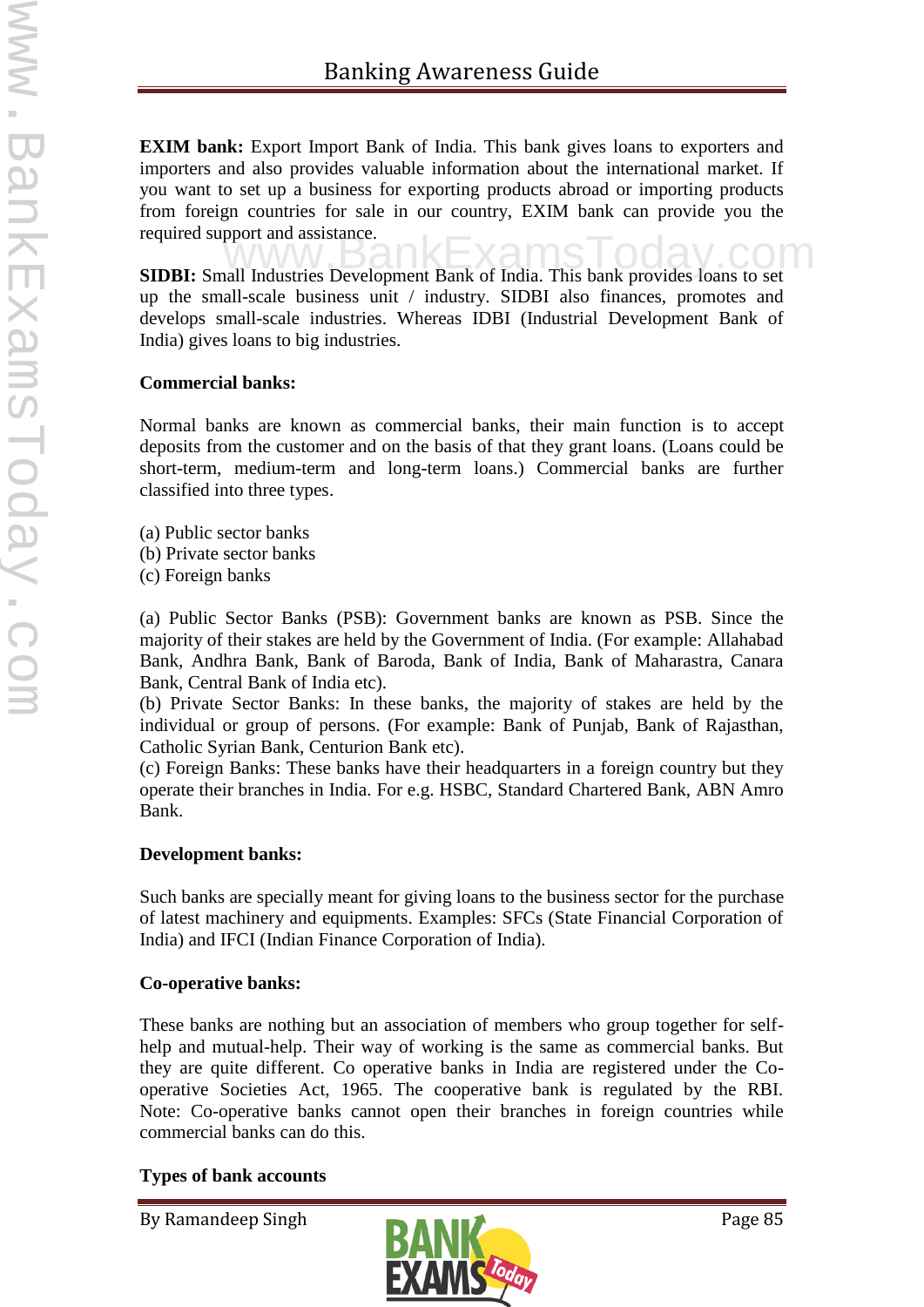**EXIM bank:** Export Import Bank of India. This bank gives loans to exporters and importers and also provides valuable information about the international market. If you want to set up a business for exporting products abroad or importing products from foreign countries for sale in our country, EXIM bank can provide you the required support and assistance.

**SIDBI:** Small Industries Development Bank of India. This bank provides loans to set up the small-scale business unit / industry. SIDBI also finances, promotes and develops small-scale industries. Whereas IDBI (Industrial Development Bank of India) gives loans to big industries.

**Commercial banks:**

Normal banks are known as commercial banks, their main function is to accept deposits from the customer and on the basis of that they grant loans. (Loans could be short-term, medium-term and long-term loans.) Commercial banks are further classified into three types.

(a) Public sector banks
(b) Private sector banks
(c) Foreign banks

(a) Public Sector Banks (PSB): Government banks are known as PSB. Since the majority of their stakes are held by the Government of India. (For example: Allahabad Bank, Andhra Bank, Bank of Baroda, Bank of India, Bank of Maharastra, Canara Bank, Central Bank of India etc).
(b) Private Sector Banks: In these banks, the majority of stakes are held by the individual or group of persons. (For example: Bank of Punjab, Bank of Rajasthan, Catholic Syrian Bank, Centurion Bank etc).
(c) Foreign Banks: These banks have their headquarters in a foreign country but they operate their branches in India. For e.g. HSBC, Standard Chartered Bank, ABN Amro Bank.

**Development banks:**

Such banks are specially meant for giving loans to the business sector for the purchase of latest machinery and equipments. Examples: SFCs (State Financial Corporation of India) and IFCI (Indian Finance Corporation of India).

**Co-operative banks:**

These banks are nothing but an association of members who group together for self-help and mutual-help. Their way of working is the same as commercial banks. But they are quite different. Co operative banks in India are registered under the Co-operative Societies Act, 1965. The cooperative bank is regulated by the RBI. Note: Co-operative banks cannot open their branches in foreign countries while commercial banks can do this.

**Types of bank accounts**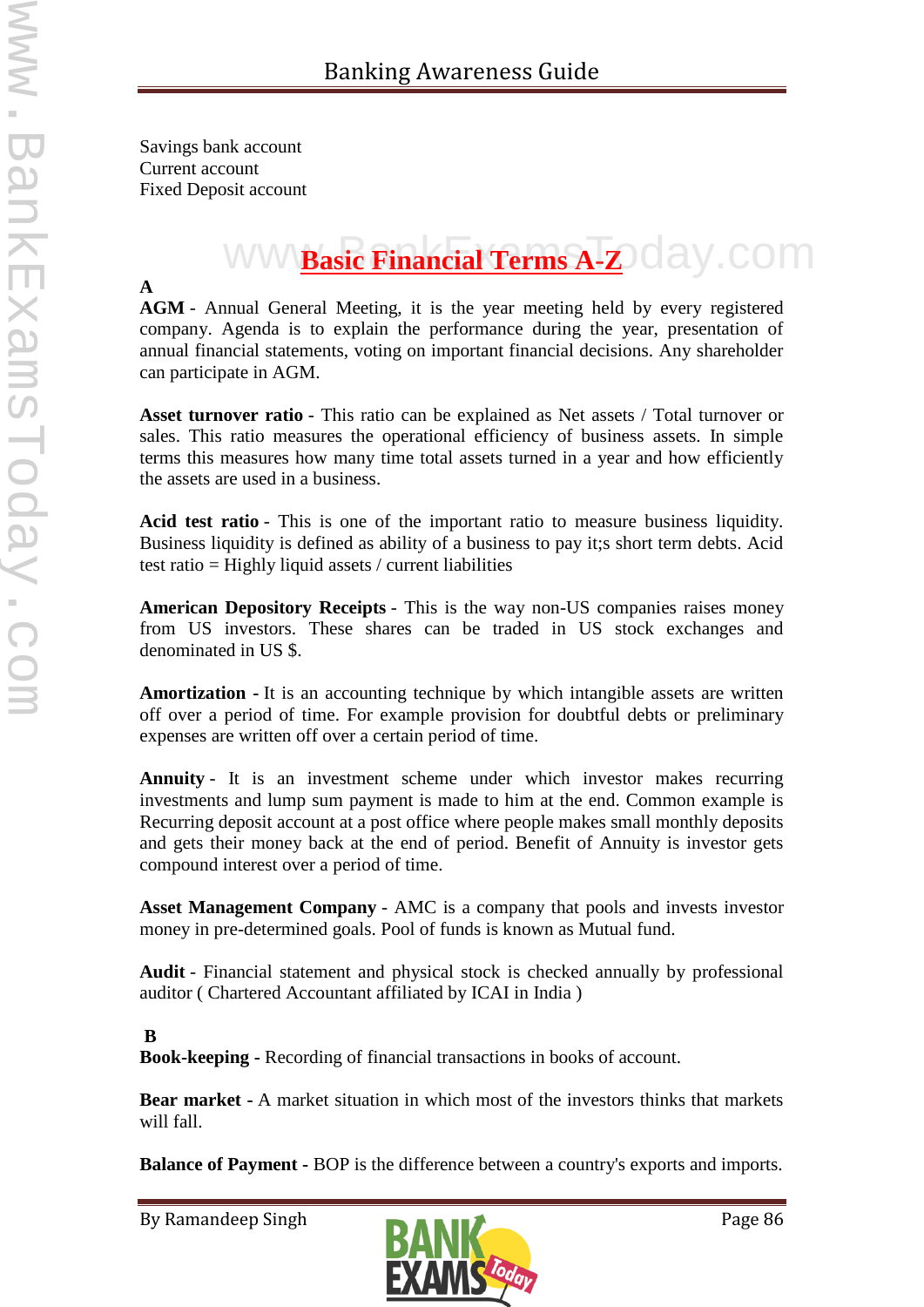Savings bank account
Current account
Fixed Deposit account

## Basic Financial Terms A-Z

**A**

**AGM** - Annual General Meeting, it is the year meeting held by every registered company. Agenda is to explain the performance during the year, presentation of annual financial statements, voting on important financial decisions. Any shareholder can participate in AGM.

**Asset turnover ratio** - This ratio can be explained as Net assets / Total turnover or sales. This ratio measures the operational efficiency of business assets. In simple terms this measures how many time total assets turned in a year and how efficiently the assets are used in a business.

**Acid test ratio** - This is one of the important ratio to measure business liquidity. Business liquidity is defined as ability of a business to pay it;s short term debts. Acid test ratio = Highly liquid assets / current liabilities

**American Depository Receipts** - This is the way non-US companies raises money from US investors. These shares can be traded in US stock exchanges and denominated in US $.

**Amortization** - It is an accounting technique by which intangible assets are written off over a period of time. For example provision for doubtful debts or preliminary expenses are written off over a certain period of time.

**Annuity** - It is an investment scheme under which investor makes recurring investments and lump sum payment is made to him at the end. Common example is Recurring deposit account at a post office where people makes small monthly deposits and gets their money back at the end of period. Benefit of Annuity is investor gets compound interest over a period of time.

**Asset Management Company** - AMC is a company that pools and invests investor money in pre-determined goals. Pool of funds is known as Mutual fund.

**Audit** - Financial statement and physical stock is checked annually by professional auditor ( Chartered Accountant affiliated by ICAI in India )

**B**

**Book-keeping** - Recording of financial transactions in books of account.

**Bear market** - A market situation in which most of the investors thinks that markets will fall.

**Balance of Payment** - BOP is the difference between a country's exports and imports.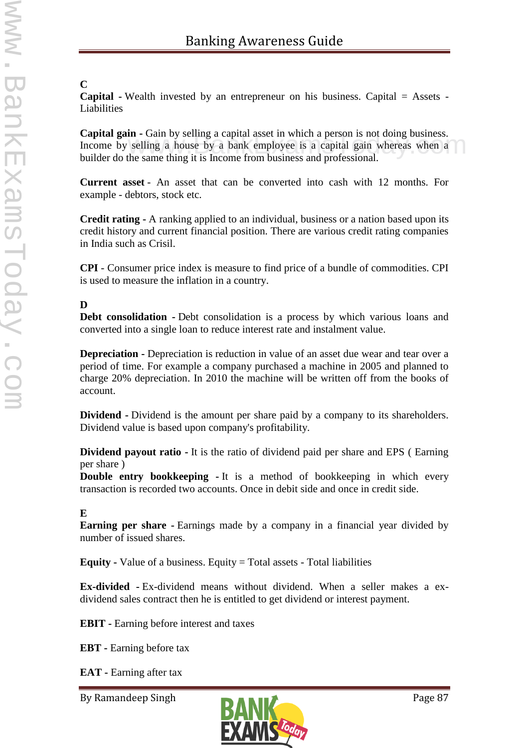**C**

**Capital** - Wealth invested by an entrepreneur on his business. Capital = Assets - Liabilities

**Capital gain** - Gain by selling a capital asset in which a person is not doing business. Income by selling a house by a bank employee is a capital gain whereas when a builder do the same thing it is Income from business and professional.

**Current asset** - An asset that can be converted into cash with 12 months. For example - debtors, stock etc.

**Credit rating** - A ranking applied to an individual, business or a nation based upon its credit history and current financial position. There are various credit rating companies in India such as Crisil.

**CPI** - Consumer price index is measure to find price of a bundle of commodities. CPI is used to measure the inflation in a country.

**D**

**Debt consolidation** - Debt consolidation is a process by which various loans and converted into a single loan to reduce interest rate and instalment value.

**Depreciation** - Depreciation is reduction in value of an asset due wear and tear over a period of time. For example a company purchased a machine in 2005 and planned to charge 20% depreciation. In 2010 the machine will be written off from the books of account.

**Dividend** - Dividend is the amount per share paid by a company to its shareholders. Dividend value is based upon company's profitability.

**Dividend payout ratio** - It is the ratio of dividend paid per share and EPS ( Earning per share )

**Double entry bookkeeping** - It is a method of bookkeeping in which every transaction is recorded two accounts. Once in debit side and once in credit side.

**E**

**Earning per share** - Earnings made by a company in a financial year divided by number of issued shares.

**Equity** - Value of a business. Equity = Total assets - Total liabilities

**Ex-divided** - Ex-dividend means without dividend. When a seller makes a ex-dividend sales contract then he is entitled to get dividend or interest payment.

**EBIT** - Earning before interest and taxes

**EBT** - Earning before tax

**EAT** - Earning after tax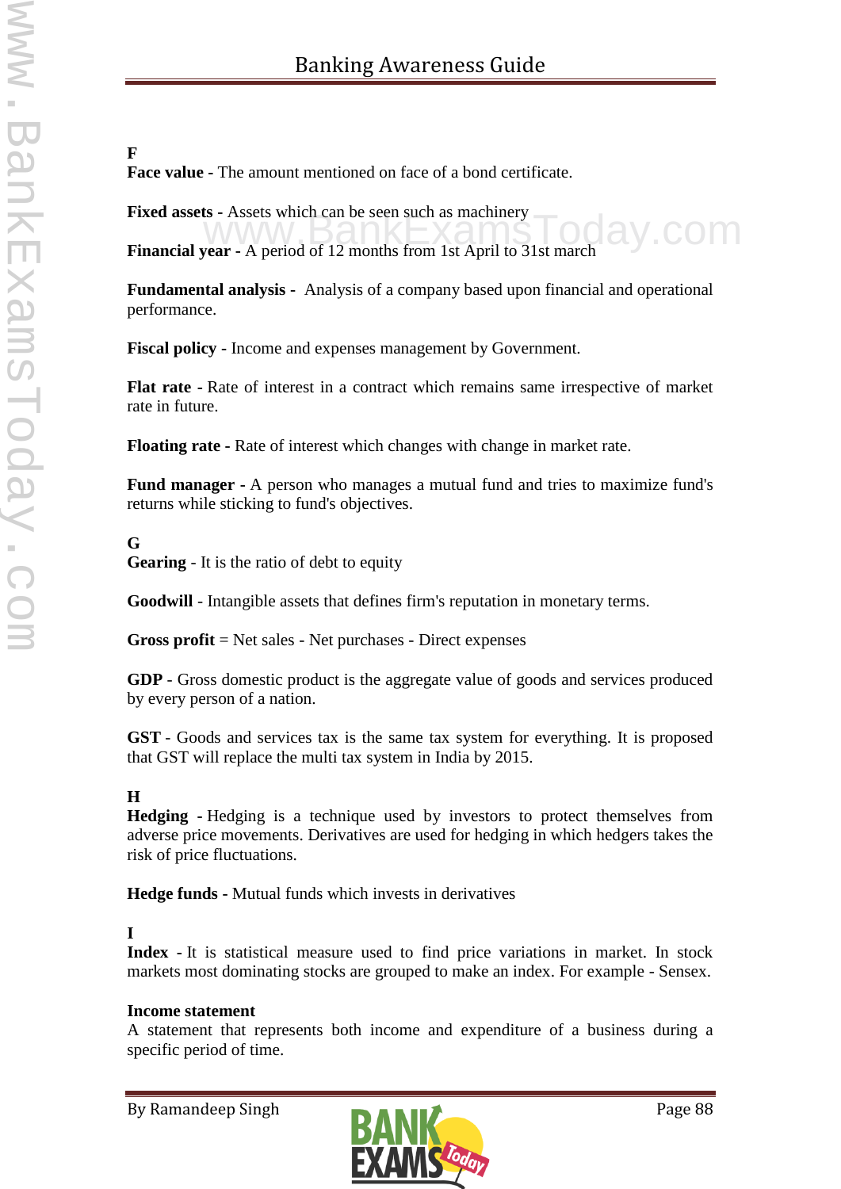## F

**Face value -** The amount mentioned on face of a bond certificate.

**Fixed assets -** Assets which can be seen such as machinery

**Financial year -** A period of 12 months from 1st April to 31st march

**Fundamental analysis -** Analysis of a company based upon financial and operational performance.

**Fiscal policy -** Income and expenses management by Government.

**Flat rate -** Rate of interest in a contract which remains same irrespective of market rate in future.

**Floating rate -** Rate of interest which changes with change in market rate.

**Fund manager -** A person who manages a mutual fund and tries to maximize fund's returns while sticking to fund's objectives.

## G

**Gearing** - It is the ratio of debt to equity

**Goodwill** - Intangible assets that defines firm's reputation in monetary terms.

**Gross profit** = Net sales - Net purchases - Direct expenses

**GDP** - Gross domestic product is the aggregate value of goods and services produced by every person of a nation.

**GST** - Goods and services tax is the same tax system for everything. It is proposed that GST will replace the multi tax system in India by 2015.

## H

**Hedging -** Hedging is a technique used by investors to protect themselves from adverse price movements. Derivatives are used for hedging in which hedgers takes the risk of price fluctuations.

**Hedge funds -** Mutual funds which invests in derivatives

## I

**Index -** It is statistical measure used to find price variations in market. In stock markets most dominating stocks are grouped to make an index. For example - Sensex.

**Income statement**

A statement that represents both income and expenditure of a business during a specific period of time.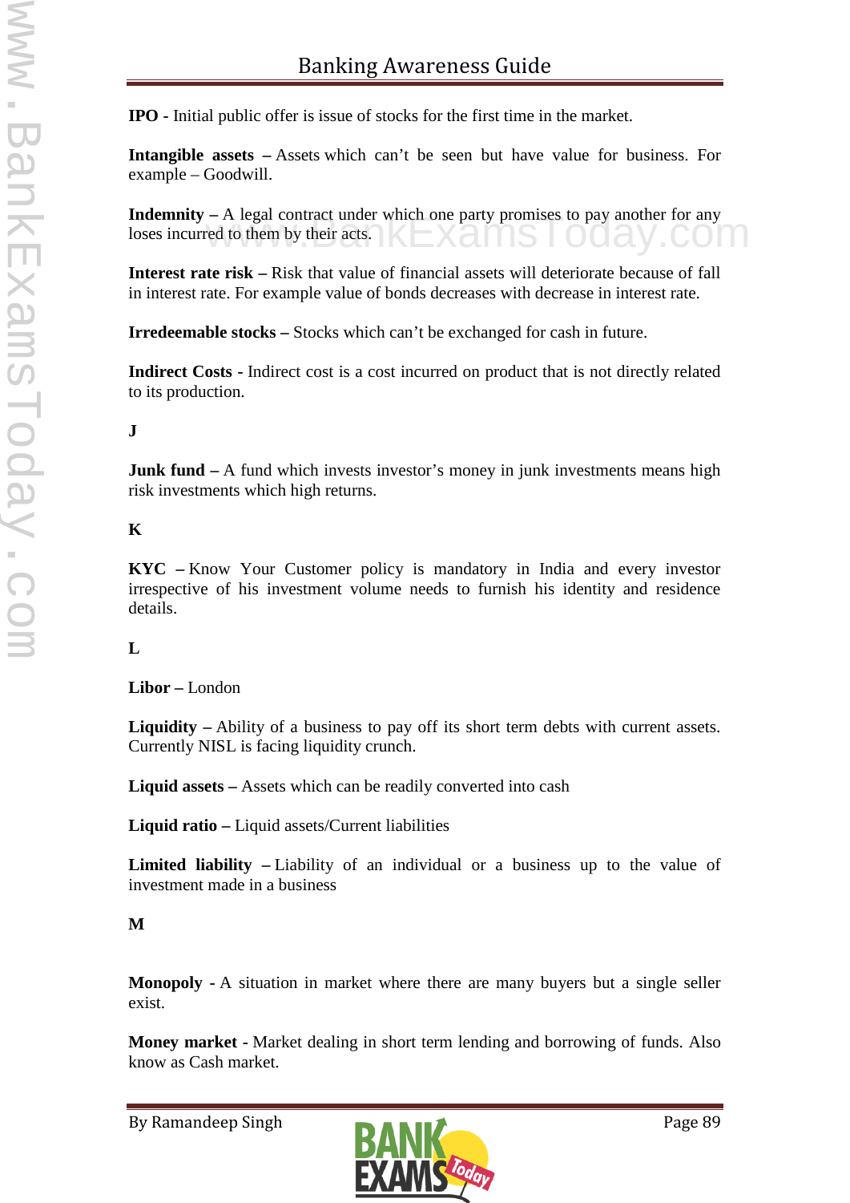**IPO** - Initial public offer is issue of stocks for the first time in the market.

**Intangible assets –** Assets which can't be seen but have value for business. For example – Goodwill.

**Indemnity –** A legal contract under which one party promises to pay another for any loses incurred to them by their acts.

**Interest rate risk –** Risk that value of financial assets will deteriorate because of fall in interest rate. For example value of bonds decreases with decrease in interest rate.

**Irredeemable stocks –** Stocks which can't be exchanged for cash in future.

**Indirect Costs** - Indirect cost is a cost incurred on product that is not directly related to its production.

**J**

**Junk fund –** A fund which invests investor's money in junk investments means high risk investments which high returns.

**K**

**KYC –** Know Your Customer policy is mandatory in India and every investor irrespective of his investment volume needs to furnish his identity and residence details.

**L**

**Libor –** London

**Liquidity –** Ability of a business to pay off its short term debts with current assets. Currently NISL is facing liquidity crunch.

**Liquid assets –** Assets which can be readily converted into cash

**Liquid ratio –** Liquid assets/Current liabilities

**Limited liability –** Liability of an individual or a business up to the value of investment made in a business

**M**

**Monopoly** - A situation in market where there are many buyers but a single seller exist.

**Money market** - Market dealing in short term lending and borrowing of funds. Also know as Cash market.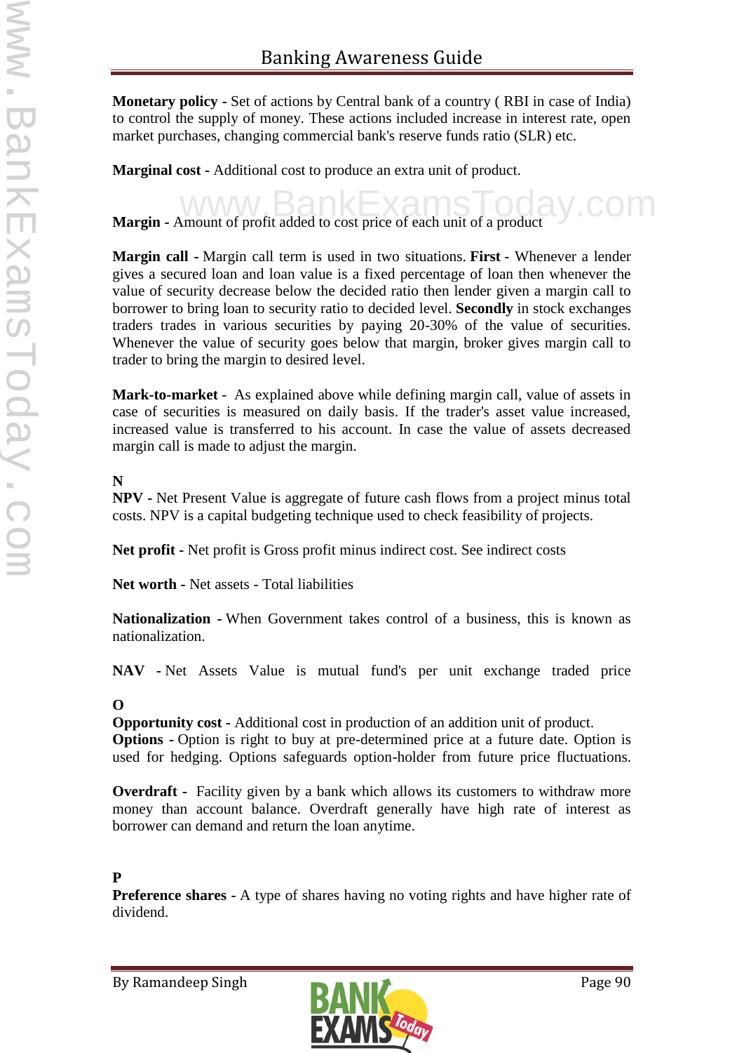**Monetary policy** - Set of actions by Central bank of a country ( RBI in case of India) to control the supply of money. These actions included increase in interest rate, open market purchases, changing commercial bank's reserve funds ratio (SLR) etc.

**Marginal cost** - Additional cost to produce an extra unit of product.

**Margin** - Amount of profit added to cost price of each unit of a product

**Margin call** - Margin call term is used in two situations. **First** - Whenever a lender gives a secured loan and loan value is a fixed percentage of loan then whenever the value of security decrease below the decided ratio then lender given a margin call to borrower to bring loan to security ratio to decided level. **Secondly** in stock exchanges traders trades in various securities by paying 20-30% of the value of securities. Whenever the value of security goes below that margin, broker gives margin call to trader to bring the margin to desired level.

**Mark-to-market** - As explained above while defining margin call, value of assets in case of securities is measured on daily basis. If the trader's asset value increased, increased value is transferred to his account. In case the value of assets decreased margin call is made to adjust the margin.

**N**

**NPV** - Net Present Value is aggregate of future cash flows from a project minus total costs. NPV is a capital budgeting technique used to check feasibility of projects.

**Net profit** - Net profit is Gross profit minus indirect cost. See indirect costs

**Net worth** - Net assets - Total liabilities

**Nationalization** - When Government takes control of a business, this is known as nationalization.

**NAV** - Net Assets Value is mutual fund's per unit exchange traded price

**O**

**Opportunity cost** - Additional cost in production of an addition unit of product.

**Options** - Option is right to buy at pre-determined price at a future date. Option is used for hedging. Options safeguards option-holder from future price fluctuations.

**Overdraft** - Facility given by a bank which allows its customers to withdraw more money than account balance. Overdraft generally have high rate of interest as borrower can demand and return the loan anytime.

**P**

**Preference shares** - A type of shares having no voting rights and have higher rate of dividend.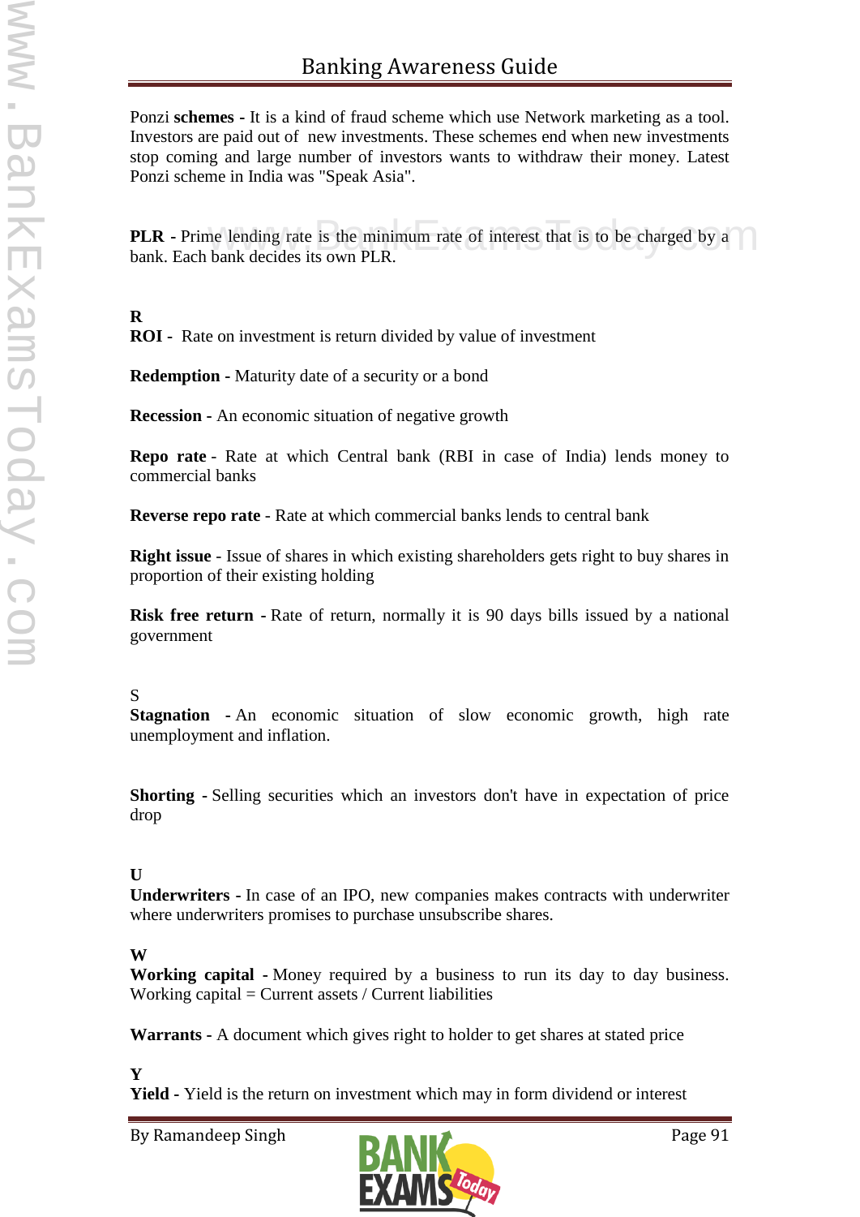**Ponzi schemes** - It is a kind of fraud scheme which use Network marketing as a tool. Investors are paid out of new investments. These schemes end when new investments stop coming and large number of investors wants to withdraw their money. Latest Ponzi scheme in India was "Speak Asia".

**PLR** - Prime lending rate is the minimum rate of interest that is to be charged by a bank. Each bank decides its own PLR.

**R**

**ROI** - Rate on investment is return divided by value of investment

**Redemption** - Maturity date of a security or a bond

**Recession** - An economic situation of negative growth

**Repo rate** - Rate at which Central bank (RBI in case of India) lends money to commercial banks

**Reverse repo rate** - Rate at which commercial banks lends to central bank

**Right issue** - Issue of shares in which existing shareholders gets right to buy shares in proportion of their existing holding

**Risk free return** - Rate of return, normally it is 90 days bills issued by a national government

S

**Stagnation** - An economic situation of slow economic growth, high rate unemployment and inflation.

**Shorting** - Selling securities which an investors don't have in expectation of price drop

**U**

**Underwriters** - In case of an IPO, new companies makes contracts with underwriter where underwriters promises to purchase unsubscribe shares.

**W**

**Working capital** - Money required by a business to run its day to day business. Working capital = Current assets / Current liabilities

**Warrants** - A document which gives right to holder to get shares at stated price

**Y**

**Yield** - Yield is the return on investment which may in form dividend or interest